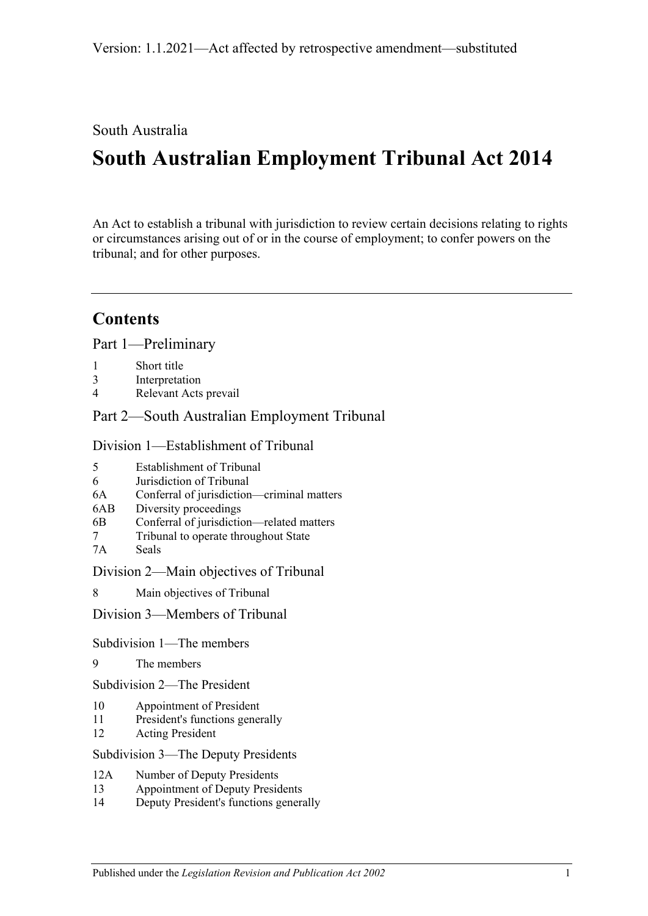Version: 1.1.2021—Act affected by retrospective amendment—substituted

South Australia

# South Australian Employment Tribunal Act 2014

An Act to establish a tribunal with jurisdiction to review certain decisions relating to rights or circumstances arising out of or in the course of employment; to confer powers on the tribunal; and for other purposes.

## Contents

Part 1—Preliminary

1 Short title
3 Interpretation
4 Relevant Acts prevail

Part 2—South Australian Employment Tribunal

Division 1—Establishment of Tribunal

5 Establishment of Tribunal
6 Jurisdiction of Tribunal
6A Conferral of jurisdiction—criminal matters
6AB Diversity proceedings
6B Conferral of jurisdiction—related matters
7 Tribunal to operate throughout State
7A Seals

Division 2—Main objectives of Tribunal

8 Main objectives of Tribunal

Division 3—Members of Tribunal

Subdivision 1—The members

9 The members

Subdivision 2—The President

10 Appointment of President
11 President's functions generally
12 Acting President

Subdivision 3—The Deputy Presidents

12A Number of Deputy Presidents
13 Appointment of Deputy Presidents
14 Deputy President's functions generally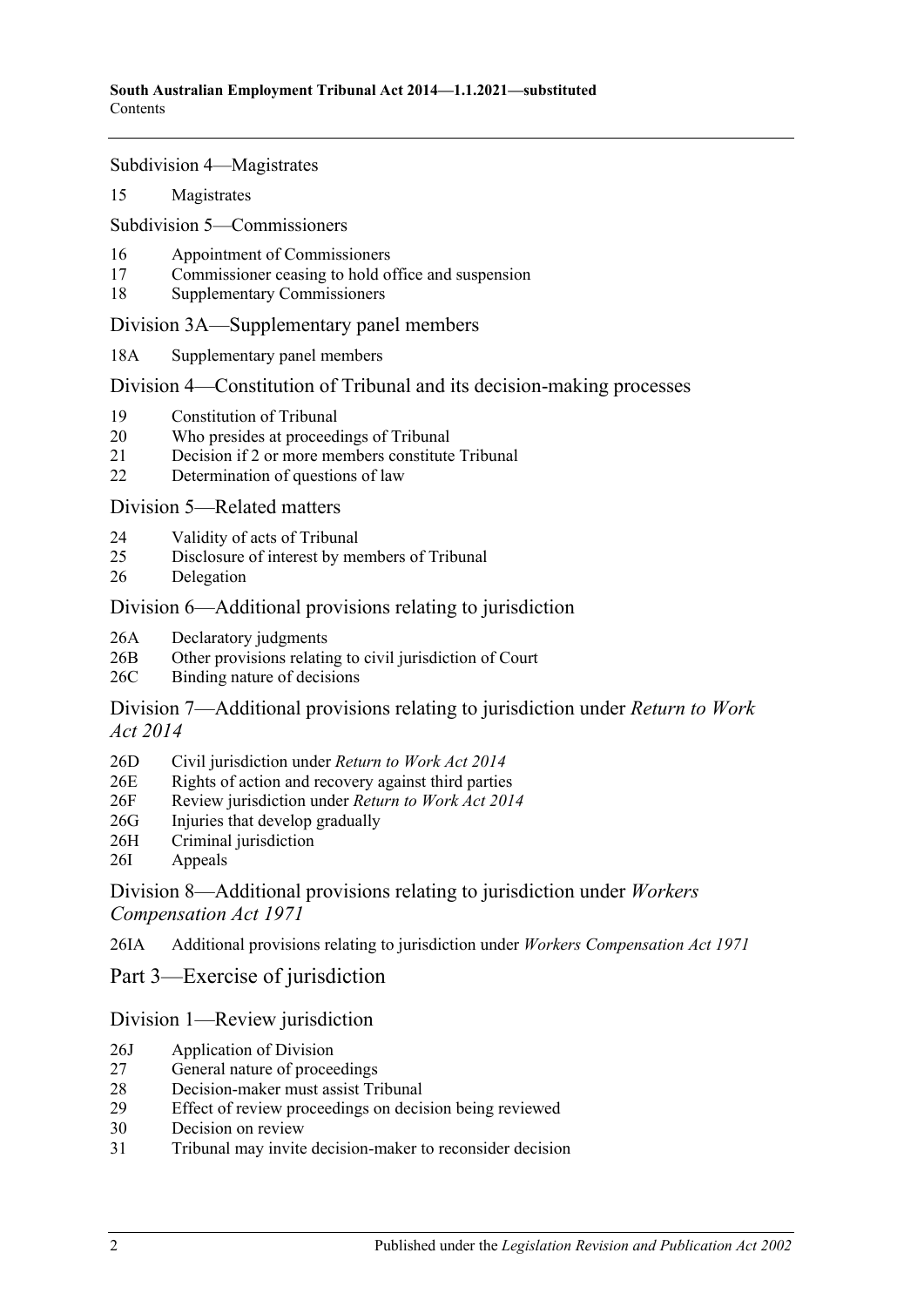Subdivision 4—Magistrates

15 Magistrates

Subdivision 5—Commissioners

16 Appointment of Commissioners
17 Commissioner ceasing to hold office and suspension
18 Supplementary Commissioners

Division 3A—Supplementary panel members

18A Supplementary panel members

Division 4—Constitution of Tribunal and its decision-making processes

19 Constitution of Tribunal
20 Who presides at proceedings of Tribunal
21 Decision if 2 or more members constitute Tribunal
22 Determination of questions of law

Division 5—Related matters

24 Validity of acts of Tribunal
25 Disclosure of interest by members of Tribunal
26 Delegation

Division 6—Additional provisions relating to jurisdiction

26A Declaratory judgments
26B Other provisions relating to civil jurisdiction of Court
26C Binding nature of decisions

Division 7—Additional provisions relating to jurisdiction under *Return to Work Act 2014*

26D Civil jurisdiction under *Return to Work Act 2014*
26E Rights of action and recovery against third parties
26F Review jurisdiction under *Return to Work Act 2014*
26G Injuries that develop gradually
26H Criminal jurisdiction
26I Appeals

Division 8—Additional provisions relating to jurisdiction under *Workers Compensation Act 1971*

26IA Additional provisions relating to jurisdiction under *Workers Compensation Act 1971*

Part 3—Exercise of jurisdiction

Division 1—Review jurisdiction

26J Application of Division
27 General nature of proceedings
28 Decision-maker must assist Tribunal
29 Effect of review proceedings on decision being reviewed
30 Decision on review
31 Tribunal may invite decision-maker to reconsider decision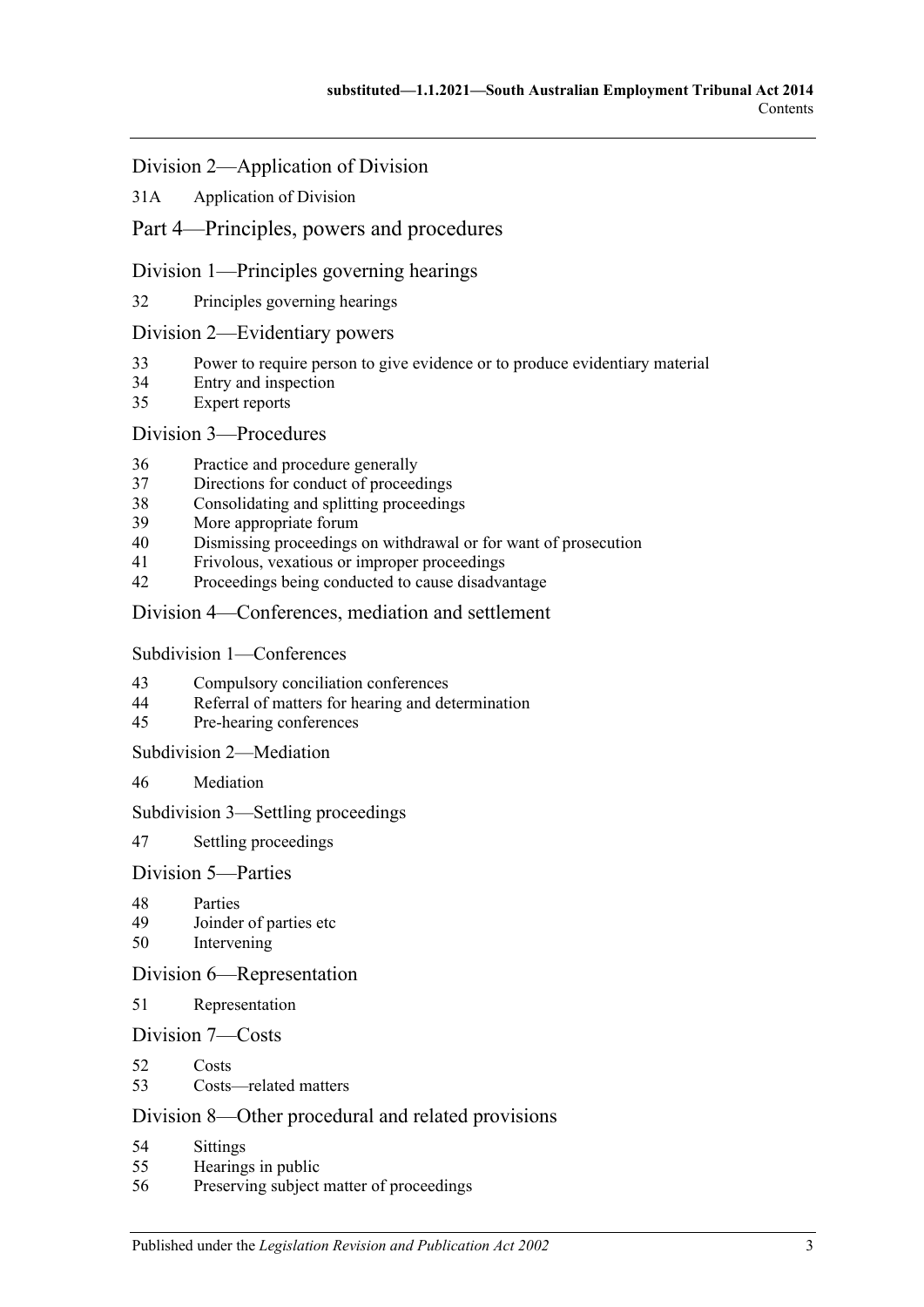## Division 2—Application of Division

31A Application of Division

# Part 4—Principles, powers and procedures

## Division 1—Principles governing hearings

32 Principles governing hearings

## Division 2—Evidentiary powers

33 Power to require person to give evidence or to produce evidentiary material
34 Entry and inspection
35 Expert reports

## Division 3—Procedures

36 Practice and procedure generally
37 Directions for conduct of proceedings
38 Consolidating and splitting proceedings
39 More appropriate forum
40 Dismissing proceedings on withdrawal or for want of prosecution
41 Frivolous, vexatious or improper proceedings
42 Proceedings being conducted to cause disadvantage

## Division 4—Conferences, mediation and settlement

### Subdivision 1—Conferences

43 Compulsory conciliation conferences
44 Referral of matters for hearing and determination
45 Pre-hearing conferences

### Subdivision 2—Mediation

46 Mediation

### Subdivision 3—Settling proceedings

47 Settling proceedings

## Division 5—Parties

48 Parties
49 Joinder of parties etc
50 Intervening

## Division 6—Representation

51 Representation

## Division 7—Costs

52 Costs
53 Costs—related matters

## Division 8—Other procedural and related provisions

54 Sittings
55 Hearings in public
56 Preserving subject matter of proceedings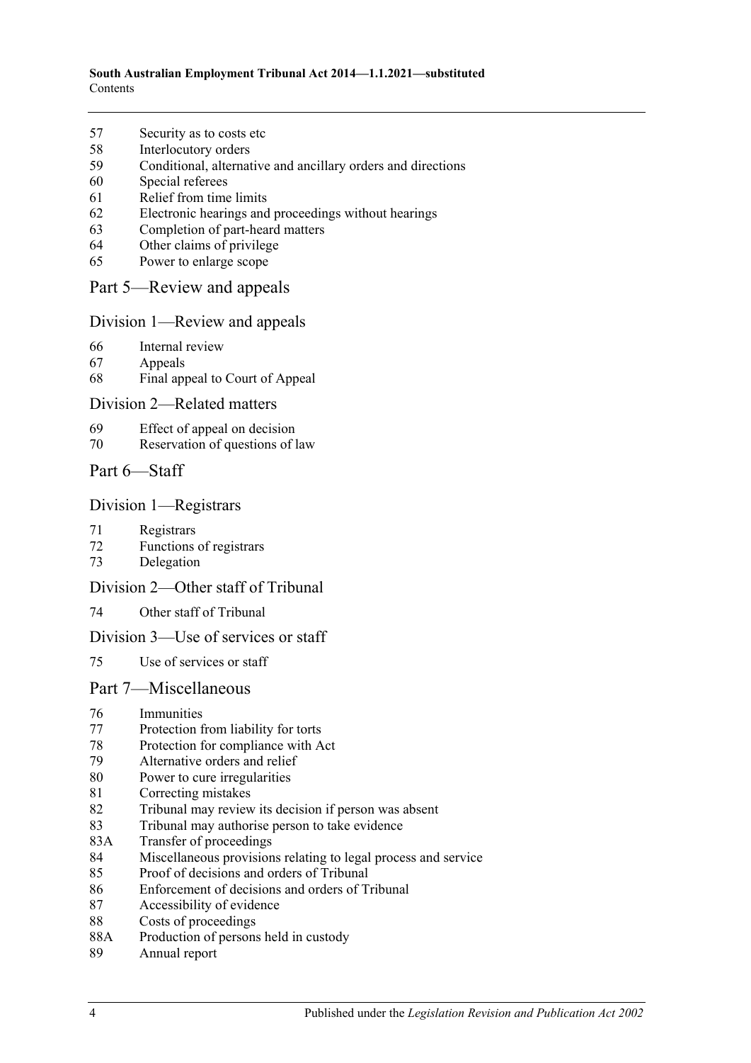57 Security as to costs etc
58 Interlocutory orders
59 Conditional, alternative and ancillary orders and directions
60 Special referees
61 Relief from time limits
62 Electronic hearings and proceedings without hearings
63 Completion of part-heard matters
64 Other claims of privilege
65 Power to enlarge scope

## Part 5—Review and appeals

### Division 1—Review and appeals

66 Internal review
67 Appeals
68 Final appeal to Court of Appeal

### Division 2—Related matters

69 Effect of appeal on decision
70 Reservation of questions of law

## Part 6—Staff

### Division 1—Registrars

71 Registrars
72 Functions of registrars
73 Delegation

### Division 2—Other staff of Tribunal

74 Other staff of Tribunal

### Division 3—Use of services or staff

75 Use of services or staff

## Part 7—Miscellaneous

76 Immunities
77 Protection from liability for torts
78 Protection for compliance with Act
79 Alternative orders and relief
80 Power to cure irregularities
81 Correcting mistakes
82 Tribunal may review its decision if person was absent
83 Tribunal may authorise person to take evidence
83A Transfer of proceedings
84 Miscellaneous provisions relating to legal process and service
85 Proof of decisions and orders of Tribunal
86 Enforcement of decisions and orders of Tribunal
87 Accessibility of evidence
88 Costs of proceedings
88A Production of persons held in custody
89 Annual report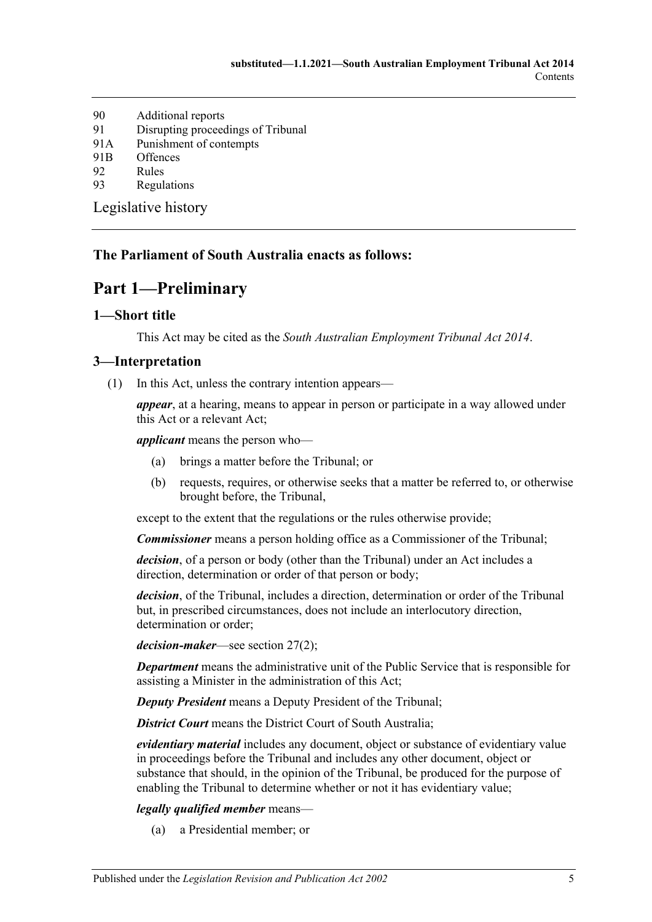90 Additional reports
91 Disrupting proceedings of Tribunal
91A Punishment of contempts
91B Offences
92 Rules
93 Regulations

Legislative history

**The Parliament of South Australia enacts as follows:**

# Part 1—Preliminary

## 1—Short title

This Act may be cited as the *South Australian Employment Tribunal Act 2014*.

## 3—Interpretation

(1) In this Act, unless the contrary intention appears—

***appear***, at a hearing, means to appear in person or participate in a way allowed under this Act or a relevant Act;

***applicant*** means the person who—

- (a) brings a matter before the Tribunal; or
- (b) requests, requires, or otherwise seeks that a matter be referred to, or otherwise brought before, the Tribunal,

except to the extent that the regulations or the rules otherwise provide;

***Commissioner*** means a person holding office as a Commissioner of the Tribunal;

***decision***, of a person or body (other than the Tribunal) under an Act includes a direction, determination or order of that person or body;

***decision***, of the Tribunal, includes a direction, determination or order of the Tribunal but, in prescribed circumstances, does not include an interlocutory direction, determination or order;

***decision-maker***—see section 27(2);

***Department*** means the administrative unit of the Public Service that is responsible for assisting a Minister in the administration of this Act;

***Deputy President*** means a Deputy President of the Tribunal;

***District Court*** means the District Court of South Australia;

***evidentiary material*** includes any document, object or substance of evidentiary value in proceedings before the Tribunal and includes any other document, object or substance that should, in the opinion of the Tribunal, be produced for the purpose of enabling the Tribunal to determine whether or not it has evidentiary value;

***legally qualified member*** means—

- (a) a Presidential member; or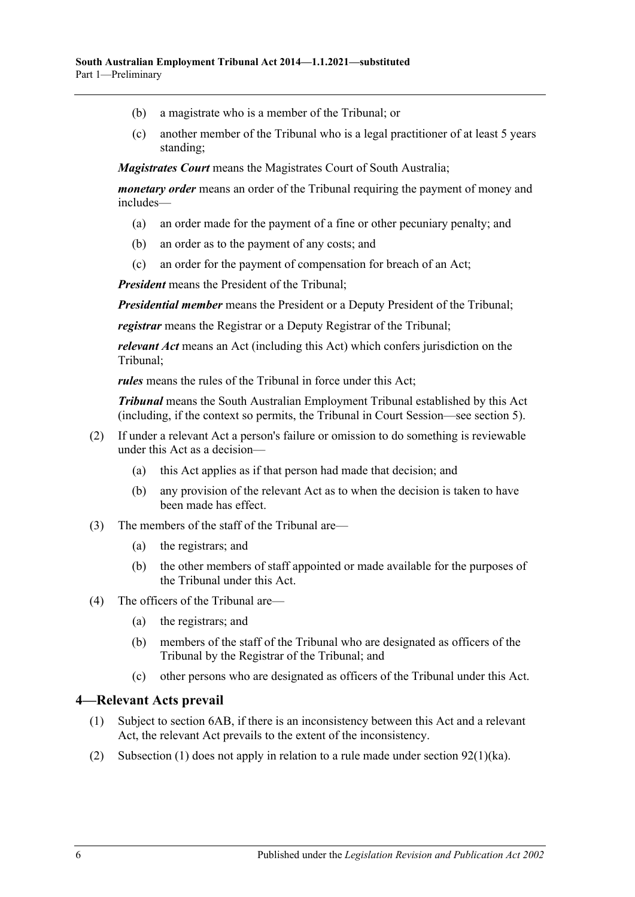(b) a magistrate who is a member of the Tribunal; or

(c) another member of the Tribunal who is a legal practitioner of at least 5 years standing;

***Magistrates Court*** means the Magistrates Court of South Australia;

***monetary order*** means an order of the Tribunal requiring the payment of money and includes—

(a) an order made for the payment of a fine or other pecuniary penalty; and

(b) an order as to the payment of any costs; and

(c) an order for the payment of compensation for breach of an Act;

***President*** means the President of the Tribunal;

***Presidential member*** means the President or a Deputy President of the Tribunal;

***registrar*** means the Registrar or a Deputy Registrar of the Tribunal;

***relevant Act*** means an Act (including this Act) which confers jurisdiction on the Tribunal;

***rules*** means the rules of the Tribunal in force under this Act;

***Tribunal*** means the South Australian Employment Tribunal established by this Act (including, if the context so permits, the Tribunal in Court Session—see section 5).

(2) If under a relevant Act a person's failure or omission to do something is reviewable under this Act as a decision—

(a) this Act applies as if that person had made that decision; and

(b) any provision of the relevant Act as to when the decision is taken to have been made has effect.

(3) The members of the staff of the Tribunal are—

(a) the registrars; and

(b) the other members of staff appointed or made available for the purposes of the Tribunal under this Act.

(4) The officers of the Tribunal are—

(a) the registrars; and

(b) members of the staff of the Tribunal who are designated as officers of the Tribunal by the Registrar of the Tribunal; and

(c) other persons who are designated as officers of the Tribunal under this Act.

## 4—Relevant Acts prevail

(1) Subject to section 6AB, if there is an inconsistency between this Act and a relevant Act, the relevant Act prevails to the extent of the inconsistency.

(2) Subsection (1) does not apply in relation to a rule made under section 92(1)(ka).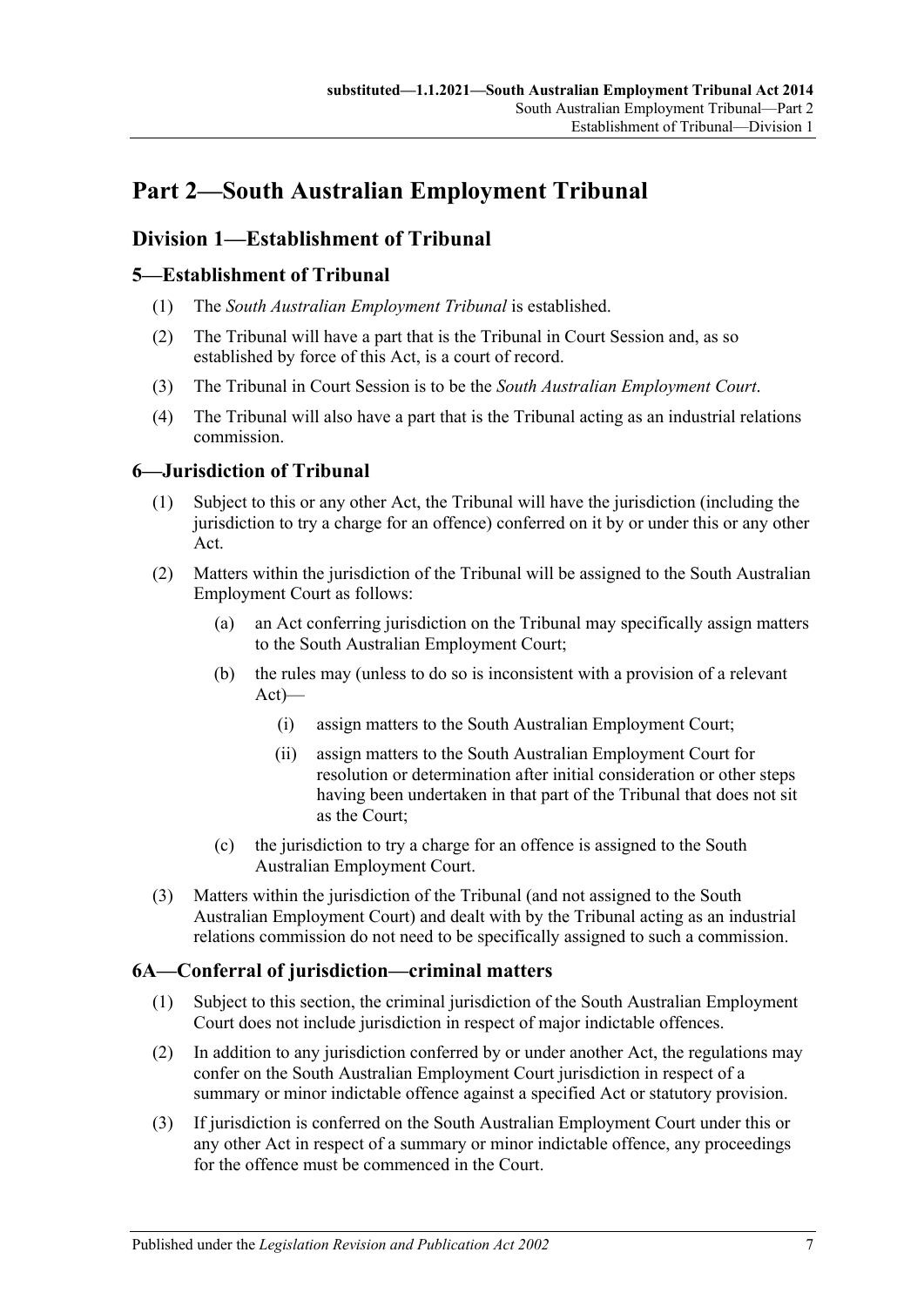# Part 2—South Australian Employment Tribunal

## Division 1—Establishment of Tribunal

### 5—Establishment of Tribunal

(1) The *South Australian Employment Tribunal* is established.

(2) The Tribunal will have a part that is the Tribunal in Court Session and, as so established by force of this Act, is a court of record.

(3) The Tribunal in Court Session is to be the *South Australian Employment Court*.

(4) The Tribunal will also have a part that is the Tribunal acting as an industrial relations commission.

### 6—Jurisdiction of Tribunal

(1) Subject to this or any other Act, the Tribunal will have the jurisdiction (including the jurisdiction to try a charge for an offence) conferred on it by or under this or any other Act.

(2) Matters within the jurisdiction of the Tribunal will be assigned to the South Australian Employment Court as follows:

(a) an Act conferring jurisdiction on the Tribunal may specifically assign matters to the South Australian Employment Court;

(b) the rules may (unless to do so is inconsistent with a provision of a relevant Act)—

(i) assign matters to the South Australian Employment Court;

(ii) assign matters to the South Australian Employment Court for resolution or determination after initial consideration or other steps having been undertaken in that part of the Tribunal that does not sit as the Court;

(c) the jurisdiction to try a charge for an offence is assigned to the South Australian Employment Court.

(3) Matters within the jurisdiction of the Tribunal (and not assigned to the South Australian Employment Court) and dealt with by the Tribunal acting as an industrial relations commission do not need to be specifically assigned to such a commission.

### 6A—Conferral of jurisdiction—criminal matters

(1) Subject to this section, the criminal jurisdiction of the South Australian Employment Court does not include jurisdiction in respect of major indictable offences.

(2) In addition to any jurisdiction conferred by or under another Act, the regulations may confer on the South Australian Employment Court jurisdiction in respect of a summary or minor indictable offence against a specified Act or statutory provision.

(3) If jurisdiction is conferred on the South Australian Employment Court under this or any other Act in respect of a summary or minor indictable offence, any proceedings for the offence must be commenced in the Court.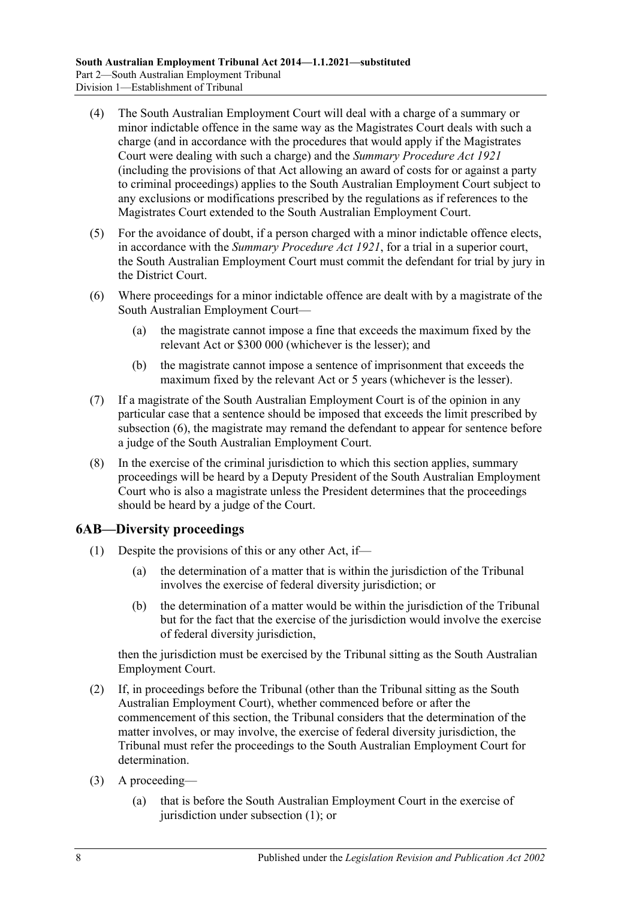(4) The South Australian Employment Court will deal with a charge of a summary or minor indictable offence in the same way as the Magistrates Court deals with such a charge (and in accordance with the procedures that would apply if the Magistrates Court were dealing with such a charge) and the *Summary Procedure Act 1921* (including the provisions of that Act allowing an award of costs for or against a party to criminal proceedings) applies to the South Australian Employment Court subject to any exclusions or modifications prescribed by the regulations as if references to the Magistrates Court extended to the South Australian Employment Court.

(5) For the avoidance of doubt, if a person charged with a minor indictable offence elects, in accordance with the *Summary Procedure Act 1921*, for a trial in a superior court, the South Australian Employment Court must commit the defendant for trial by jury in the District Court.

(6) Where proceedings for a minor indictable offence are dealt with by a magistrate of the South Australian Employment Court—

(a) the magistrate cannot impose a fine that exceeds the maximum fixed by the relevant Act or $300 000 (whichever is the lesser); and

(b) the magistrate cannot impose a sentence of imprisonment that exceeds the maximum fixed by the relevant Act or 5 years (whichever is the lesser).

(7) If a magistrate of the South Australian Employment Court is of the opinion in any particular case that a sentence should be imposed that exceeds the limit prescribed by subsection (6), the magistrate may remand the defendant to appear for sentence before a judge of the South Australian Employment Court.

(8) In the exercise of the criminal jurisdiction to which this section applies, summary proceedings will be heard by a Deputy President of the South Australian Employment Court who is also a magistrate unless the President determines that the proceedings should be heard by a judge of the Court.

## 6AB—Diversity proceedings

(1) Despite the provisions of this or any other Act, if—

(a) the determination of a matter that is within the jurisdiction of the Tribunal involves the exercise of federal diversity jurisdiction; or

(b) the determination of a matter would be within the jurisdiction of the Tribunal but for the fact that the exercise of the jurisdiction would involve the exercise of federal diversity jurisdiction,

then the jurisdiction must be exercised by the Tribunal sitting as the South Australian Employment Court.

(2) If, in proceedings before the Tribunal (other than the Tribunal sitting as the South Australian Employment Court), whether commenced before or after the commencement of this section, the Tribunal considers that the determination of the matter involves, or may involve, the exercise of federal diversity jurisdiction, the Tribunal must refer the proceedings to the South Australian Employment Court for determination.

(3) A proceeding—

(a) that is before the South Australian Employment Court in the exercise of jurisdiction under subsection (1); or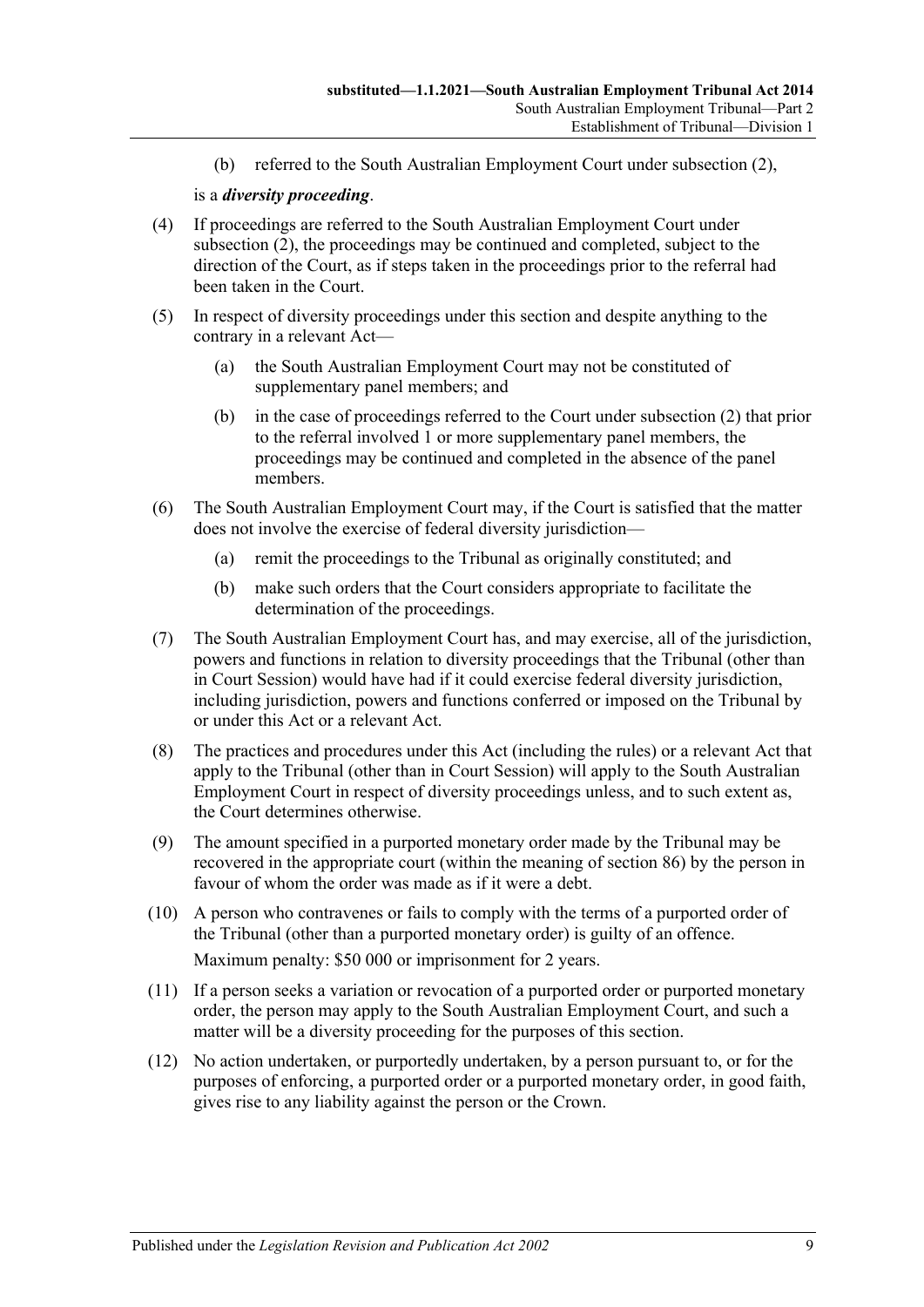(b) referred to the South Australian Employment Court under subsection (2),

is a ***diversity proceeding***.

(4) If proceedings are referred to the South Australian Employment Court under subsection (2), the proceedings may be continued and completed, subject to the direction of the Court, as if steps taken in the proceedings prior to the referral had been taken in the Court.

(5) In respect of diversity proceedings under this section and despite anything to the contrary in a relevant Act—

(a) the South Australian Employment Court may not be constituted of supplementary panel members; and

(b) in the case of proceedings referred to the Court under subsection (2) that prior to the referral involved 1 or more supplementary panel members, the proceedings may be continued and completed in the absence of the panel members.

(6) The South Australian Employment Court may, if the Court is satisfied that the matter does not involve the exercise of federal diversity jurisdiction—

(a) remit the proceedings to the Tribunal as originally constituted; and

(b) make such orders that the Court considers appropriate to facilitate the determination of the proceedings.

(7) The South Australian Employment Court has, and may exercise, all of the jurisdiction, powers and functions in relation to diversity proceedings that the Tribunal (other than in Court Session) would have had if it could exercise federal diversity jurisdiction, including jurisdiction, powers and functions conferred or imposed on the Tribunal by or under this Act or a relevant Act.

(8) The practices and procedures under this Act (including the rules) or a relevant Act that apply to the Tribunal (other than in Court Session) will apply to the South Australian Employment Court in respect of diversity proceedings unless, and to such extent as, the Court determines otherwise.

(9) The amount specified in a purported monetary order made by the Tribunal may be recovered in the appropriate court (within the meaning of section 86) by the person in favour of whom the order was made as if it were a debt.

(10) A person who contravenes or fails to comply with the terms of a purported order of the Tribunal (other than a purported monetary order) is guilty of an offence.

Maximum penalty: $50 000 or imprisonment for 2 years.

(11) If a person seeks a variation or revocation of a purported order or purported monetary order, the person may apply to the South Australian Employment Court, and such a matter will be a diversity proceeding for the purposes of this section.

(12) No action undertaken, or purportedly undertaken, by a person pursuant to, or for the purposes of enforcing, a purported order or a purported monetary order, in good faith, gives rise to any liability against the person or the Crown.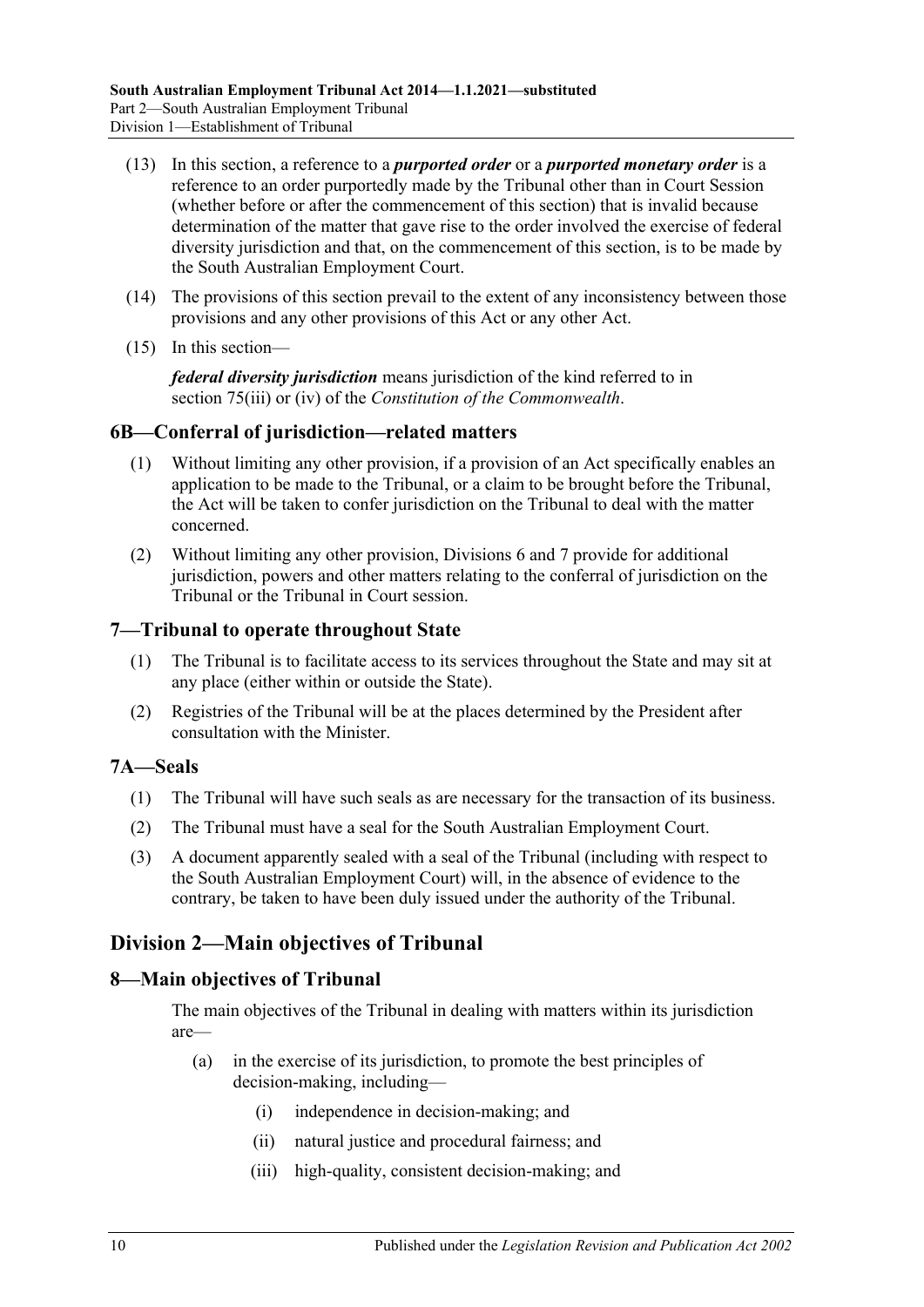(13) In this section, a reference to a ***purported order*** or a ***purported monetary order*** is a reference to an order purportedly made by the Tribunal other than in Court Session (whether before or after the commencement of this section) that is invalid because determination of the matter that gave rise to the order involved the exercise of federal diversity jurisdiction and that, on the commencement of this section, is to be made by the South Australian Employment Court.

(14) The provisions of this section prevail to the extent of any inconsistency between those provisions and any other provisions of this Act or any other Act.

(15) In this section—

***federal diversity jurisdiction*** means jurisdiction of the kind referred to in section 75(iii) or (iv) of the *Constitution of the Commonwealth*.

### 6B—Conferral of jurisdiction—related matters

(1) Without limiting any other provision, if a provision of an Act specifically enables an application to be made to the Tribunal, or a claim to be brought before the Tribunal, the Act will be taken to confer jurisdiction on the Tribunal to deal with the matter concerned.

(2) Without limiting any other provision, Divisions 6 and 7 provide for additional jurisdiction, powers and other matters relating to the conferral of jurisdiction on the Tribunal or the Tribunal in Court session.

### 7—Tribunal to operate throughout State

(1) The Tribunal is to facilitate access to its services throughout the State and may sit at any place (either within or outside the State).

(2) Registries of the Tribunal will be at the places determined by the President after consultation with the Minister.

### 7A—Seals

(1) The Tribunal will have such seals as are necessary for the transaction of its business.

(2) The Tribunal must have a seal for the South Australian Employment Court.

(3) A document apparently sealed with a seal of the Tribunal (including with respect to the South Australian Employment Court) will, in the absence of evidence to the contrary, be taken to have been duly issued under the authority of the Tribunal.

## Division 2—Main objectives of Tribunal

### 8—Main objectives of Tribunal

The main objectives of the Tribunal in dealing with matters within its jurisdiction are—

(a) in the exercise of its jurisdiction, to promote the best principles of decision-making, including—

(i) independence in decision-making; and

(ii) natural justice and procedural fairness; and

(iii) high-quality, consistent decision-making; and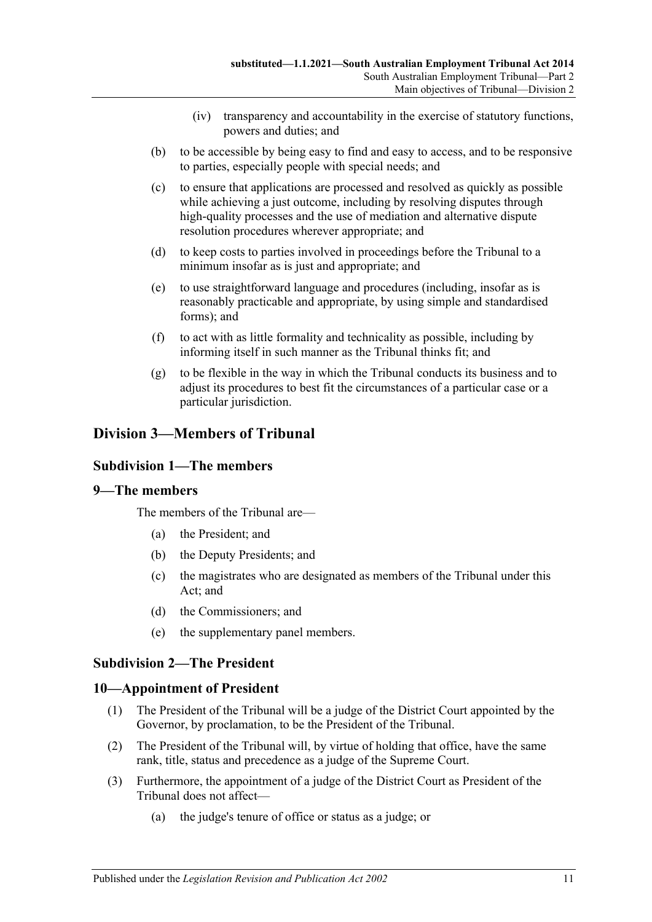(iv) transparency and accountability in the exercise of statutory functions, powers and duties; and

(b) to be accessible by being easy to find and easy to access, and to be responsive to parties, especially people with special needs; and

(c) to ensure that applications are processed and resolved as quickly as possible while achieving a just outcome, including by resolving disputes through high-quality processes and the use of mediation and alternative dispute resolution procedures wherever appropriate; and

(d) to keep costs to parties involved in proceedings before the Tribunal to a minimum insofar as is just and appropriate; and

(e) to use straightforward language and procedures (including, insofar as is reasonably practicable and appropriate, by using simple and standardised forms); and

(f) to act with as little formality and technicality as possible, including by informing itself in such manner as the Tribunal thinks fit; and

(g) to be flexible in the way in which the Tribunal conducts its business and to adjust its procedures to best fit the circumstances of a particular case or a particular jurisdiction.

## Division 3—Members of Tribunal

### Subdivision 1—The members

### 9—The members

The members of the Tribunal are—

(a) the President; and

(b) the Deputy Presidents; and

(c) the magistrates who are designated as members of the Tribunal under this Act; and

(d) the Commissioners; and

(e) the supplementary panel members.

### Subdivision 2—The President

### 10—Appointment of President

(1) The President of the Tribunal will be a judge of the District Court appointed by the Governor, by proclamation, to be the President of the Tribunal.

(2) The President of the Tribunal will, by virtue of holding that office, have the same rank, title, status and precedence as a judge of the Supreme Court.

(3) Furthermore, the appointment of a judge of the District Court as President of the Tribunal does not affect—

(a) the judge's tenure of office or status as a judge; or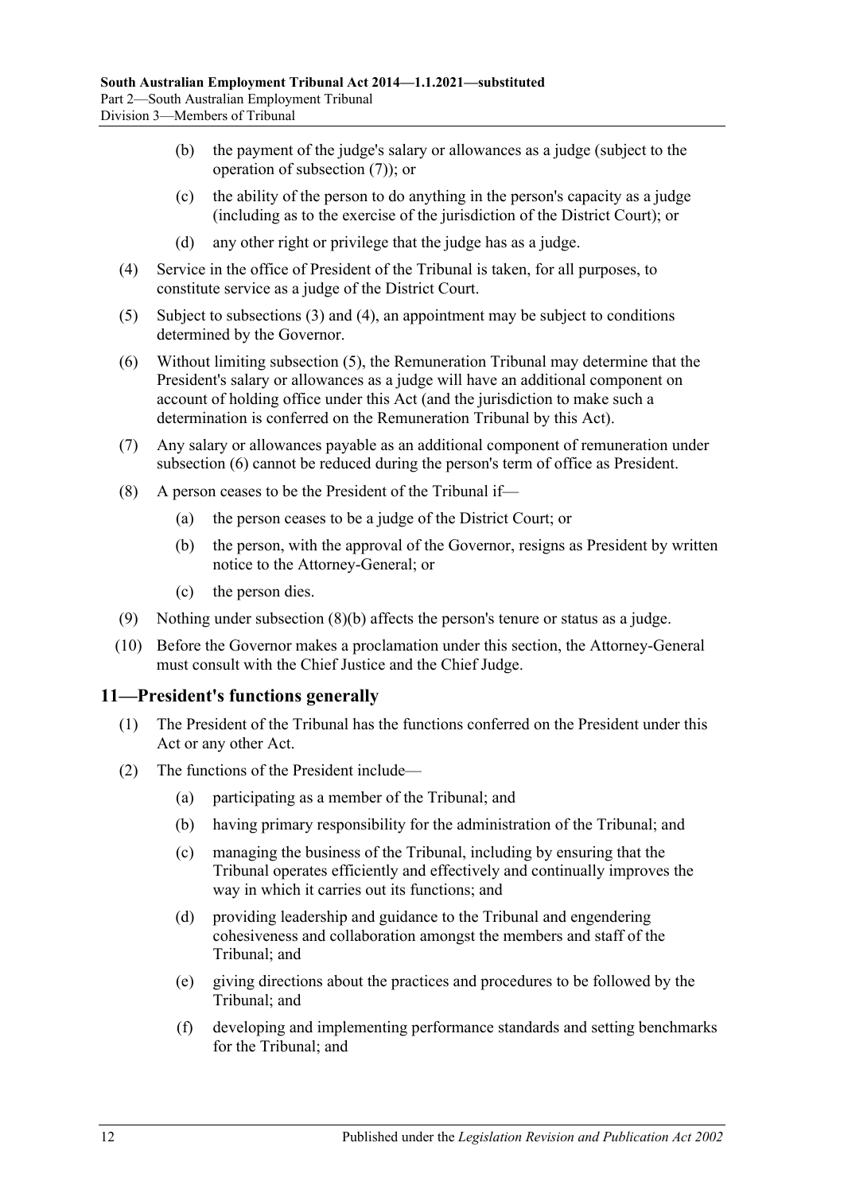(b) the payment of the judge's salary or allowances as a judge (subject to the operation of subsection (7)); or

(c) the ability of the person to do anything in the person's capacity as a judge (including as to the exercise of the jurisdiction of the District Court); or

(d) any other right or privilege that the judge has as a judge.

(4) Service in the office of President of the Tribunal is taken, for all purposes, to constitute service as a judge of the District Court.

(5) Subject to subsections (3) and (4), an appointment may be subject to conditions determined by the Governor.

(6) Without limiting subsection (5), the Remuneration Tribunal may determine that the President's salary or allowances as a judge will have an additional component on account of holding office under this Act (and the jurisdiction to make such a determination is conferred on the Remuneration Tribunal by this Act).

(7) Any salary or allowances payable as an additional component of remuneration under subsection (6) cannot be reduced during the person's term of office as President.

(8) A person ceases to be the President of the Tribunal if—

(a) the person ceases to be a judge of the District Court; or

(b) the person, with the approval of the Governor, resigns as President by written notice to the Attorney-General; or

(c) the person dies.

(9) Nothing under subsection (8)(b) affects the person's tenure or status as a judge.

(10) Before the Governor makes a proclamation under this section, the Attorney-General must consult with the Chief Justice and the Chief Judge.

## 11—President's functions generally

(1) The President of the Tribunal has the functions conferred on the President under this Act or any other Act.

(2) The functions of the President include—

(a) participating as a member of the Tribunal; and

(b) having primary responsibility for the administration of the Tribunal; and

(c) managing the business of the Tribunal, including by ensuring that the Tribunal operates efficiently and effectively and continually improves the way in which it carries out its functions; and

(d) providing leadership and guidance to the Tribunal and engendering cohesiveness and collaboration amongst the members and staff of the Tribunal; and

(e) giving directions about the practices and procedures to be followed by the Tribunal; and

(f) developing and implementing performance standards and setting benchmarks for the Tribunal; and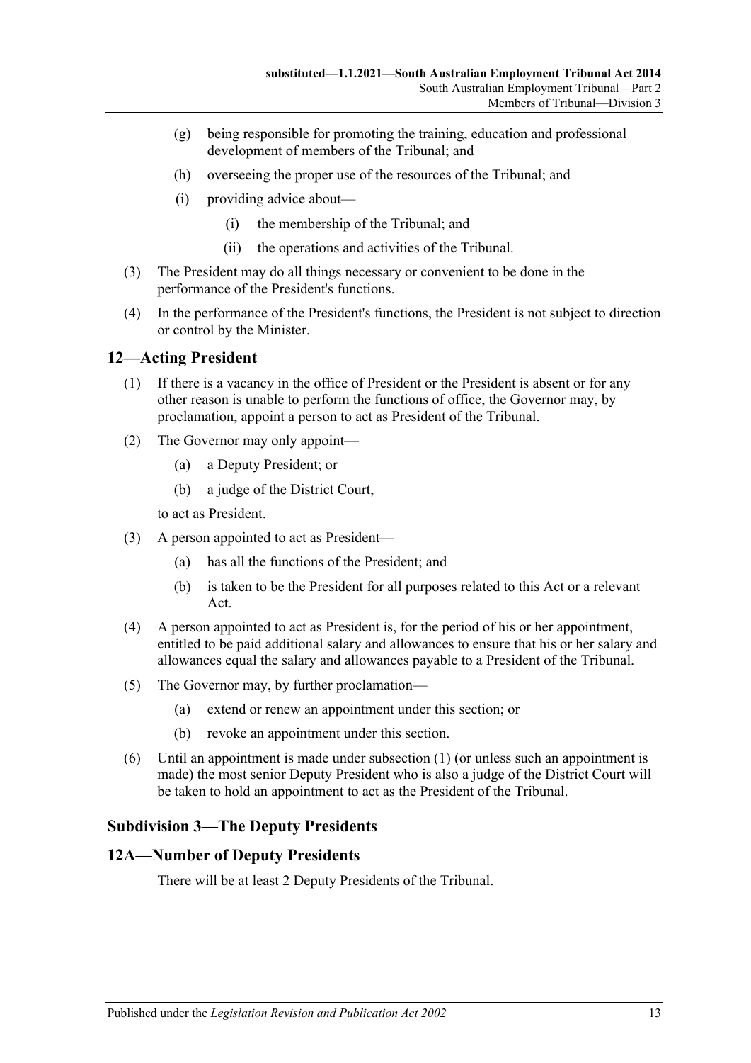(g) being responsible for promoting the training, education and professional development of members of the Tribunal; and

(h) overseeing the proper use of the resources of the Tribunal; and

(i) providing advice about—

(i) the membership of the Tribunal; and

(ii) the operations and activities of the Tribunal.

(3) The President may do all things necessary or convenient to be done in the performance of the President's functions.

(4) In the performance of the President's functions, the President is not subject to direction or control by the Minister.

## 12—Acting President

(1) If there is a vacancy in the office of President or the President is absent or for any other reason is unable to perform the functions of office, the Governor may, by proclamation, appoint a person to act as President of the Tribunal.

(2) The Governor may only appoint—

(a) a Deputy President; or

(b) a judge of the District Court,

to act as President.

(3) A person appointed to act as President—

(a) has all the functions of the President; and

(b) is taken to be the President for all purposes related to this Act or a relevant Act.

(4) A person appointed to act as President is, for the period of his or her appointment, entitled to be paid additional salary and allowances to ensure that his or her salary and allowances equal the salary and allowances payable to a President of the Tribunal.

(5) The Governor may, by further proclamation—

(a) extend or renew an appointment under this section; or

(b) revoke an appointment under this section.

(6) Until an appointment is made under subsection (1) (or unless such an appointment is made) the most senior Deputy President who is also a judge of the District Court will be taken to hold an appointment to act as the President of the Tribunal.

### Subdivision 3—The Deputy Presidents

## 12A—Number of Deputy Presidents

There will be at least 2 Deputy Presidents of the Tribunal.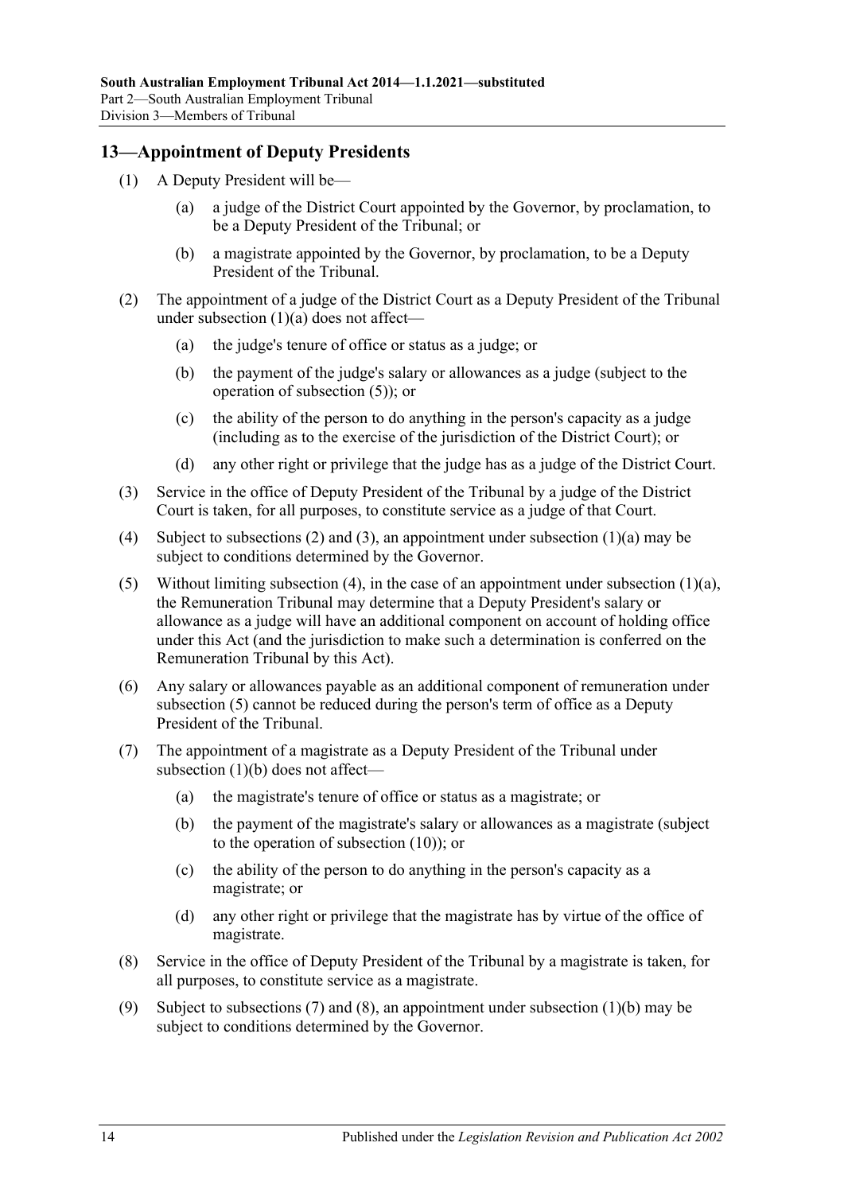## 13—Appointment of Deputy Presidents

(1) A Deputy President will be—

(a) a judge of the District Court appointed by the Governor, by proclamation, to be a Deputy President of the Tribunal; or

(b) a magistrate appointed by the Governor, by proclamation, to be a Deputy President of the Tribunal.

(2) The appointment of a judge of the District Court as a Deputy President of the Tribunal under subsection (1)(a) does not affect—

(a) the judge's tenure of office or status as a judge; or

(b) the payment of the judge's salary or allowances as a judge (subject to the operation of subsection (5)); or

(c) the ability of the person to do anything in the person's capacity as a judge (including as to the exercise of the jurisdiction of the District Court); or

(d) any other right or privilege that the judge has as a judge of the District Court.

(3) Service in the office of Deputy President of the Tribunal by a judge of the District Court is taken, for all purposes, to constitute service as a judge of that Court.

(4) Subject to subsections (2) and (3), an appointment under subsection (1)(a) may be subject to conditions determined by the Governor.

(5) Without limiting subsection (4), in the case of an appointment under subsection (1)(a), the Remuneration Tribunal may determine that a Deputy President's salary or allowance as a judge will have an additional component on account of holding office under this Act (and the jurisdiction to make such a determination is conferred on the Remuneration Tribunal by this Act).

(6) Any salary or allowances payable as an additional component of remuneration under subsection (5) cannot be reduced during the person's term of office as a Deputy President of the Tribunal.

(7) The appointment of a magistrate as a Deputy President of the Tribunal under subsection (1)(b) does not affect—

(a) the magistrate's tenure of office or status as a magistrate; or

(b) the payment of the magistrate's salary or allowances as a magistrate (subject to the operation of subsection (10)); or

(c) the ability of the person to do anything in the person's capacity as a magistrate; or

(d) any other right or privilege that the magistrate has by virtue of the office of magistrate.

(8) Service in the office of Deputy President of the Tribunal by a magistrate is taken, for all purposes, to constitute service as a magistrate.

(9) Subject to subsections (7) and (8), an appointment under subsection (1)(b) may be subject to conditions determined by the Governor.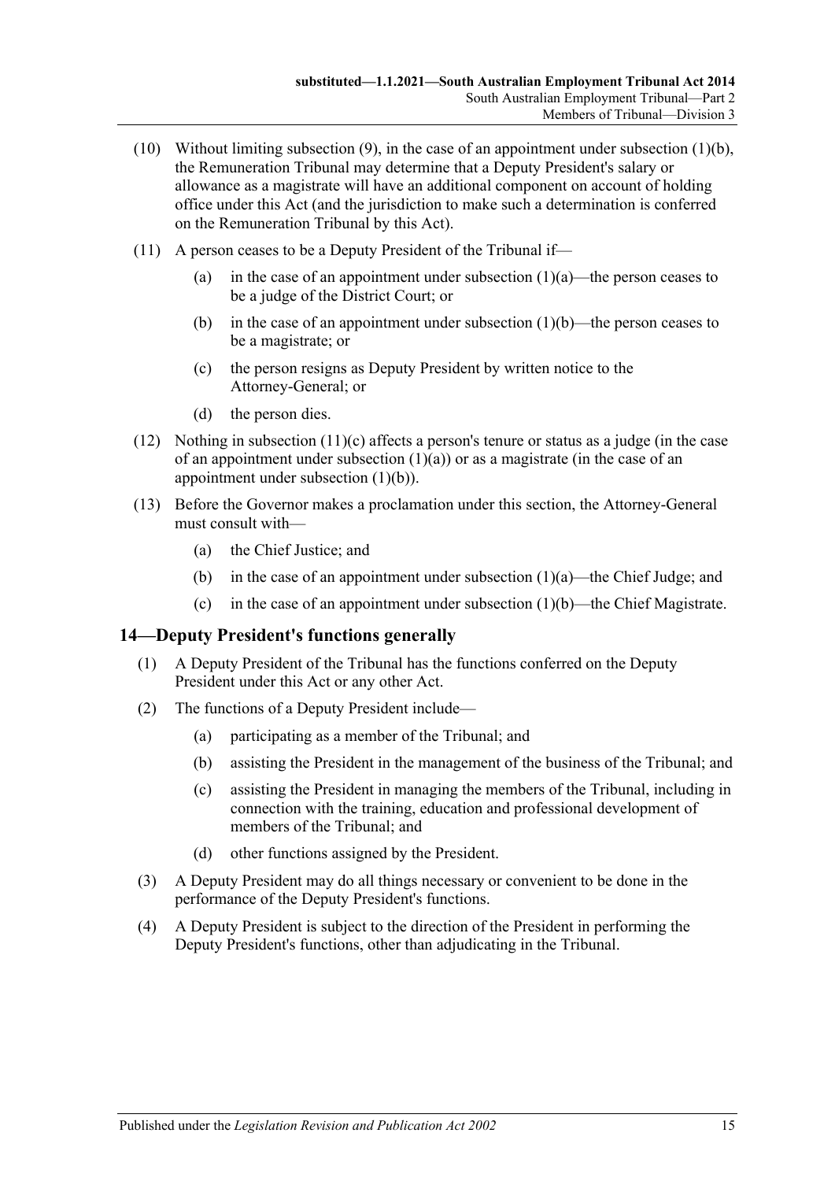(10) Without limiting subsection (9), in the case of an appointment under subsection (1)(b), the Remuneration Tribunal may determine that a Deputy President's salary or allowance as a magistrate will have an additional component on account of holding office under this Act (and the jurisdiction to make such a determination is conferred on the Remuneration Tribunal by this Act).

(11) A person ceases to be a Deputy President of the Tribunal if—

  (a) in the case of an appointment under subsection (1)(a)—the person ceases to be a judge of the District Court; or

  (b) in the case of an appointment under subsection (1)(b)—the person ceases to be a magistrate; or

  (c) the person resigns as Deputy President by written notice to the Attorney-General; or

  (d) the person dies.

(12) Nothing in subsection (11)(c) affects a person's tenure or status as a judge (in the case of an appointment under subsection (1)(a)) or as a magistrate (in the case of an appointment under subsection (1)(b)).

(13) Before the Governor makes a proclamation under this section, the Attorney-General must consult with—

  (a) the Chief Justice; and

  (b) in the case of an appointment under subsection (1)(a)—the Chief Judge; and

  (c) in the case of an appointment under subsection (1)(b)—the Chief Magistrate.

## 14—Deputy President's functions generally

(1) A Deputy President of the Tribunal has the functions conferred on the Deputy President under this Act or any other Act.

(2) The functions of a Deputy President include—

  (a) participating as a member of the Tribunal; and

  (b) assisting the President in the management of the business of the Tribunal; and

  (c) assisting the President in managing the members of the Tribunal, including in connection with the training, education and professional development of members of the Tribunal; and

  (d) other functions assigned by the President.

(3) A Deputy President may do all things necessary or convenient to be done in the performance of the Deputy President's functions.

(4) A Deputy President is subject to the direction of the President in performing the Deputy President's functions, other than adjudicating in the Tribunal.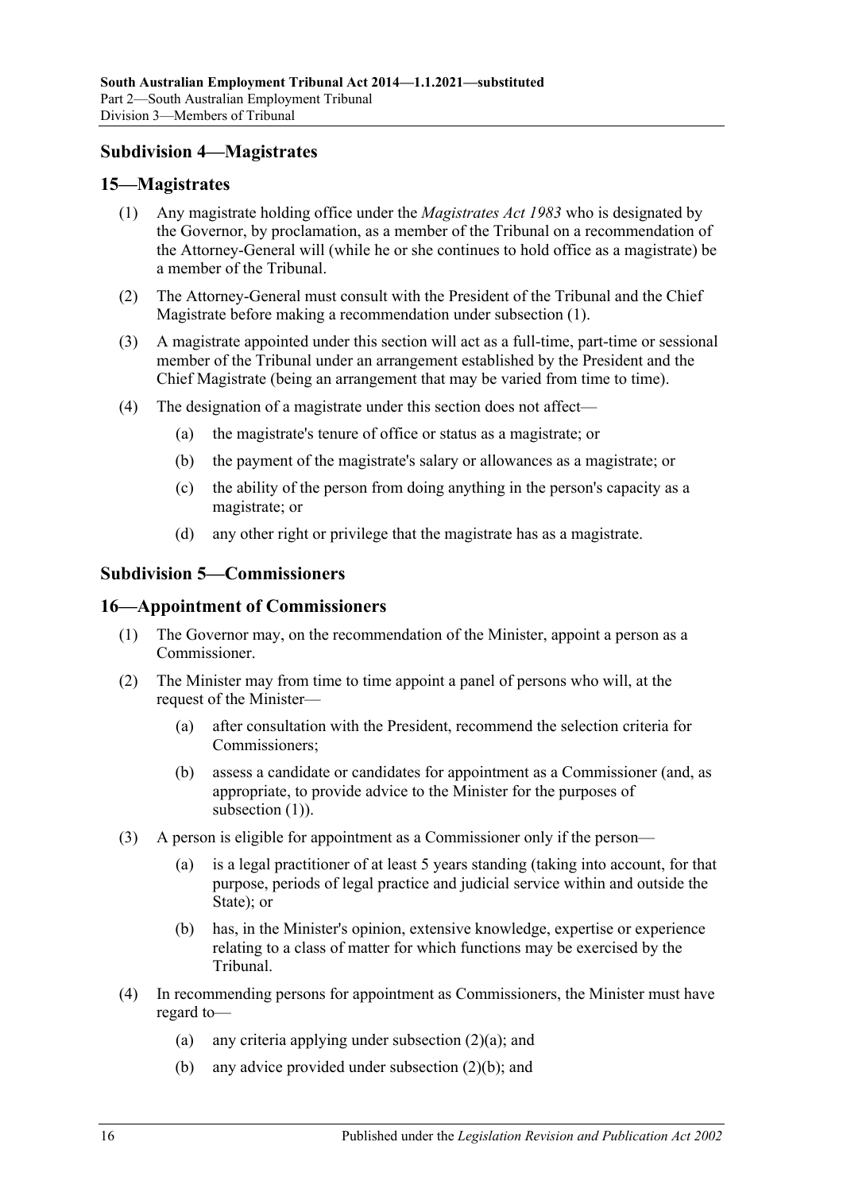### Subdivision 4—Magistrates

#### 15—Magistrates

(1) Any magistrate holding office under the *Magistrates Act 1983* who is designated by the Governor, by proclamation, as a member of the Tribunal on a recommendation of the Attorney-General will (while he or she continues to hold office as a magistrate) be a member of the Tribunal.

(2) The Attorney-General must consult with the President of the Tribunal and the Chief Magistrate before making a recommendation under subsection (1).

(3) A magistrate appointed under this section will act as a full-time, part-time or sessional member of the Tribunal under an arrangement established by the President and the Chief Magistrate (being an arrangement that may be varied from time to time).

(4) The designation of a magistrate under this section does not affect—

- (a) the magistrate's tenure of office or status as a magistrate; or
- (b) the payment of the magistrate's salary or allowances as a magistrate; or
- (c) the ability of the person from doing anything in the person's capacity as a magistrate; or
- (d) any other right or privilege that the magistrate has as a magistrate.

### Subdivision 5—Commissioners

#### 16—Appointment of Commissioners

(1) The Governor may, on the recommendation of the Minister, appoint a person as a Commissioner.

(2) The Minister may from time to time appoint a panel of persons who will, at the request of the Minister—

- (a) after consultation with the President, recommend the selection criteria for Commissioners;
- (b) assess a candidate or candidates for appointment as a Commissioner (and, as appropriate, to provide advice to the Minister for the purposes of subsection (1)).

(3) A person is eligible for appointment as a Commissioner only if the person—

- (a) is a legal practitioner of at least 5 years standing (taking into account, for that purpose, periods of legal practice and judicial service within and outside the State); or
- (b) has, in the Minister's opinion, extensive knowledge, expertise or experience relating to a class of matter for which functions may be exercised by the Tribunal.

(4) In recommending persons for appointment as Commissioners, the Minister must have regard to—

- (a) any criteria applying under subsection (2)(a); and
- (b) any advice provided under subsection (2)(b); and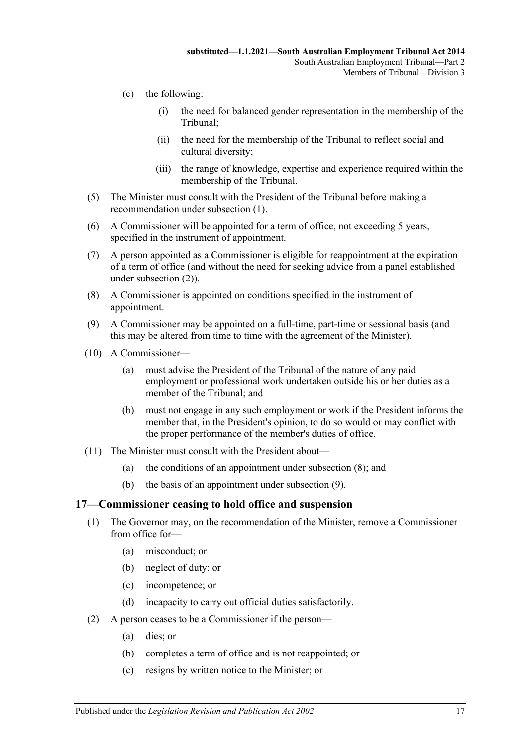(c) the following:

(i) the need for balanced gender representation in the membership of the Tribunal;

(ii) the need for the membership of the Tribunal to reflect social and cultural diversity;

(iii) the range of knowledge, expertise and experience required within the membership of the Tribunal.

(5) The Minister must consult with the President of the Tribunal before making a recommendation under subsection (1).

(6) A Commissioner will be appointed for a term of office, not exceeding 5 years, specified in the instrument of appointment.

(7) A person appointed as a Commissioner is eligible for reappointment at the expiration of a term of office (and without the need for seeking advice from a panel established under subsection (2)).

(8) A Commissioner is appointed on conditions specified in the instrument of appointment.

(9) A Commissioner may be appointed on a full-time, part-time or sessional basis (and this may be altered from time to time with the agreement of the Minister).

(10) A Commissioner—

(a) must advise the President of the Tribunal of the nature of any paid employment or professional work undertaken outside his or her duties as a member of the Tribunal; and

(b) must not engage in any such employment or work if the President informs the member that, in the President's opinion, to do so would or may conflict with the proper performance of the member's duties of office.

(11) The Minister must consult with the President about—

(a) the conditions of an appointment under subsection (8); and

(b) the basis of an appointment under subsection (9).

## 17—Commissioner ceasing to hold office and suspension

(1) The Governor may, on the recommendation of the Minister, remove a Commissioner from office for—

(a) misconduct; or

(b) neglect of duty; or

(c) incompetence; or

(d) incapacity to carry out official duties satisfactorily.

(2) A person ceases to be a Commissioner if the person—

(a) dies; or

(b) completes a term of office and is not reappointed; or

(c) resigns by written notice to the Minister; or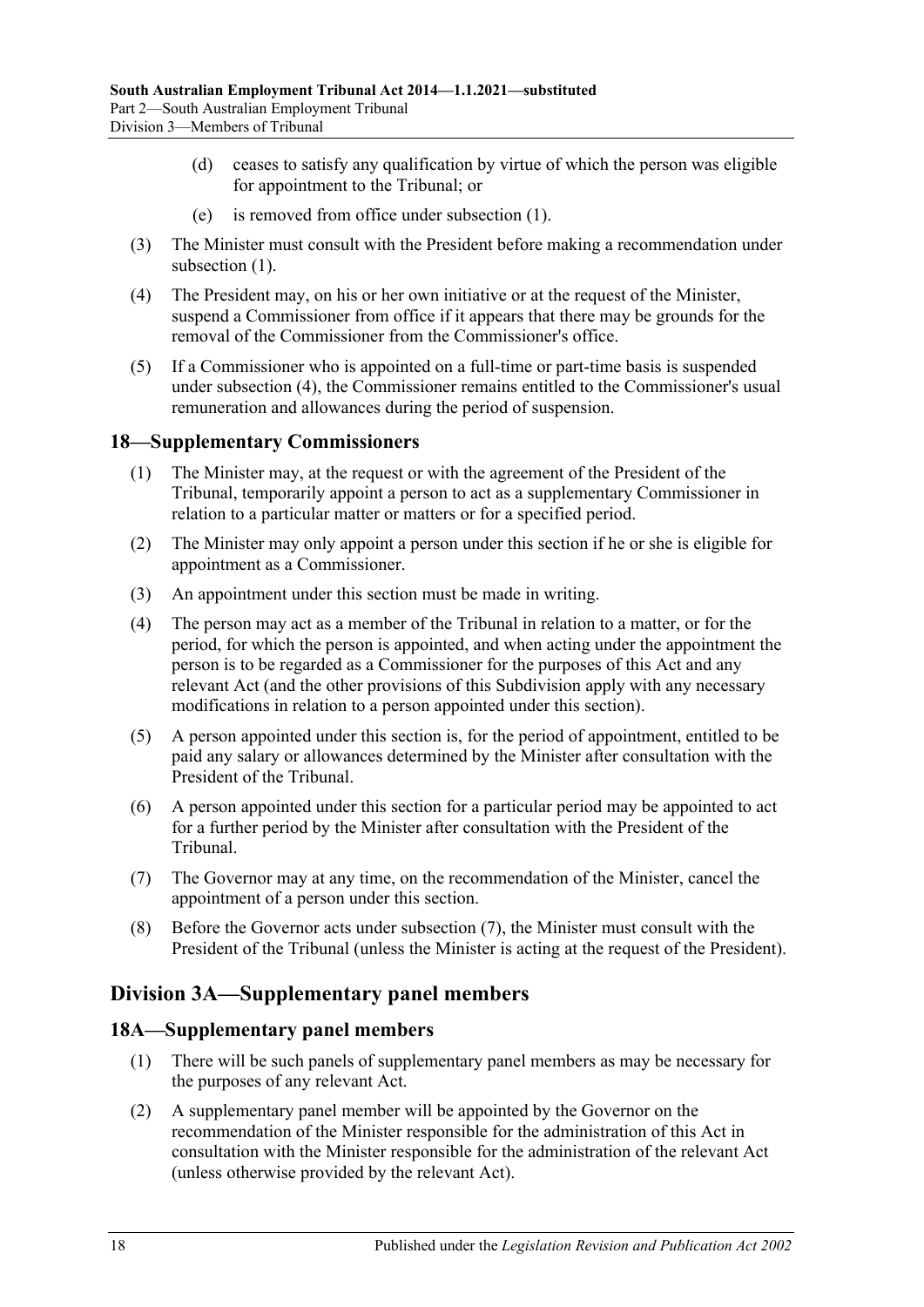(d) ceases to satisfy any qualification by virtue of which the person was eligible for appointment to the Tribunal; or

(e) is removed from office under subsection (1).

(3) The Minister must consult with the President before making a recommendation under subsection (1).

(4) The President may, on his or her own initiative or at the request of the Minister, suspend a Commissioner from office if it appears that there may be grounds for the removal of the Commissioner from the Commissioner's office.

(5) If a Commissioner who is appointed on a full-time or part-time basis is suspended under subsection (4), the Commissioner remains entitled to the Commissioner's usual remuneration and allowances during the period of suspension.

### 18—Supplementary Commissioners

(1) The Minister may, at the request or with the agreement of the President of the Tribunal, temporarily appoint a person to act as a supplementary Commissioner in relation to a particular matter or matters or for a specified period.

(2) The Minister may only appoint a person under this section if he or she is eligible for appointment as a Commissioner.

(3) An appointment under this section must be made in writing.

(4) The person may act as a member of the Tribunal in relation to a matter, or for the period, for which the person is appointed, and when acting under the appointment the person is to be regarded as a Commissioner for the purposes of this Act and any relevant Act (and the other provisions of this Subdivision apply with any necessary modifications in relation to a person appointed under this section).

(5) A person appointed under this section is, for the period of appointment, entitled to be paid any salary or allowances determined by the Minister after consultation with the President of the Tribunal.

(6) A person appointed under this section for a particular period may be appointed to act for a further period by the Minister after consultation with the President of the Tribunal.

(7) The Governor may at any time, on the recommendation of the Minister, cancel the appointment of a person under this section.

(8) Before the Governor acts under subsection (7), the Minister must consult with the President of the Tribunal (unless the Minister is acting at the request of the President).

## Division 3A—Supplementary panel members

### 18A—Supplementary panel members

(1) There will be such panels of supplementary panel members as may be necessary for the purposes of any relevant Act.

(2) A supplementary panel member will be appointed by the Governor on the recommendation of the Minister responsible for the administration of this Act in consultation with the Minister responsible for the administration of the relevant Act (unless otherwise provided by the relevant Act).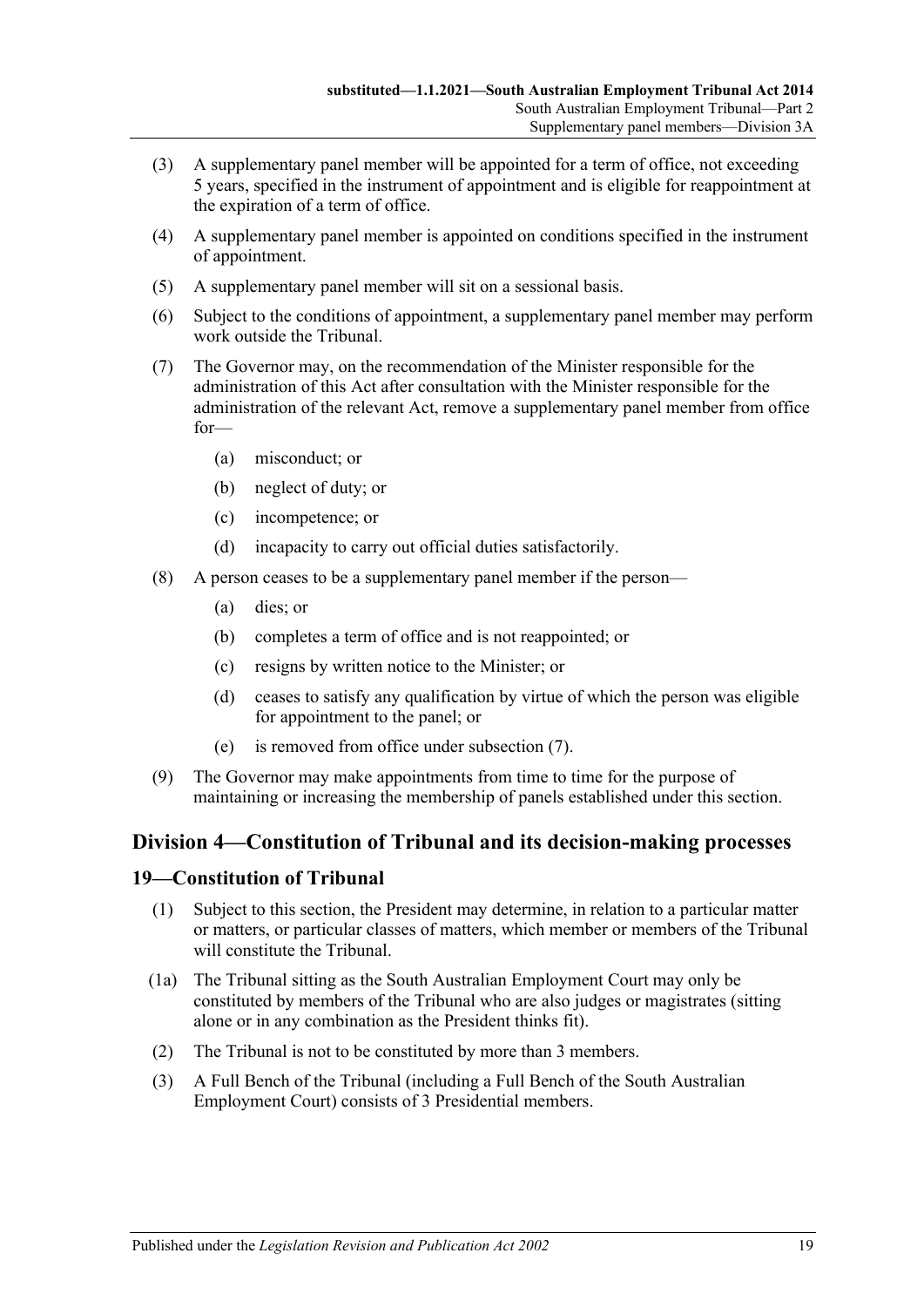(3) A supplementary panel member will be appointed for a term of office, not exceeding 5 years, specified in the instrument of appointment and is eligible for reappointment at the expiration of a term of office.

(4) A supplementary panel member is appointed on conditions specified in the instrument of appointment.

(5) A supplementary panel member will sit on a sessional basis.

(6) Subject to the conditions of appointment, a supplementary panel member may perform work outside the Tribunal.

(7) The Governor may, on the recommendation of the Minister responsible for the administration of this Act after consultation with the Minister responsible for the administration of the relevant Act, remove a supplementary panel member from office for—

- (a) misconduct; or
- (b) neglect of duty; or
- (c) incompetence; or
- (d) incapacity to carry out official duties satisfactorily.

(8) A person ceases to be a supplementary panel member if the person—

- (a) dies; or
- (b) completes a term of office and is not reappointed; or
- (c) resigns by written notice to the Minister; or
- (d) ceases to satisfy any qualification by virtue of which the person was eligible for appointment to the panel; or
- (e) is removed from office under subsection (7).

(9) The Governor may make appointments from time to time for the purpose of maintaining or increasing the membership of panels established under this section.

## Division 4—Constitution of Tribunal and its decision-making processes

### 19—Constitution of Tribunal

(1) Subject to this section, the President may determine, in relation to a particular matter or matters, or particular classes of matters, which member or members of the Tribunal will constitute the Tribunal.

(1a) The Tribunal sitting as the South Australian Employment Court may only be constituted by members of the Tribunal who are also judges or magistrates (sitting alone or in any combination as the President thinks fit).

(2) The Tribunal is not to be constituted by more than 3 members.

(3) A Full Bench of the Tribunal (including a Full Bench of the South Australian Employment Court) consists of 3 Presidential members.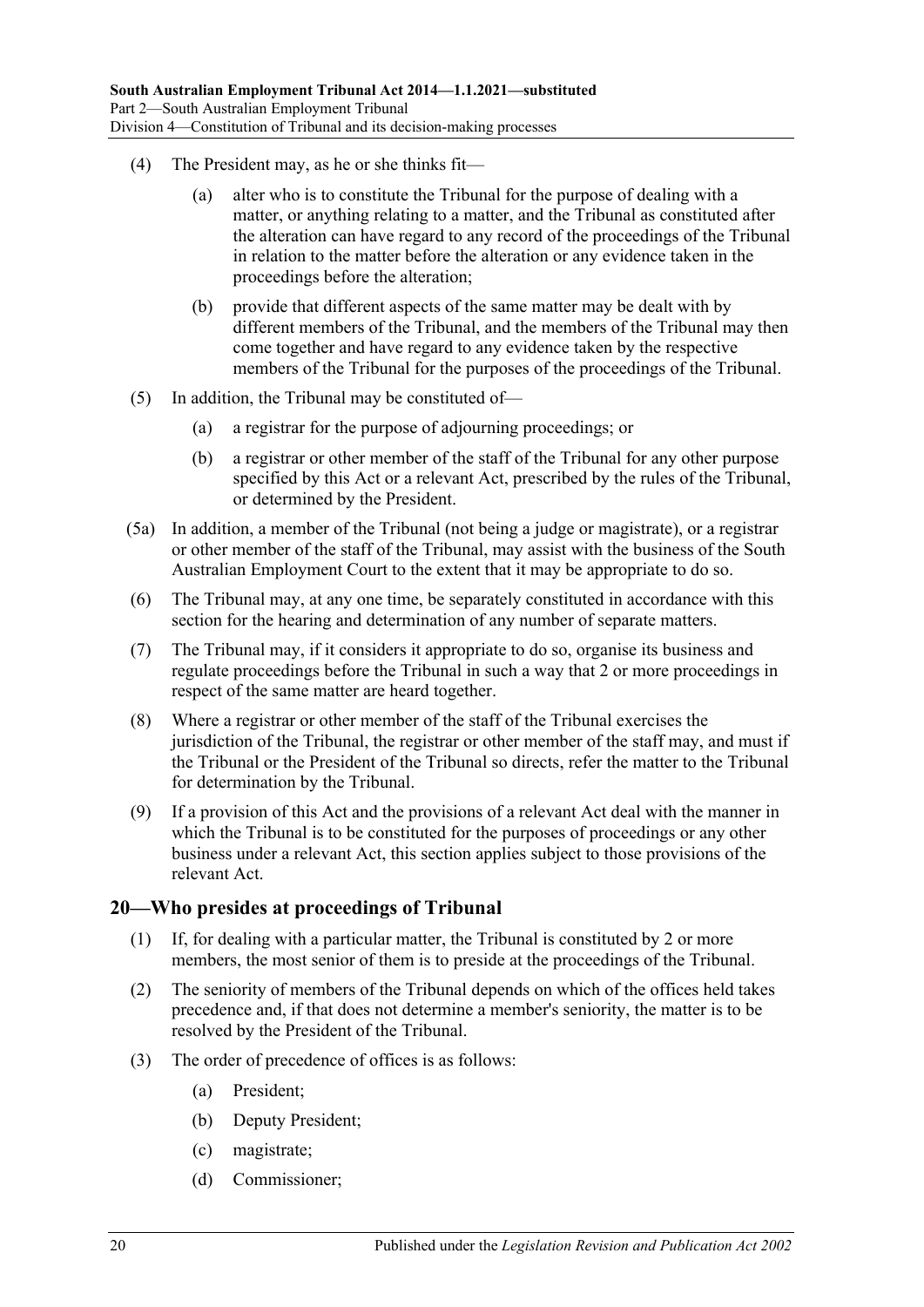(4) The President may, as he or she thinks fit—

(a) alter who is to constitute the Tribunal for the purpose of dealing with a matter, or anything relating to a matter, and the Tribunal as constituted after the alteration can have regard to any record of the proceedings of the Tribunal in relation to the matter before the alteration or any evidence taken in the proceedings before the alteration;

(b) provide that different aspects of the same matter may be dealt with by different members of the Tribunal, and the members of the Tribunal may then come together and have regard to any evidence taken by the respective members of the Tribunal for the purposes of the proceedings of the Tribunal.

(5) In addition, the Tribunal may be constituted of—

(a) a registrar for the purpose of adjourning proceedings; or

(b) a registrar or other member of the staff of the Tribunal for any other purpose specified by this Act or a relevant Act, prescribed by the rules of the Tribunal, or determined by the President.

(5a) In addition, a member of the Tribunal (not being a judge or magistrate), or a registrar or other member of the staff of the Tribunal, may assist with the business of the South Australian Employment Court to the extent that it may be appropriate to do so.

(6) The Tribunal may, at any one time, be separately constituted in accordance with this section for the hearing and determination of any number of separate matters.

(7) The Tribunal may, if it considers it appropriate to do so, organise its business and regulate proceedings before the Tribunal in such a way that 2 or more proceedings in respect of the same matter are heard together.

(8) Where a registrar or other member of the staff of the Tribunal exercises the jurisdiction of the Tribunal, the registrar or other member of the staff may, and must if the Tribunal or the President of the Tribunal so directs, refer the matter to the Tribunal for determination by the Tribunal.

(9) If a provision of this Act and the provisions of a relevant Act deal with the manner in which the Tribunal is to be constituted for the purposes of proceedings or any other business under a relevant Act, this section applies subject to those provisions of the relevant Act.

## 20—Who presides at proceedings of Tribunal

(1) If, for dealing with a particular matter, the Tribunal is constituted by 2 or more members, the most senior of them is to preside at the proceedings of the Tribunal.

(2) The seniority of members of the Tribunal depends on which of the offices held takes precedence and, if that does not determine a member's seniority, the matter is to be resolved by the President of the Tribunal.

(3) The order of precedence of offices is as follows:

(a) President;

(b) Deputy President;

(c) magistrate;

(d) Commissioner;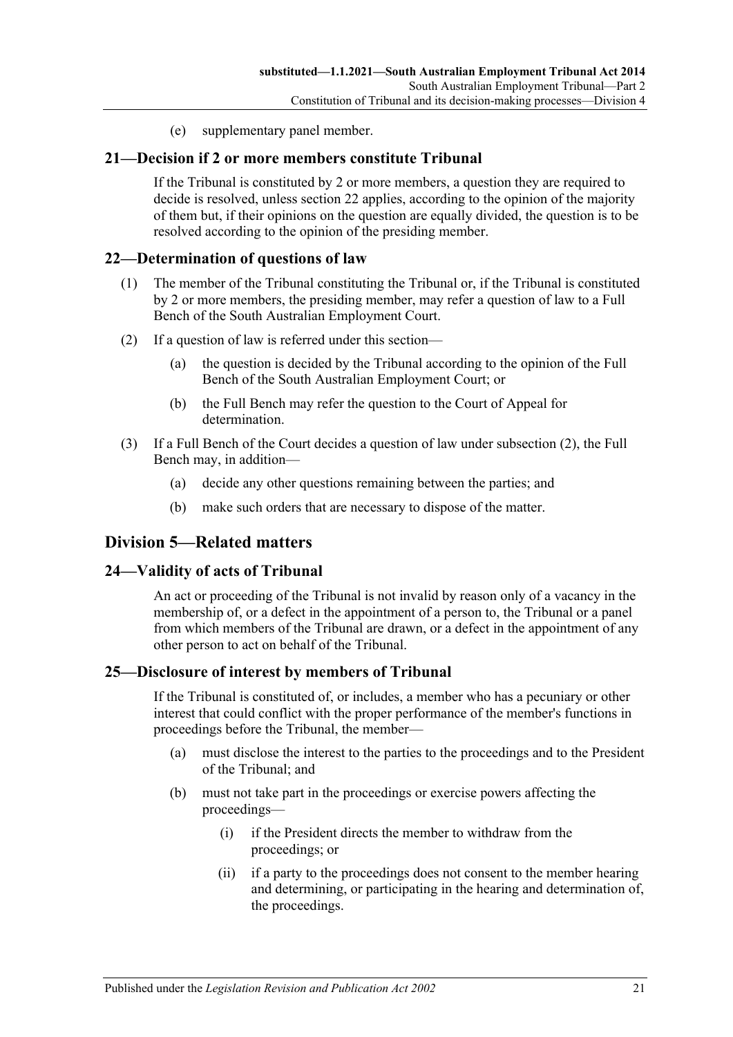(e) supplementary panel member.

## 21—Decision if 2 or more members constitute Tribunal

If the Tribunal is constituted by 2 or more members, a question they are required to decide is resolved, unless section 22 applies, according to the opinion of the majority of them but, if their opinions on the question are equally divided, the question is to be resolved according to the opinion of the presiding member.

## 22—Determination of questions of law

(1) The member of the Tribunal constituting the Tribunal or, if the Tribunal is constituted by 2 or more members, the presiding member, may refer a question of law to a Full Bench of the South Australian Employment Court.

(2) If a question of law is referred under this section—

(a) the question is decided by the Tribunal according to the opinion of the Full Bench of the South Australian Employment Court; or

(b) the Full Bench may refer the question to the Court of Appeal for determination.

(3) If a Full Bench of the Court decides a question of law under subsection (2), the Full Bench may, in addition—

(a) decide any other questions remaining between the parties; and

(b) make such orders that are necessary to dispose of the matter.

# Division 5—Related matters

## 24—Validity of acts of Tribunal

An act or proceeding of the Tribunal is not invalid by reason only of a vacancy in the membership of, or a defect in the appointment of a person to, the Tribunal or a panel from which members of the Tribunal are drawn, or a defect in the appointment of any other person to act on behalf of the Tribunal.

## 25—Disclosure of interest by members of Tribunal

If the Tribunal is constituted of, or includes, a member who has a pecuniary or other interest that could conflict with the proper performance of the member's functions in proceedings before the Tribunal, the member—

(a) must disclose the interest to the parties to the proceedings and to the President of the Tribunal; and

(b) must not take part in the proceedings or exercise powers affecting the proceedings—

(i) if the President directs the member to withdraw from the proceedings; or

(ii) if a party to the proceedings does not consent to the member hearing and determining, or participating in the hearing and determination of, the proceedings.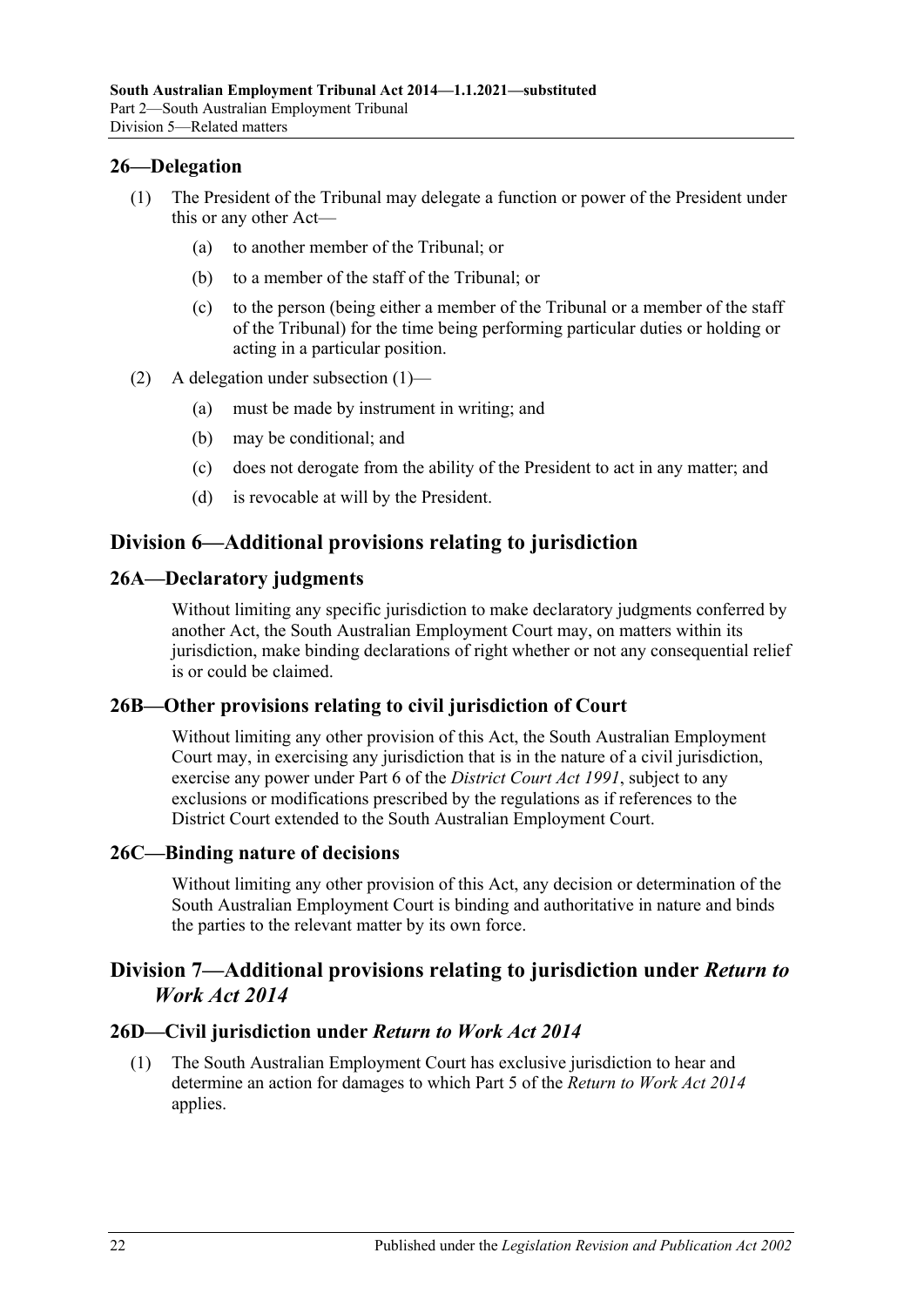## 26—Delegation

(1) The President of the Tribunal may delegate a function or power of the President under this or any other Act—

(a) to another member of the Tribunal; or

(b) to a member of the staff of the Tribunal; or

(c) to the person (being either a member of the Tribunal or a member of the staff of the Tribunal) for the time being performing particular duties or holding or acting in a particular position.

(2) A delegation under subsection (1)—

(a) must be made by instrument in writing; and

(b) may be conditional; and

(c) does not derogate from the ability of the President to act in any matter; and

(d) is revocable at will by the President.

# Division 6—Additional provisions relating to jurisdiction

## 26A—Declaratory judgments

Without limiting any specific jurisdiction to make declaratory judgments conferred by another Act, the South Australian Employment Court may, on matters within its jurisdiction, make binding declarations of right whether or not any consequential relief is or could be claimed.

## 26B—Other provisions relating to civil jurisdiction of Court

Without limiting any other provision of this Act, the South Australian Employment Court may, in exercising any jurisdiction that is in the nature of a civil jurisdiction, exercise any power under Part 6 of the *District Court Act 1991*, subject to any exclusions or modifications prescribed by the regulations as if references to the District Court extended to the South Australian Employment Court.

## 26C—Binding nature of decisions

Without limiting any other provision of this Act, any decision or determination of the South Australian Employment Court is binding and authoritative in nature and binds the parties to the relevant matter by its own force.

# Division 7—Additional provisions relating to jurisdiction under *Return to Work Act 2014*

## 26D—Civil jurisdiction under *Return to Work Act 2014*

(1) The South Australian Employment Court has exclusive jurisdiction to hear and determine an action for damages to which Part 5 of the *Return to Work Act 2014* applies.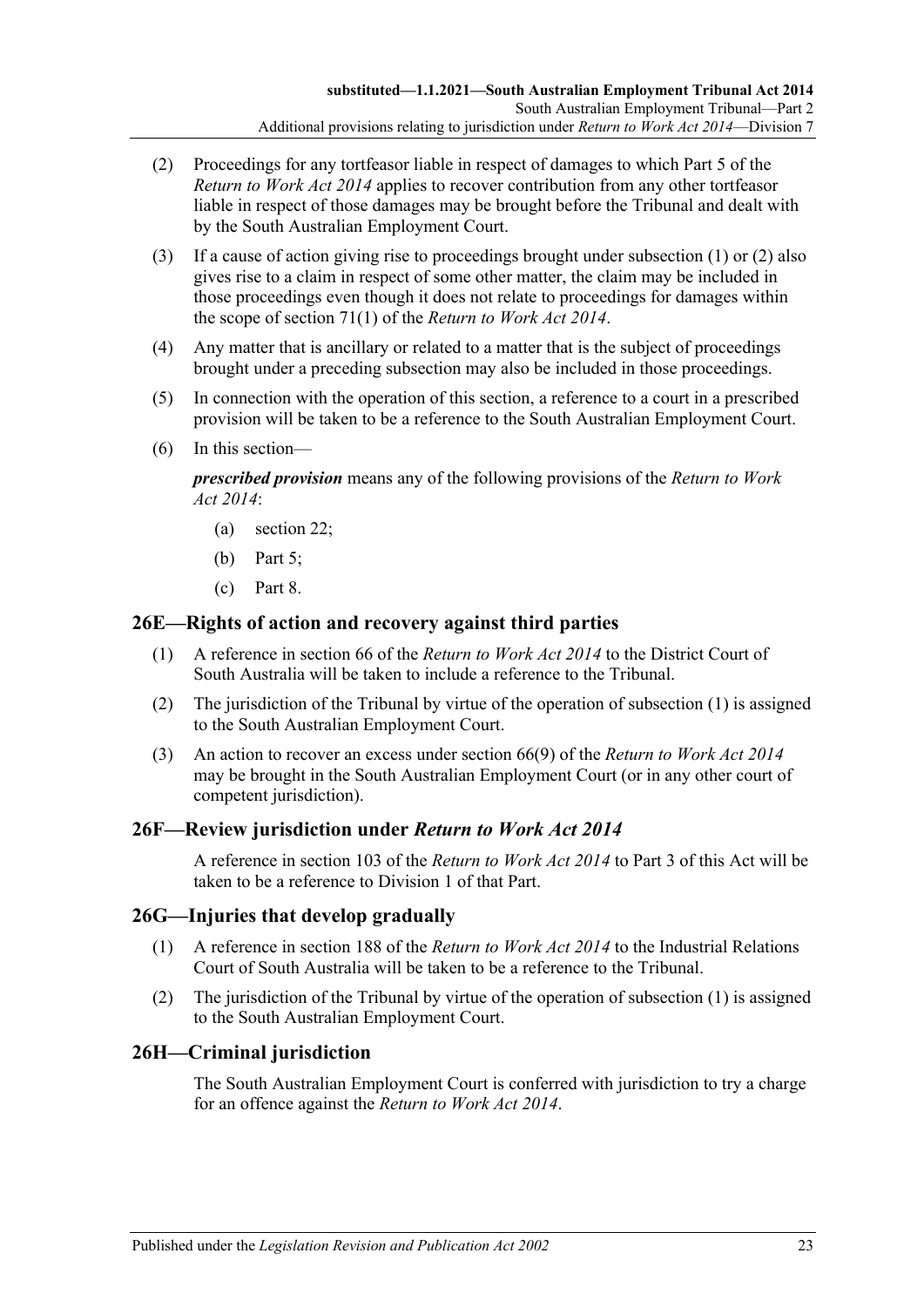(2) Proceedings for any tortfeasor liable in respect of damages to which Part 5 of the *Return to Work Act 2014* applies to recover contribution from any other tortfeasor liable in respect of those damages may be brought before the Tribunal and dealt with by the South Australian Employment Court.

(3) If a cause of action giving rise to proceedings brought under subsection (1) or (2) also gives rise to a claim in respect of some other matter, the claim may be included in those proceedings even though it does not relate to proceedings for damages within the scope of section 71(1) of the *Return to Work Act 2014*.

(4) Any matter that is ancillary or related to a matter that is the subject of proceedings brought under a preceding subsection may also be included in those proceedings.

(5) In connection with the operation of this section, a reference to a court in a prescribed provision will be taken to be a reference to the South Australian Employment Court.

(6) In this section—

***prescribed provision*** means any of the following provisions of the *Return to Work Act 2014*:

- (a) section 22;
- (b) Part 5;
- (c) Part 8.

## 26E—Rights of action and recovery against third parties

(1) A reference in section 66 of the *Return to Work Act 2014* to the District Court of South Australia will be taken to include a reference to the Tribunal.

(2) The jurisdiction of the Tribunal by virtue of the operation of subsection (1) is assigned to the South Australian Employment Court.

(3) An action to recover an excess under section 66(9) of the *Return to Work Act 2014* may be brought in the South Australian Employment Court (or in any other court of competent jurisdiction).

## 26F—Review jurisdiction under *Return to Work Act 2014*

A reference in section 103 of the *Return to Work Act 2014* to Part 3 of this Act will be taken to be a reference to Division 1 of that Part.

## 26G—Injuries that develop gradually

(1) A reference in section 188 of the *Return to Work Act 2014* to the Industrial Relations Court of South Australia will be taken to be a reference to the Tribunal.

(2) The jurisdiction of the Tribunal by virtue of the operation of subsection (1) is assigned to the South Australian Employment Court.

## 26H—Criminal jurisdiction

The South Australian Employment Court is conferred with jurisdiction to try a charge for an offence against the *Return to Work Act 2014*.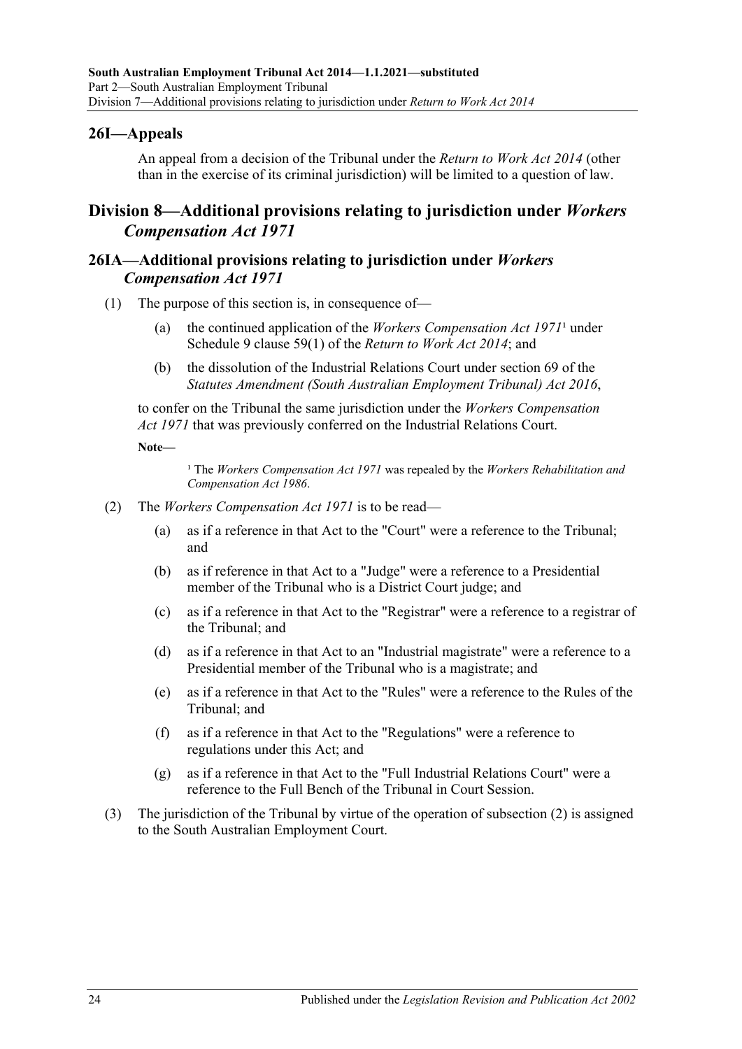## 26I—Appeals

An appeal from a decision of the Tribunal under the *Return to Work Act 2014* (other than in the exercise of its criminal jurisdiction) will be limited to a question of law.

# Division 8—Additional provisions relating to jurisdiction under *Workers Compensation Act 1971*

## 26IA—Additional provisions relating to jurisdiction under *Workers Compensation Act 1971*

(1) The purpose of this section is, in consequence of—

(a) the continued application of the *Workers Compensation Act 1971*[1] under Schedule 9 clause 59(1) of the *Return to Work Act 2014*; and

(b) the dissolution of the Industrial Relations Court under section 69 of the *Statutes Amendment (South Australian Employment Tribunal) Act 2016*,

to confer on the Tribunal the same jurisdiction under the *Workers Compensation Act 1971* that was previously conferred on the Industrial Relations Court.

**Note—**

[1] The *Workers Compensation Act 1971* was repealed by the *Workers Rehabilitation and Compensation Act 1986*.

(2) The *Workers Compensation Act 1971* is to be read—

(a) as if a reference in that Act to the "Court" were a reference to the Tribunal; and

(b) as if reference in that Act to a "Judge" were a reference to a Presidential member of the Tribunal who is a District Court judge; and

(c) as if a reference in that Act to the "Registrar" were a reference to a registrar of the Tribunal; and

(d) as if a reference in that Act to an "Industrial magistrate" were a reference to a Presidential member of the Tribunal who is a magistrate; and

(e) as if a reference in that Act to the "Rules" were a reference to the Rules of the Tribunal; and

(f) as if a reference in that Act to the "Regulations" were a reference to regulations under this Act; and

(g) as if a reference in that Act to the "Full Industrial Relations Court" were a reference to the Full Bench of the Tribunal in Court Session.

(3) The jurisdiction of the Tribunal by virtue of the operation of subsection (2) is assigned to the South Australian Employment Court.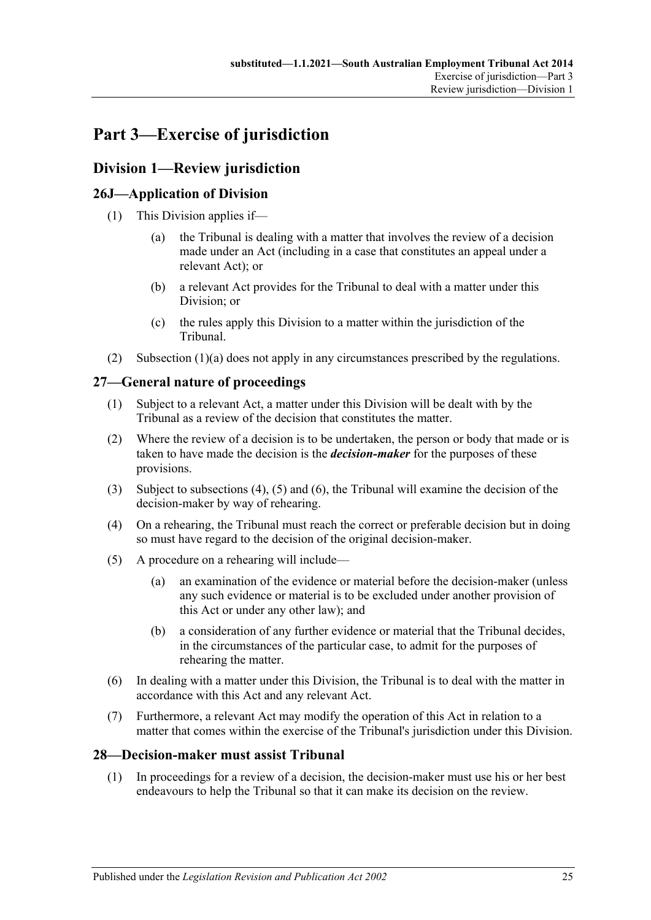# Part 3—Exercise of jurisdiction

## Division 1—Review jurisdiction

### 26J—Application of Division

(1) This Division applies if—

(a) the Tribunal is dealing with a matter that involves the review of a decision made under an Act (including in a case that constitutes an appeal under a relevant Act); or

(b) a relevant Act provides for the Tribunal to deal with a matter under this Division; or

(c) the rules apply this Division to a matter within the jurisdiction of the Tribunal.

(2) Subsection (1)(a) does not apply in any circumstances prescribed by the regulations.

### 27—General nature of proceedings

(1) Subject to a relevant Act, a matter under this Division will be dealt with by the Tribunal as a review of the decision that constitutes the matter.

(2) Where the review of a decision is to be undertaken, the person or body that made or is taken to have made the decision is the ***decision-maker*** for the purposes of these provisions.

(3) Subject to subsections (4), (5) and (6), the Tribunal will examine the decision of the decision-maker by way of rehearing.

(4) On a rehearing, the Tribunal must reach the correct or preferable decision but in doing so must have regard to the decision of the original decision-maker.

(5) A procedure on a rehearing will include—

(a) an examination of the evidence or material before the decision-maker (unless any such evidence or material is to be excluded under another provision of this Act or under any other law); and

(b) a consideration of any further evidence or material that the Tribunal decides, in the circumstances of the particular case, to admit for the purposes of rehearing the matter.

(6) In dealing with a matter under this Division, the Tribunal is to deal with the matter in accordance with this Act and any relevant Act.

(7) Furthermore, a relevant Act may modify the operation of this Act in relation to a matter that comes within the exercise of the Tribunal's jurisdiction under this Division.

### 28—Decision-maker must assist Tribunal

(1) In proceedings for a review of a decision, the decision-maker must use his or her best endeavours to help the Tribunal so that it can make its decision on the review.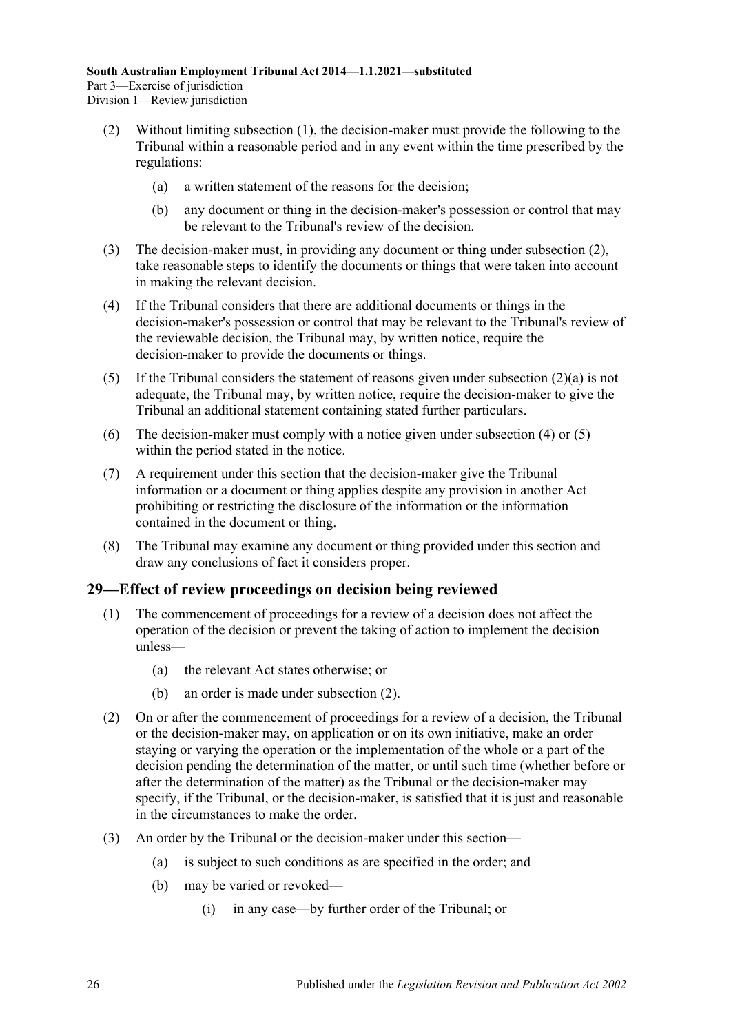(2) Without limiting subsection (1), the decision-maker must provide the following to the Tribunal within a reasonable period and in any event within the time prescribed by the regulations:

  (a) a written statement of the reasons for the decision;

  (b) any document or thing in the decision-maker's possession or control that may be relevant to the Tribunal's review of the decision.

(3) The decision-maker must, in providing any document or thing under subsection (2), take reasonable steps to identify the documents or things that were taken into account in making the relevant decision.

(4) If the Tribunal considers that there are additional documents or things in the decision-maker's possession or control that may be relevant to the Tribunal's review of the reviewable decision, the Tribunal may, by written notice, require the decision-maker to provide the documents or things.

(5) If the Tribunal considers the statement of reasons given under subsection (2)(a) is not adequate, the Tribunal may, by written notice, require the decision-maker to give the Tribunal an additional statement containing stated further particulars.

(6) The decision-maker must comply with a notice given under subsection (4) or (5) within the period stated in the notice.

(7) A requirement under this section that the decision-maker give the Tribunal information or a document or thing applies despite any provision in another Act prohibiting or restricting the disclosure of the information or the information contained in the document or thing.

(8) The Tribunal may examine any document or thing provided under this section and draw any conclusions of fact it considers proper.

## 29—Effect of review proceedings on decision being reviewed

(1) The commencement of proceedings for a review of a decision does not affect the operation of the decision or prevent the taking of action to implement the decision unless—

  (a) the relevant Act states otherwise; or

  (b) an order is made under subsection (2).

(2) On or after the commencement of proceedings for a review of a decision, the Tribunal or the decision-maker may, on application or on its own initiative, make an order staying or varying the operation or the implementation of the whole or a part of the decision pending the determination of the matter, or until such time (whether before or after the determination of the matter) as the Tribunal or the decision-maker may specify, if the Tribunal, or the decision-maker, is satisfied that it is just and reasonable in the circumstances to make the order.

(3) An order by the Tribunal or the decision-maker under this section—

  (a) is subject to such conditions as are specified in the order; and

  (b) may be varied or revoked—

    (i) in any case—by further order of the Tribunal; or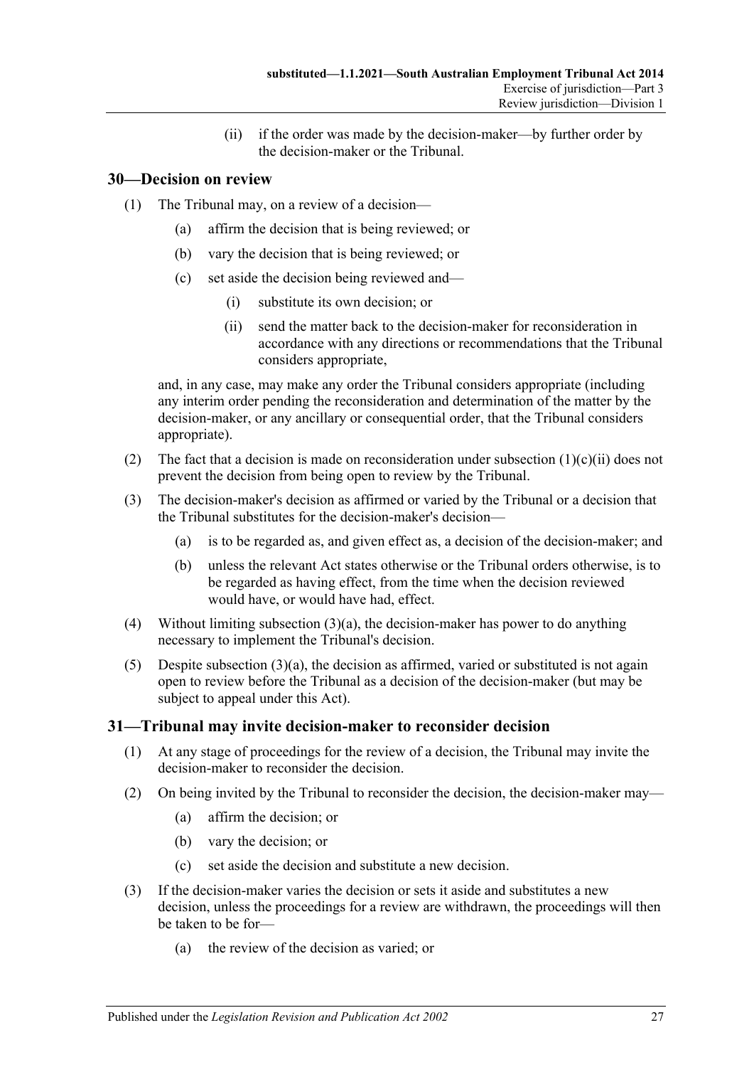(ii) if the order was made by the decision-maker—by further order by the decision-maker or the Tribunal.

## 30—Decision on review

(1) The Tribunal may, on a review of a decision—

(a) affirm the decision that is being reviewed; or

(b) vary the decision that is being reviewed; or

(c) set aside the decision being reviewed and—

(i) substitute its own decision; or

(ii) send the matter back to the decision-maker for reconsideration in accordance with any directions or recommendations that the Tribunal considers appropriate,

and, in any case, may make any order the Tribunal considers appropriate (including any interim order pending the reconsideration and determination of the matter by the decision-maker, or any ancillary or consequential order, that the Tribunal considers appropriate).

(2) The fact that a decision is made on reconsideration under subsection (1)(c)(ii) does not prevent the decision from being open to review by the Tribunal.

(3) The decision-maker's decision as affirmed or varied by the Tribunal or a decision that the Tribunal substitutes for the decision-maker's decision—

(a) is to be regarded as, and given effect as, a decision of the decision-maker; and

(b) unless the relevant Act states otherwise or the Tribunal orders otherwise, is to be regarded as having effect, from the time when the decision reviewed would have, or would have had, effect.

(4) Without limiting subsection (3)(a), the decision-maker has power to do anything necessary to implement the Tribunal's decision.

(5) Despite subsection (3)(a), the decision as affirmed, varied or substituted is not again open to review before the Tribunal as a decision of the decision-maker (but may be subject to appeal under this Act).

## 31—Tribunal may invite decision-maker to reconsider decision

(1) At any stage of proceedings for the review of a decision, the Tribunal may invite the decision-maker to reconsider the decision.

(2) On being invited by the Tribunal to reconsider the decision, the decision-maker may—

(a) affirm the decision; or

(b) vary the decision; or

(c) set aside the decision and substitute a new decision.

(3) If the decision-maker varies the decision or sets it aside and substitutes a new decision, unless the proceedings for a review are withdrawn, the proceedings will then be taken to be for—

(a) the review of the decision as varied; or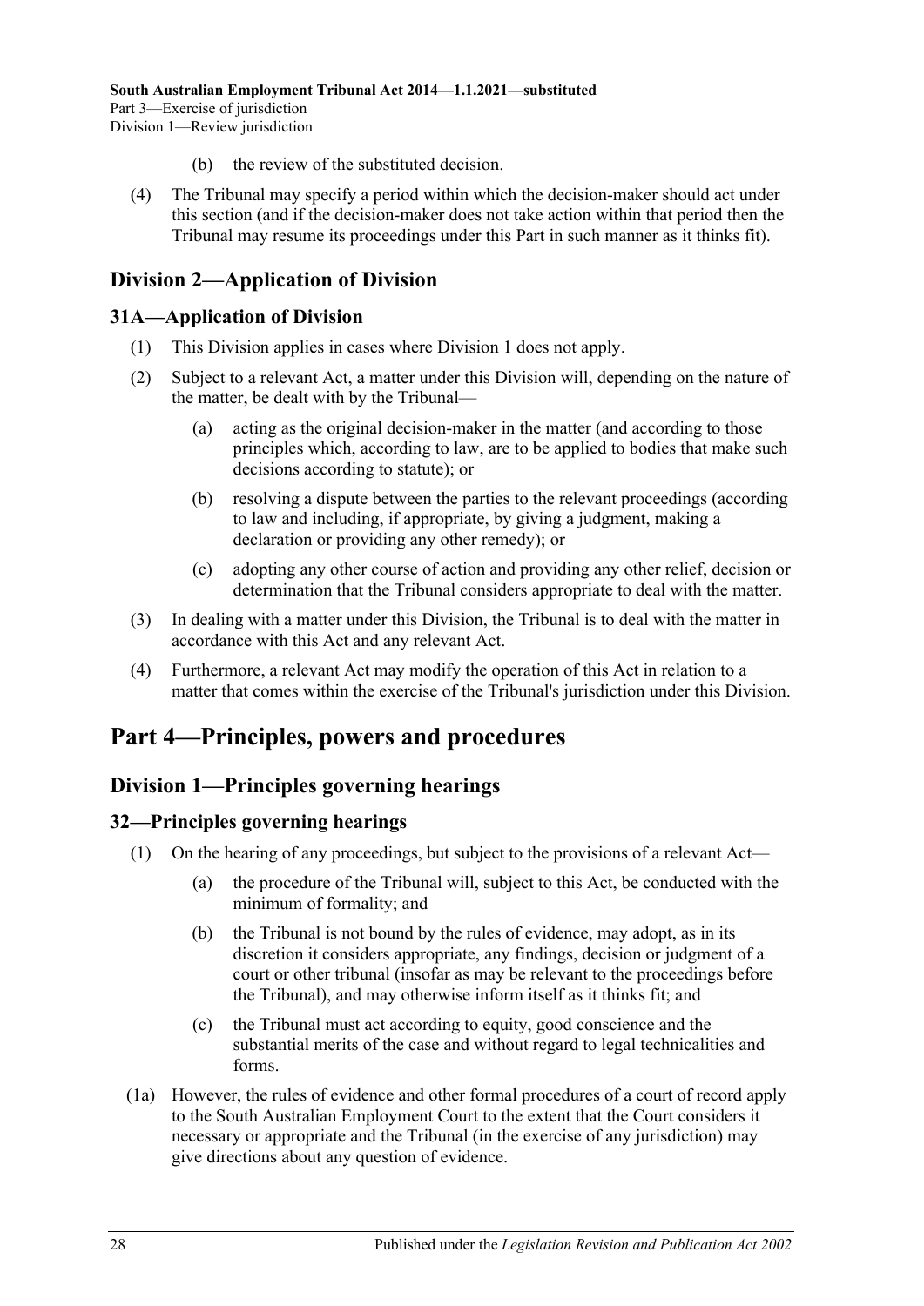(b) the review of the substituted decision.

(4) The Tribunal may specify a period within which the decision-maker should act under this section (and if the decision-maker does not take action within that period then the Tribunal may resume its proceedings under this Part in such manner as it thinks fit).

## Division 2—Application of Division

### 31A—Application of Division

(1) This Division applies in cases where Division 1 does not apply.

(2) Subject to a relevant Act, a matter under this Division will, depending on the nature of the matter, be dealt with by the Tribunal—

(a) acting as the original decision-maker in the matter (and according to those principles which, according to law, are to be applied to bodies that make such decisions according to statute); or

(b) resolving a dispute between the parties to the relevant proceedings (according to law and including, if appropriate, by giving a judgment, making a declaration or providing any other remedy); or

(c) adopting any other course of action and providing any other relief, decision or determination that the Tribunal considers appropriate to deal with the matter.

(3) In dealing with a matter under this Division, the Tribunal is to deal with the matter in accordance with this Act and any relevant Act.

(4) Furthermore, a relevant Act may modify the operation of this Act in relation to a matter that comes within the exercise of the Tribunal's jurisdiction under this Division.

# Part 4—Principles, powers and procedures

## Division 1—Principles governing hearings

### 32—Principles governing hearings

(1) On the hearing of any proceedings, but subject to the provisions of a relevant Act—

(a) the procedure of the Tribunal will, subject to this Act, be conducted with the minimum of formality; and

(b) the Tribunal is not bound by the rules of evidence, may adopt, as in its discretion it considers appropriate, any findings, decision or judgment of a court or other tribunal (insofar as may be relevant to the proceedings before the Tribunal), and may otherwise inform itself as it thinks fit; and

(c) the Tribunal must act according to equity, good conscience and the substantial merits of the case and without regard to legal technicalities and forms.

(1a) However, the rules of evidence and other formal procedures of a court of record apply to the South Australian Employment Court to the extent that the Court considers it necessary or appropriate and the Tribunal (in the exercise of any jurisdiction) may give directions about any question of evidence.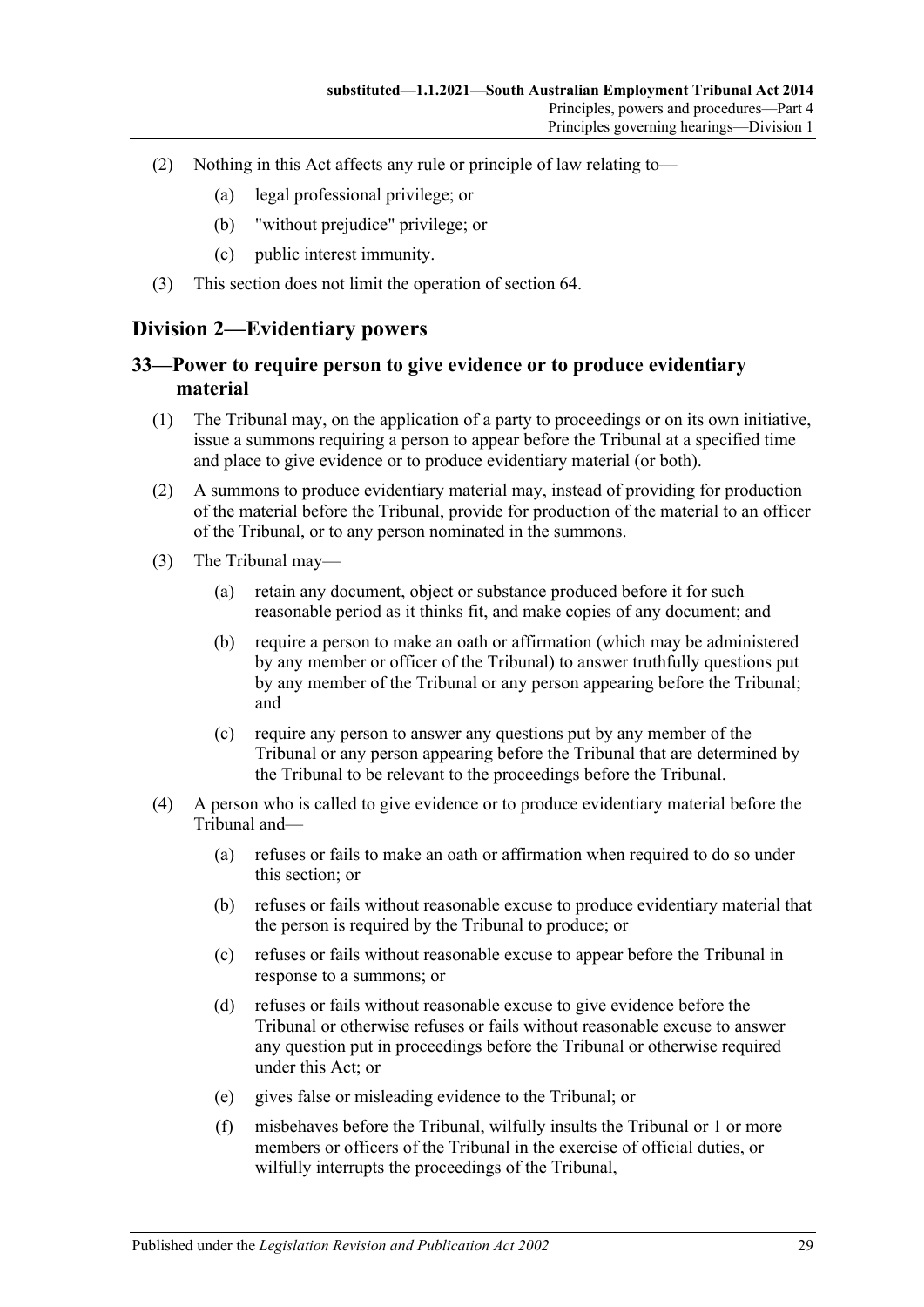(2) Nothing in this Act affects any rule or principle of law relating to—

  (a) legal professional privilege; or

  (b) "without prejudice" privilege; or

  (c) public interest immunity.

(3) This section does not limit the operation of section 64.

## Division 2—Evidentiary powers

### 33—Power to require person to give evidence or to produce evidentiary material

(1) The Tribunal may, on the application of a party to proceedings or on its own initiative, issue a summons requiring a person to appear before the Tribunal at a specified time and place to give evidence or to produce evidentiary material (or both).

(2) A summons to produce evidentiary material may, instead of providing for production of the material before the Tribunal, provide for production of the material to an officer of the Tribunal, or to any person nominated in the summons.

(3) The Tribunal may—

  (a) retain any document, object or substance produced before it for such reasonable period as it thinks fit, and make copies of any document; and

  (b) require a person to make an oath or affirmation (which may be administered by any member or officer of the Tribunal) to answer truthfully questions put by any member of the Tribunal or any person appearing before the Tribunal; and

  (c) require any person to answer any questions put by any member of the Tribunal or any person appearing before the Tribunal that are determined by the Tribunal to be relevant to the proceedings before the Tribunal.

(4) A person who is called to give evidence or to produce evidentiary material before the Tribunal and—

  (a) refuses or fails to make an oath or affirmation when required to do so under this section; or

  (b) refuses or fails without reasonable excuse to produce evidentiary material that the person is required by the Tribunal to produce; or

  (c) refuses or fails without reasonable excuse to appear before the Tribunal in response to a summons; or

  (d) refuses or fails without reasonable excuse to give evidence before the Tribunal or otherwise refuses or fails without reasonable excuse to answer any question put in proceedings before the Tribunal or otherwise required under this Act; or

  (e) gives false or misleading evidence to the Tribunal; or

  (f) misbehaves before the Tribunal, wilfully insults the Tribunal or 1 or more members or officers of the Tribunal in the exercise of official duties, or wilfully interrupts the proceedings of the Tribunal,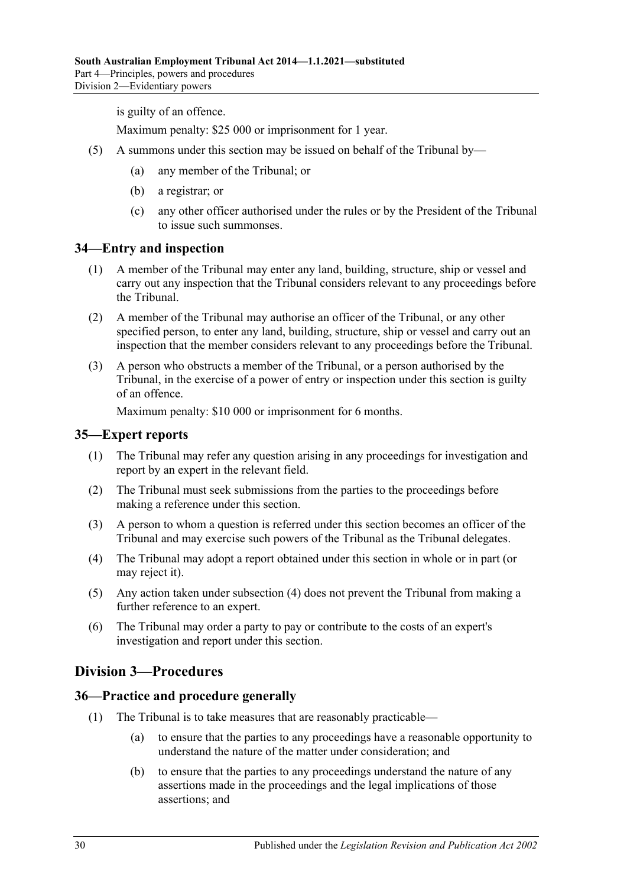is guilty of an offence.

Maximum penalty: $25 000 or imprisonment for 1 year.

(5) A summons under this section may be issued on behalf of the Tribunal by—

   (a) any member of the Tribunal; or

   (b) a registrar; or

   (c) any other officer authorised under the rules or by the President of the Tribunal to issue such summonses.

## 34—Entry and inspection

(1) A member of the Tribunal may enter any land, building, structure, ship or vessel and carry out any inspection that the Tribunal considers relevant to any proceedings before the Tribunal.

(2) A member of the Tribunal may authorise an officer of the Tribunal, or any other specified person, to enter any land, building, structure, ship or vessel and carry out an inspection that the member considers relevant to any proceedings before the Tribunal.

(3) A person who obstructs a member of the Tribunal, or a person authorised by the Tribunal, in the exercise of a power of entry or inspection under this section is guilty of an offence.

Maximum penalty: $10 000 or imprisonment for 6 months.

## 35—Expert reports

(1) The Tribunal may refer any question arising in any proceedings for investigation and report by an expert in the relevant field.

(2) The Tribunal must seek submissions from the parties to the proceedings before making a reference under this section.

(3) A person to whom a question is referred under this section becomes an officer of the Tribunal and may exercise such powers of the Tribunal as the Tribunal delegates.

(4) The Tribunal may adopt a report obtained under this section in whole or in part (or may reject it).

(5) Any action taken under subsection (4) does not prevent the Tribunal from making a further reference to an expert.

(6) The Tribunal may order a party to pay or contribute to the costs of an expert's investigation and report under this section.

# Division 3—Procedures

## 36—Practice and procedure generally

(1) The Tribunal is to take measures that are reasonably practicable—

   (a) to ensure that the parties to any proceedings have a reasonable opportunity to understand the nature of the matter under consideration; and

   (b) to ensure that the parties to any proceedings understand the nature of any assertions made in the proceedings and the legal implications of those assertions; and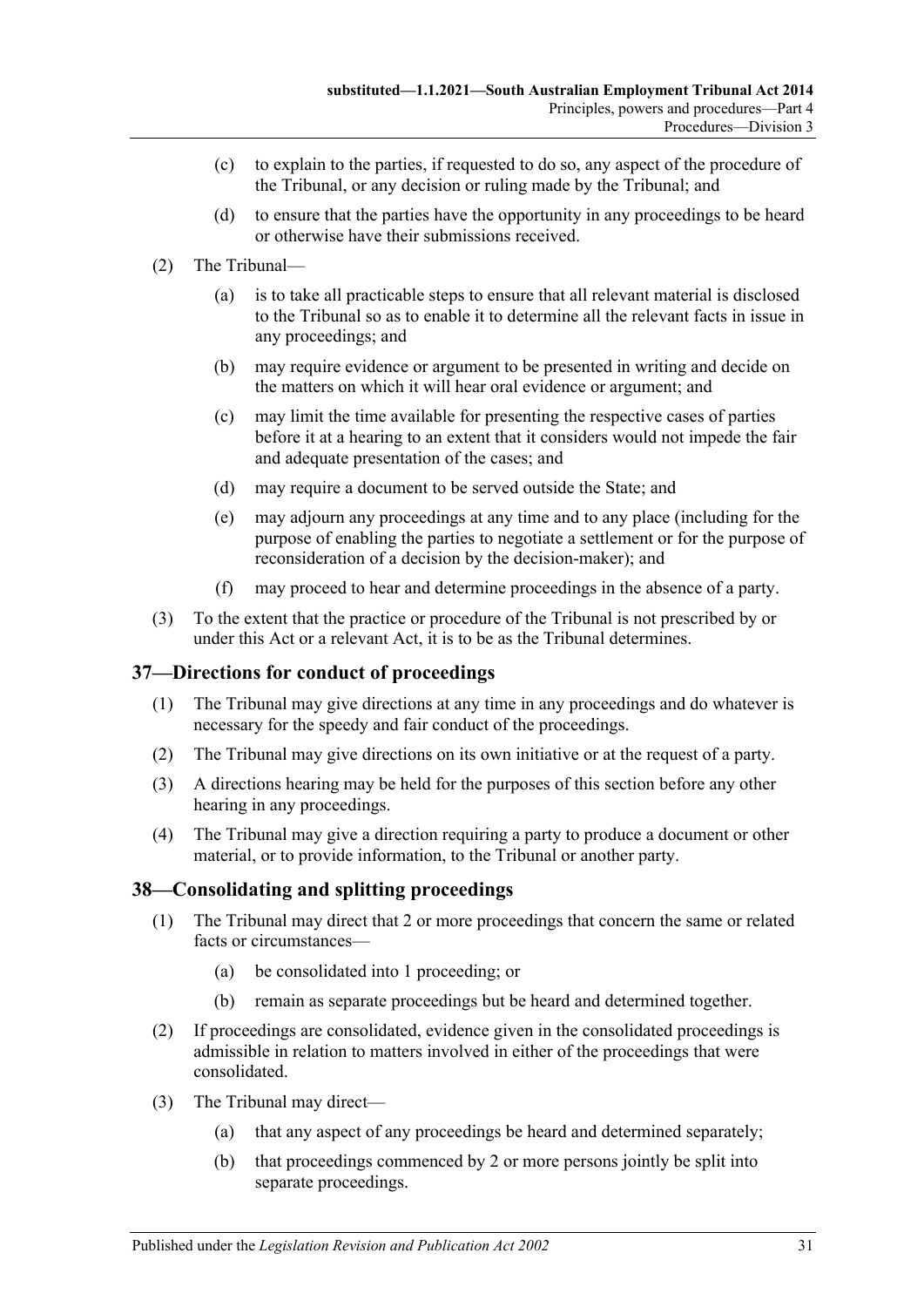- (c) to explain to the parties, if requested to do so, any aspect of the procedure of the Tribunal, or any decision or ruling made by the Tribunal; and
- (d) to ensure that the parties have the opportunity in any proceedings to be heard or otherwise have their submissions received.

(2) The Tribunal—

- (a) is to take all practicable steps to ensure that all relevant material is disclosed to the Tribunal so as to enable it to determine all the relevant facts in issue in any proceedings; and
- (b) may require evidence or argument to be presented in writing and decide on the matters on which it will hear oral evidence or argument; and
- (c) may limit the time available for presenting the respective cases of parties before it at a hearing to an extent that it considers would not impede the fair and adequate presentation of the cases; and
- (d) may require a document to be served outside the State; and
- (e) may adjourn any proceedings at any time and to any place (including for the purpose of enabling the parties to negotiate a settlement or for the purpose of reconsideration of a decision by the decision-maker); and
- (f) may proceed to hear and determine proceedings in the absence of a party.

(3) To the extent that the practice or procedure of the Tribunal is not prescribed by or under this Act or a relevant Act, it is to be as the Tribunal determines.

## 37—Directions for conduct of proceedings

(1) The Tribunal may give directions at any time in any proceedings and do whatever is necessary for the speedy and fair conduct of the proceedings.

(2) The Tribunal may give directions on its own initiative or at the request of a party.

(3) A directions hearing may be held for the purposes of this section before any other hearing in any proceedings.

(4) The Tribunal may give a direction requiring a party to produce a document or other material, or to provide information, to the Tribunal or another party.

## 38—Consolidating and splitting proceedings

(1) The Tribunal may direct that 2 or more proceedings that concern the same or related facts or circumstances—

- (a) be consolidated into 1 proceeding; or
- (b) remain as separate proceedings but be heard and determined together.

(2) If proceedings are consolidated, evidence given in the consolidated proceedings is admissible in relation to matters involved in either of the proceedings that were consolidated.

(3) The Tribunal may direct—

- (a) that any aspect of any proceedings be heard and determined separately;
- (b) that proceedings commenced by 2 or more persons jointly be split into separate proceedings.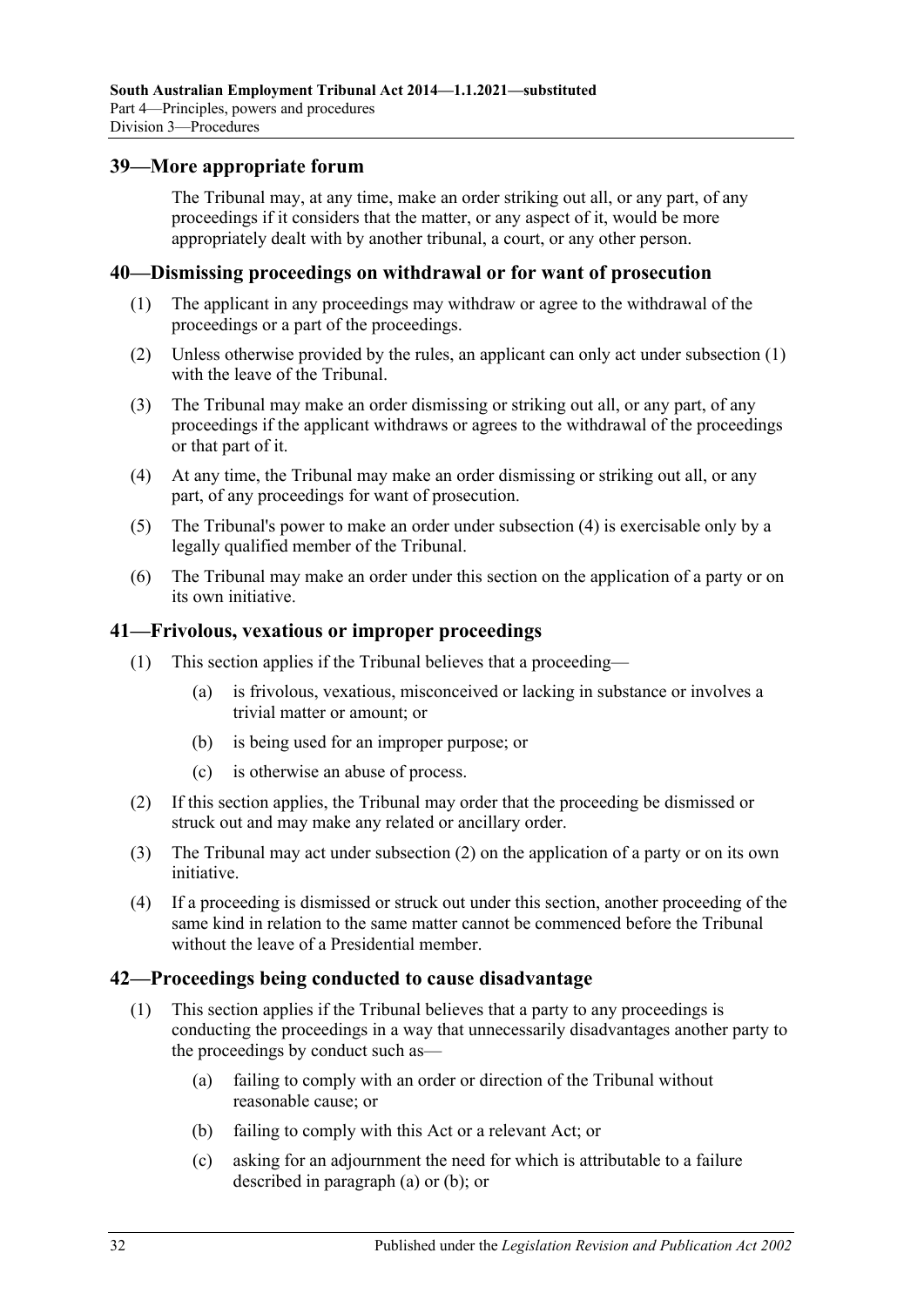## 39—More appropriate forum

The Tribunal may, at any time, make an order striking out all, or any part, of any proceedings if it considers that the matter, or any aspect of it, would be more appropriately dealt with by another tribunal, a court, or any other person.

## 40—Dismissing proceedings on withdrawal or for want of prosecution

(1) The applicant in any proceedings may withdraw or agree to the withdrawal of the proceedings or a part of the proceedings.

(2) Unless otherwise provided by the rules, an applicant can only act under subsection (1) with the leave of the Tribunal.

(3) The Tribunal may make an order dismissing or striking out all, or any part, of any proceedings if the applicant withdraws or agrees to the withdrawal of the proceedings or that part of it.

(4) At any time, the Tribunal may make an order dismissing or striking out all, or any part, of any proceedings for want of prosecution.

(5) The Tribunal's power to make an order under subsection (4) is exercisable only by a legally qualified member of the Tribunal.

(6) The Tribunal may make an order under this section on the application of a party or on its own initiative.

## 41—Frivolous, vexatious or improper proceedings

(1) This section applies if the Tribunal believes that a proceeding—

   (a) is frivolous, vexatious, misconceived or lacking in substance or involves a trivial matter or amount; or

   (b) is being used for an improper purpose; or

   (c) is otherwise an abuse of process.

(2) If this section applies, the Tribunal may order that the proceeding be dismissed or struck out and may make any related or ancillary order.

(3) The Tribunal may act under subsection (2) on the application of a party or on its own initiative.

(4) If a proceeding is dismissed or struck out under this section, another proceeding of the same kind in relation to the same matter cannot be commenced before the Tribunal without the leave of a Presidential member.

## 42—Proceedings being conducted to cause disadvantage

(1) This section applies if the Tribunal believes that a party to any proceedings is conducting the proceedings in a way that unnecessarily disadvantages another party to the proceedings by conduct such as—

   (a) failing to comply with an order or direction of the Tribunal without reasonable cause; or

   (b) failing to comply with this Act or a relevant Act; or

   (c) asking for an adjournment the need for which is attributable to a failure described in paragraph (a) or (b); or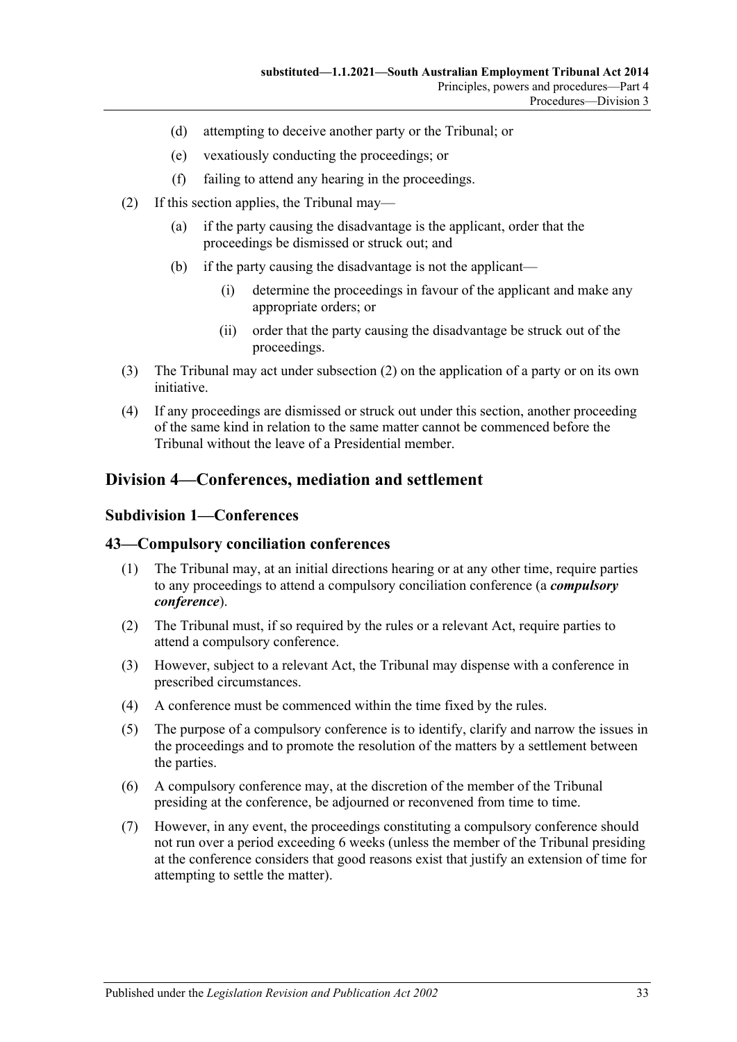(d) attempting to deceive another party or the Tribunal; or

(e) vexatiously conducting the proceedings; or

(f) failing to attend any hearing in the proceedings.

(2) If this section applies, the Tribunal may—

(a) if the party causing the disadvantage is the applicant, order that the proceedings be dismissed or struck out; and

(b) if the party causing the disadvantage is not the applicant—

(i) determine the proceedings in favour of the applicant and make any appropriate orders; or

(ii) order that the party causing the disadvantage be struck out of the proceedings.

(3) The Tribunal may act under subsection (2) on the application of a party or on its own initiative.

(4) If any proceedings are dismissed or struck out under this section, another proceeding of the same kind in relation to the same matter cannot be commenced before the Tribunal without the leave of a Presidential member.

## Division 4—Conferences, mediation and settlement

### Subdivision 1—Conferences

### 43—Compulsory conciliation conferences

(1) The Tribunal may, at an initial directions hearing or at any other time, require parties to any proceedings to attend a compulsory conciliation conference (a ***compulsory conference***).

(2) The Tribunal must, if so required by the rules or a relevant Act, require parties to attend a compulsory conference.

(3) However, subject to a relevant Act, the Tribunal may dispense with a conference in prescribed circumstances.

(4) A conference must be commenced within the time fixed by the rules.

(5) The purpose of a compulsory conference is to identify, clarify and narrow the issues in the proceedings and to promote the resolution of the matters by a settlement between the parties.

(6) A compulsory conference may, at the discretion of the member of the Tribunal presiding at the conference, be adjourned or reconvened from time to time.

(7) However, in any event, the proceedings constituting a compulsory conference should not run over a period exceeding 6 weeks (unless the member of the Tribunal presiding at the conference considers that good reasons exist that justify an extension of time for attempting to settle the matter).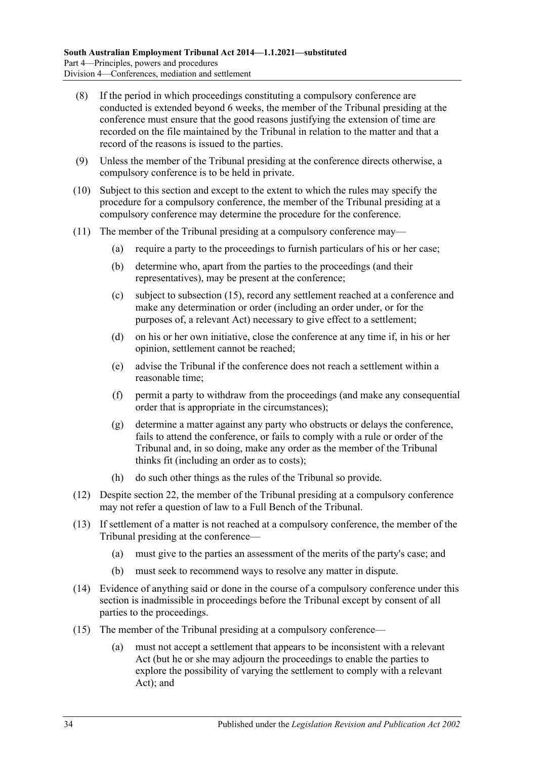(8) If the period in which proceedings constituting a compulsory conference are conducted is extended beyond 6 weeks, the member of the Tribunal presiding at the conference must ensure that the good reasons justifying the extension of time are recorded on the file maintained by the Tribunal in relation to the matter and that a record of the reasons is issued to the parties.

(9) Unless the member of the Tribunal presiding at the conference directs otherwise, a compulsory conference is to be held in private.

(10) Subject to this section and except to the extent to which the rules may specify the procedure for a compulsory conference, the member of the Tribunal presiding at a compulsory conference may determine the procedure for the conference.

(11) The member of the Tribunal presiding at a compulsory conference may—

(a) require a party to the proceedings to furnish particulars of his or her case;

(b) determine who, apart from the parties to the proceedings (and their representatives), may be present at the conference;

(c) subject to subsection (15), record any settlement reached at a conference and make any determination or order (including an order under, or for the purposes of, a relevant Act) necessary to give effect to a settlement;

(d) on his or her own initiative, close the conference at any time if, in his or her opinion, settlement cannot be reached;

(e) advise the Tribunal if the conference does not reach a settlement within a reasonable time;

(f) permit a party to withdraw from the proceedings (and make any consequential order that is appropriate in the circumstances);

(g) determine a matter against any party who obstructs or delays the conference, fails to attend the conference, or fails to comply with a rule or order of the Tribunal and, in so doing, make any order as the member of the Tribunal thinks fit (including an order as to costs);

(h) do such other things as the rules of the Tribunal so provide.

(12) Despite section 22, the member of the Tribunal presiding at a compulsory conference may not refer a question of law to a Full Bench of the Tribunal.

(13) If settlement of a matter is not reached at a compulsory conference, the member of the Tribunal presiding at the conference—

(a) must give to the parties an assessment of the merits of the party's case; and

(b) must seek to recommend ways to resolve any matter in dispute.

(14) Evidence of anything said or done in the course of a compulsory conference under this section is inadmissible in proceedings before the Tribunal except by consent of all parties to the proceedings.

(15) The member of the Tribunal presiding at a compulsory conference—

(a) must not accept a settlement that appears to be inconsistent with a relevant Act (but he or she may adjourn the proceedings to enable the parties to explore the possibility of varying the settlement to comply with a relevant Act); and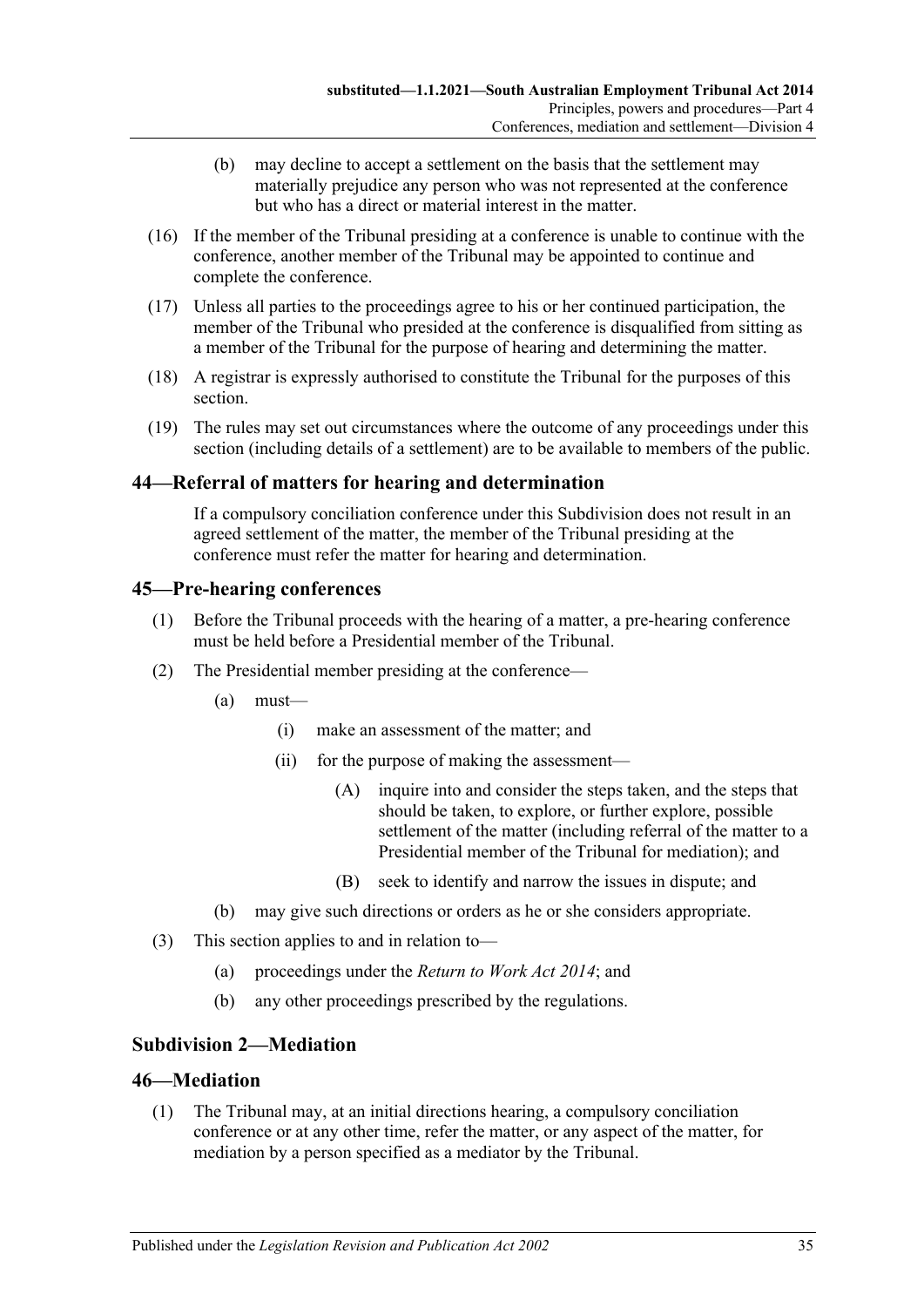(b) may decline to accept a settlement on the basis that the settlement may materially prejudice any person who was not represented at the conference but who has a direct or material interest in the matter.

(16) If the member of the Tribunal presiding at a conference is unable to continue with the conference, another member of the Tribunal may be appointed to continue and complete the conference.

(17) Unless all parties to the proceedings agree to his or her continued participation, the member of the Tribunal who presided at the conference is disqualified from sitting as a member of the Tribunal for the purpose of hearing and determining the matter.

(18) A registrar is expressly authorised to constitute the Tribunal for the purposes of this section.

(19) The rules may set out circumstances where the outcome of any proceedings under this section (including details of a settlement) are to be available to members of the public.

## 44—Referral of matters for hearing and determination

If a compulsory conciliation conference under this Subdivision does not result in an agreed settlement of the matter, the member of the Tribunal presiding at the conference must refer the matter for hearing and determination.

## 45—Pre-hearing conferences

(1) Before the Tribunal proceeds with the hearing of a matter, a pre-hearing conference must be held before a Presidential member of the Tribunal.

(2) The Presidential member presiding at the conference—

(a) must—

(i) make an assessment of the matter; and

(ii) for the purpose of making the assessment—

(A) inquire into and consider the steps taken, and the steps that should be taken, to explore, or further explore, possible settlement of the matter (including referral of the matter to a Presidential member of the Tribunal for mediation); and

(B) seek to identify and narrow the issues in dispute; and

(b) may give such directions or orders as he or she considers appropriate.

(3) This section applies to and in relation to—

(a) proceedings under the *Return to Work Act 2014*; and

(b) any other proceedings prescribed by the regulations.

### Subdivision 2—Mediation

## 46—Mediation

(1) The Tribunal may, at an initial directions hearing, a compulsory conciliation conference or at any other time, refer the matter, or any aspect of the matter, for mediation by a person specified as a mediator by the Tribunal.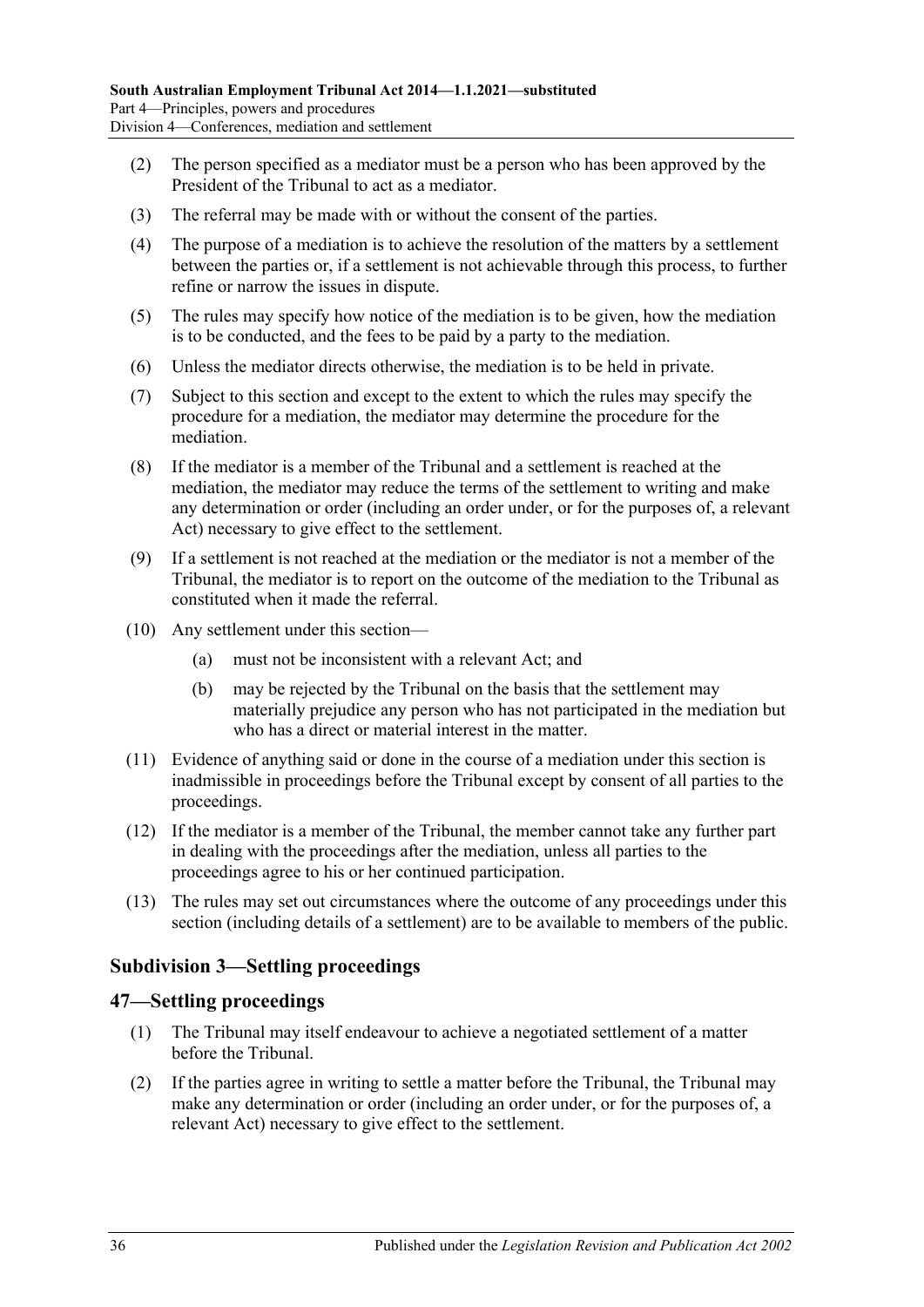(2) The person specified as a mediator must be a person who has been approved by the President of the Tribunal to act as a mediator.

(3) The referral may be made with or without the consent of the parties.

(4) The purpose of a mediation is to achieve the resolution of the matters by a settlement between the parties or, if a settlement is not achievable through this process, to further refine or narrow the issues in dispute.

(5) The rules may specify how notice of the mediation is to be given, how the mediation is to be conducted, and the fees to be paid by a party to the mediation.

(6) Unless the mediator directs otherwise, the mediation is to be held in private.

(7) Subject to this section and except to the extent to which the rules may specify the procedure for a mediation, the mediator may determine the procedure for the mediation.

(8) If the mediator is a member of the Tribunal and a settlement is reached at the mediation, the mediator may reduce the terms of the settlement to writing and make any determination or order (including an order under, or for the purposes of, a relevant Act) necessary to give effect to the settlement.

(9) If a settlement is not reached at the mediation or the mediator is not a member of the Tribunal, the mediator is to report on the outcome of the mediation to the Tribunal as constituted when it made the referral.

(10) Any settlement under this section—

  (a) must not be inconsistent with a relevant Act; and

  (b) may be rejected by the Tribunal on the basis that the settlement may materially prejudice any person who has not participated in the mediation but who has a direct or material interest in the matter.

(11) Evidence of anything said or done in the course of a mediation under this section is inadmissible in proceedings before the Tribunal except by consent of all parties to the proceedings.

(12) If the mediator is a member of the Tribunal, the member cannot take any further part in dealing with the proceedings after the mediation, unless all parties to the proceedings agree to his or her continued participation.

(13) The rules may set out circumstances where the outcome of any proceedings under this section (including details of a settlement) are to be available to members of the public.

## Subdivision 3—Settling proceedings

## 47—Settling proceedings

(1) The Tribunal may itself endeavour to achieve a negotiated settlement of a matter before the Tribunal.

(2) If the parties agree in writing to settle a matter before the Tribunal, the Tribunal may make any determination or order (including an order under, or for the purposes of, a relevant Act) necessary to give effect to the settlement.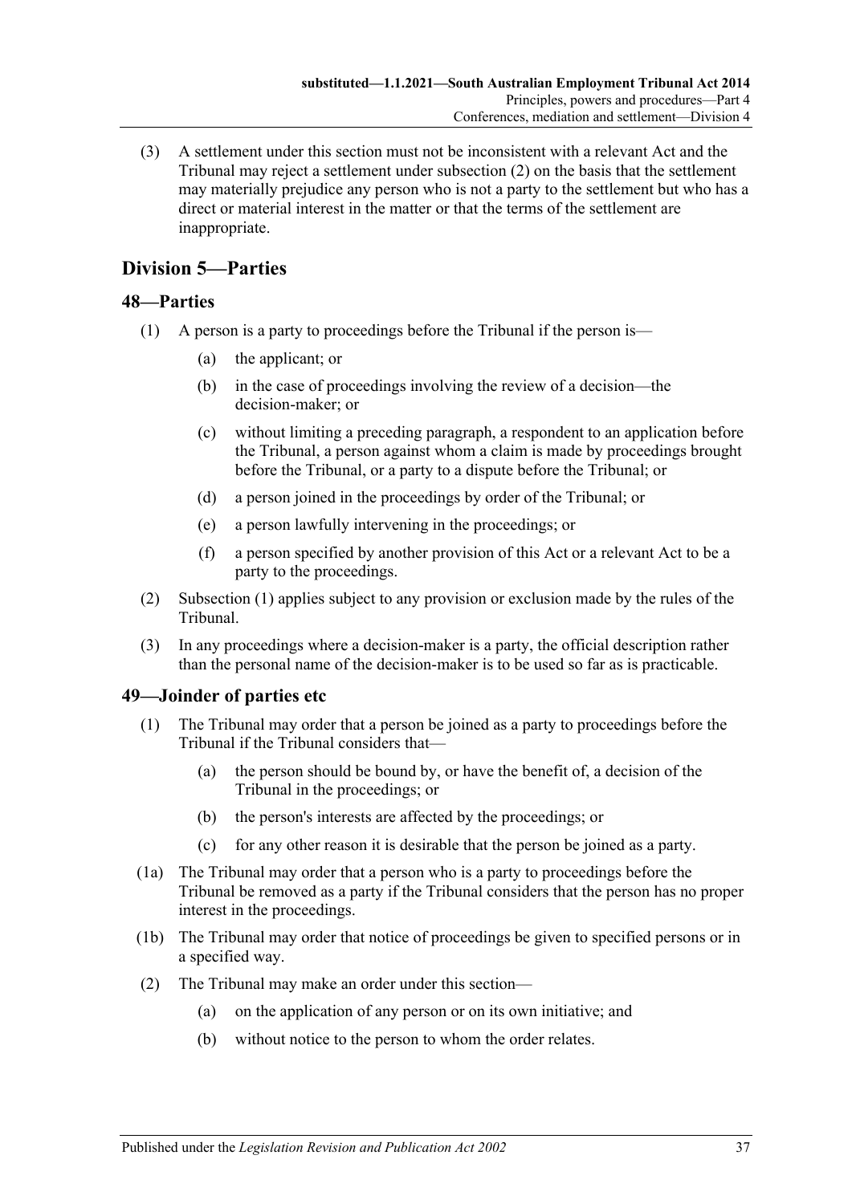(3) A settlement under this section must not be inconsistent with a relevant Act and the Tribunal may reject a settlement under subsection (2) on the basis that the settlement may materially prejudice any person who is not a party to the settlement but who has a direct or material interest in the matter or that the terms of the settlement are inappropriate.

## Division 5—Parties

### 48—Parties

(1) A person is a party to proceedings before the Tribunal if the person is—

(a) the applicant; or

(b) in the case of proceedings involving the review of a decision—the decision-maker; or

(c) without limiting a preceding paragraph, a respondent to an application before the Tribunal, a person against whom a claim is made by proceedings brought before the Tribunal, or a party to a dispute before the Tribunal; or

(d) a person joined in the proceedings by order of the Tribunal; or

(e) a person lawfully intervening in the proceedings; or

(f) a person specified by another provision of this Act or a relevant Act to be a party to the proceedings.

(2) Subsection (1) applies subject to any provision or exclusion made by the rules of the Tribunal.

(3) In any proceedings where a decision-maker is a party, the official description rather than the personal name of the decision-maker is to be used so far as is practicable.

### 49—Joinder of parties etc

(1) The Tribunal may order that a person be joined as a party to proceedings before the Tribunal if the Tribunal considers that—

(a) the person should be bound by, or have the benefit of, a decision of the Tribunal in the proceedings; or

(b) the person's interests are affected by the proceedings; or

(c) for any other reason it is desirable that the person be joined as a party.

(1a) The Tribunal may order that a person who is a party to proceedings before the Tribunal be removed as a party if the Tribunal considers that the person has no proper interest in the proceedings.

(1b) The Tribunal may order that notice of proceedings be given to specified persons or in a specified way.

(2) The Tribunal may make an order under this section—

(a) on the application of any person or on its own initiative; and

(b) without notice to the person to whom the order relates.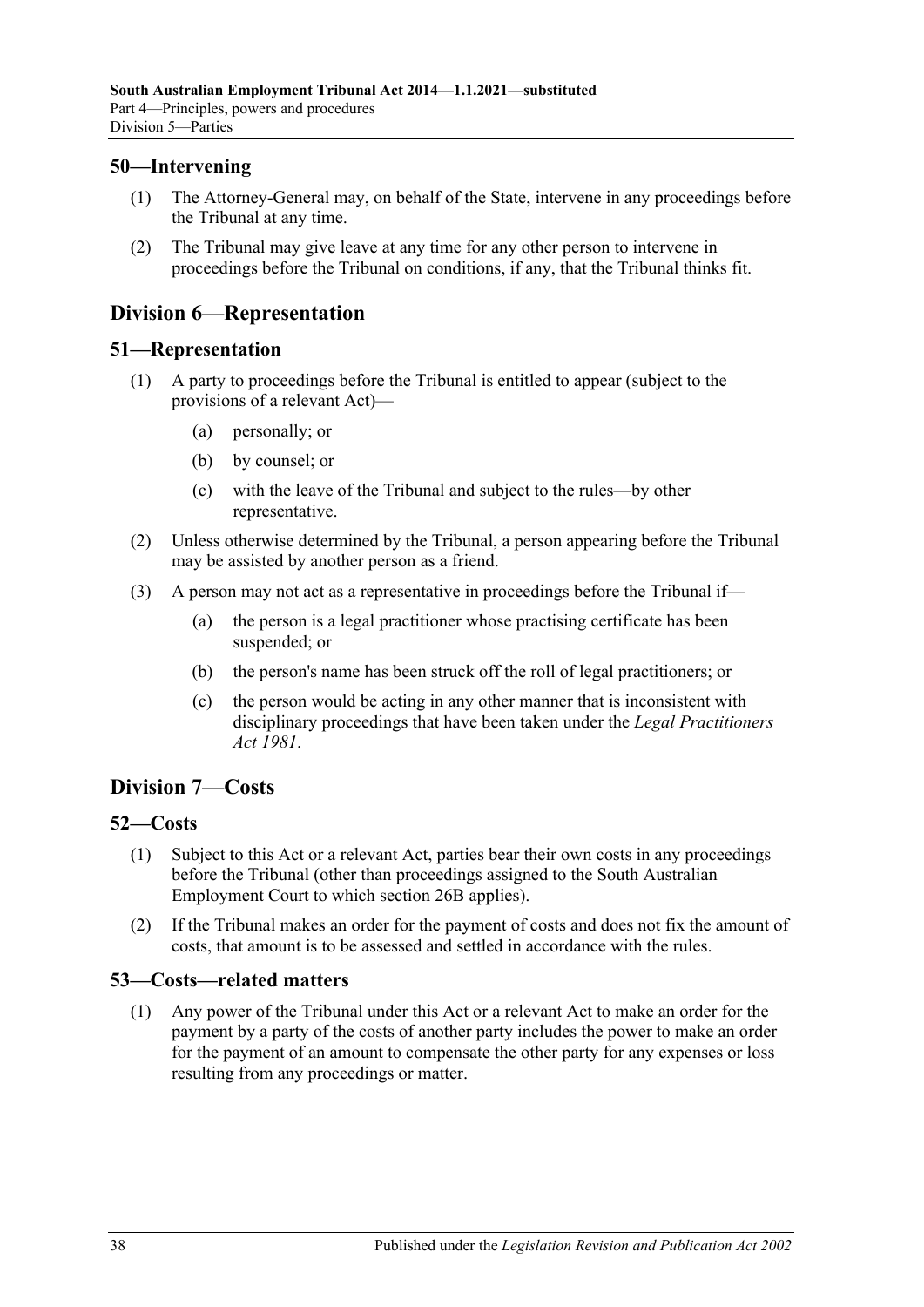## 50—Intervening

(1) The Attorney-General may, on behalf of the State, intervene in any proceedings before the Tribunal at any time.

(2) The Tribunal may give leave at any time for any other person to intervene in proceedings before the Tribunal on conditions, if any, that the Tribunal thinks fit.

# Division 6—Representation

## 51—Representation

(1) A party to proceedings before the Tribunal is entitled to appear (subject to the provisions of a relevant Act)—

(a) personally; or

(b) by counsel; or

(c) with the leave of the Tribunal and subject to the rules—by other representative.

(2) Unless otherwise determined by the Tribunal, a person appearing before the Tribunal may be assisted by another person as a friend.

(3) A person may not act as a representative in proceedings before the Tribunal if—

(a) the person is a legal practitioner whose practising certificate has been suspended; or

(b) the person's name has been struck off the roll of legal practitioners; or

(c) the person would be acting in any other manner that is inconsistent with disciplinary proceedings that have been taken under the *Legal Practitioners Act 1981*.

# Division 7—Costs

## 52—Costs

(1) Subject to this Act or a relevant Act, parties bear their own costs in any proceedings before the Tribunal (other than proceedings assigned to the South Australian Employment Court to which section 26B applies).

(2) If the Tribunal makes an order for the payment of costs and does not fix the amount of costs, that amount is to be assessed and settled in accordance with the rules.

## 53—Costs—related matters

(1) Any power of the Tribunal under this Act or a relevant Act to make an order for the payment by a party of the costs of another party includes the power to make an order for the payment of an amount to compensate the other party for any expenses or loss resulting from any proceedings or matter.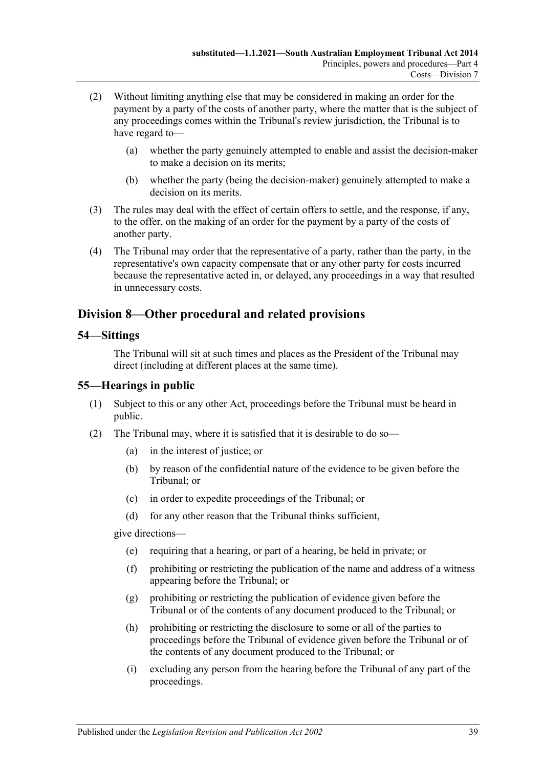(2) Without limiting anything else that may be considered in making an order for the payment by a party of the costs of another party, where the matter that is the subject of any proceedings comes within the Tribunal's review jurisdiction, the Tribunal is to have regard to—

(a) whether the party genuinely attempted to enable and assist the decision-maker to make a decision on its merits;

(b) whether the party (being the decision-maker) genuinely attempted to make a decision on its merits.

(3) The rules may deal with the effect of certain offers to settle, and the response, if any, to the offer, on the making of an order for the payment by a party of the costs of another party.

(4) The Tribunal may order that the representative of a party, rather than the party, in the representative's own capacity compensate that or any other party for costs incurred because the representative acted in, or delayed, any proceedings in a way that resulted in unnecessary costs.

## Division 8—Other procedural and related provisions

### 54—Sittings

The Tribunal will sit at such times and places as the President of the Tribunal may direct (including at different places at the same time).

### 55—Hearings in public

(1) Subject to this or any other Act, proceedings before the Tribunal must be heard in public.

(2) The Tribunal may, where it is satisfied that it is desirable to do so—

(a) in the interest of justice; or

(b) by reason of the confidential nature of the evidence to be given before the Tribunal; or

(c) in order to expedite proceedings of the Tribunal; or

(d) for any other reason that the Tribunal thinks sufficient,

give directions—

(e) requiring that a hearing, or part of a hearing, be held in private; or

(f) prohibiting or restricting the publication of the name and address of a witness appearing before the Tribunal; or

(g) prohibiting or restricting the publication of evidence given before the Tribunal or of the contents of any document produced to the Tribunal; or

(h) prohibiting or restricting the disclosure to some or all of the parties to proceedings before the Tribunal of evidence given before the Tribunal or of the contents of any document produced to the Tribunal; or

(i) excluding any person from the hearing before the Tribunal of any part of the proceedings.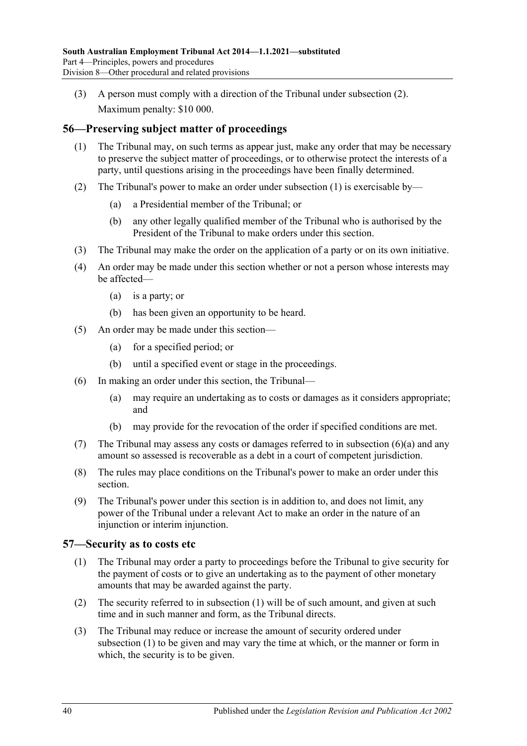(3) A person must comply with a direction of the Tribunal under subsection (2).

Maximum penalty: $10 000.

## 56—Preserving subject matter of proceedings

(1) The Tribunal may, on such terms as appear just, make any order that may be necessary to preserve the subject matter of proceedings, or to otherwise protect the interests of a party, until questions arising in the proceedings have been finally determined.

(2) The Tribunal's power to make an order under subsection (1) is exercisable by—

(a) a Presidential member of the Tribunal; or

(b) any other legally qualified member of the Tribunal who is authorised by the President of the Tribunal to make orders under this section.

(3) The Tribunal may make the order on the application of a party or on its own initiative.

(4) An order may be made under this section whether or not a person whose interests may be affected—

(a) is a party; or

(b) has been given an opportunity to be heard.

(5) An order may be made under this section—

(a) for a specified period; or

(b) until a specified event or stage in the proceedings.

(6) In making an order under this section, the Tribunal—

(a) may require an undertaking as to costs or damages as it considers appropriate; and

(b) may provide for the revocation of the order if specified conditions are met.

(7) The Tribunal may assess any costs or damages referred to in subsection (6)(a) and any amount so assessed is recoverable as a debt in a court of competent jurisdiction.

(8) The rules may place conditions on the Tribunal's power to make an order under this section.

(9) The Tribunal's power under this section is in addition to, and does not limit, any power of the Tribunal under a relevant Act to make an order in the nature of an injunction or interim injunction.

## 57—Security as to costs etc

(1) The Tribunal may order a party to proceedings before the Tribunal to give security for the payment of costs or to give an undertaking as to the payment of other monetary amounts that may be awarded against the party.

(2) The security referred to in subsection (1) will be of such amount, and given at such time and in such manner and form, as the Tribunal directs.

(3) The Tribunal may reduce or increase the amount of security ordered under subsection (1) to be given and may vary the time at which, or the manner or form in which, the security is to be given.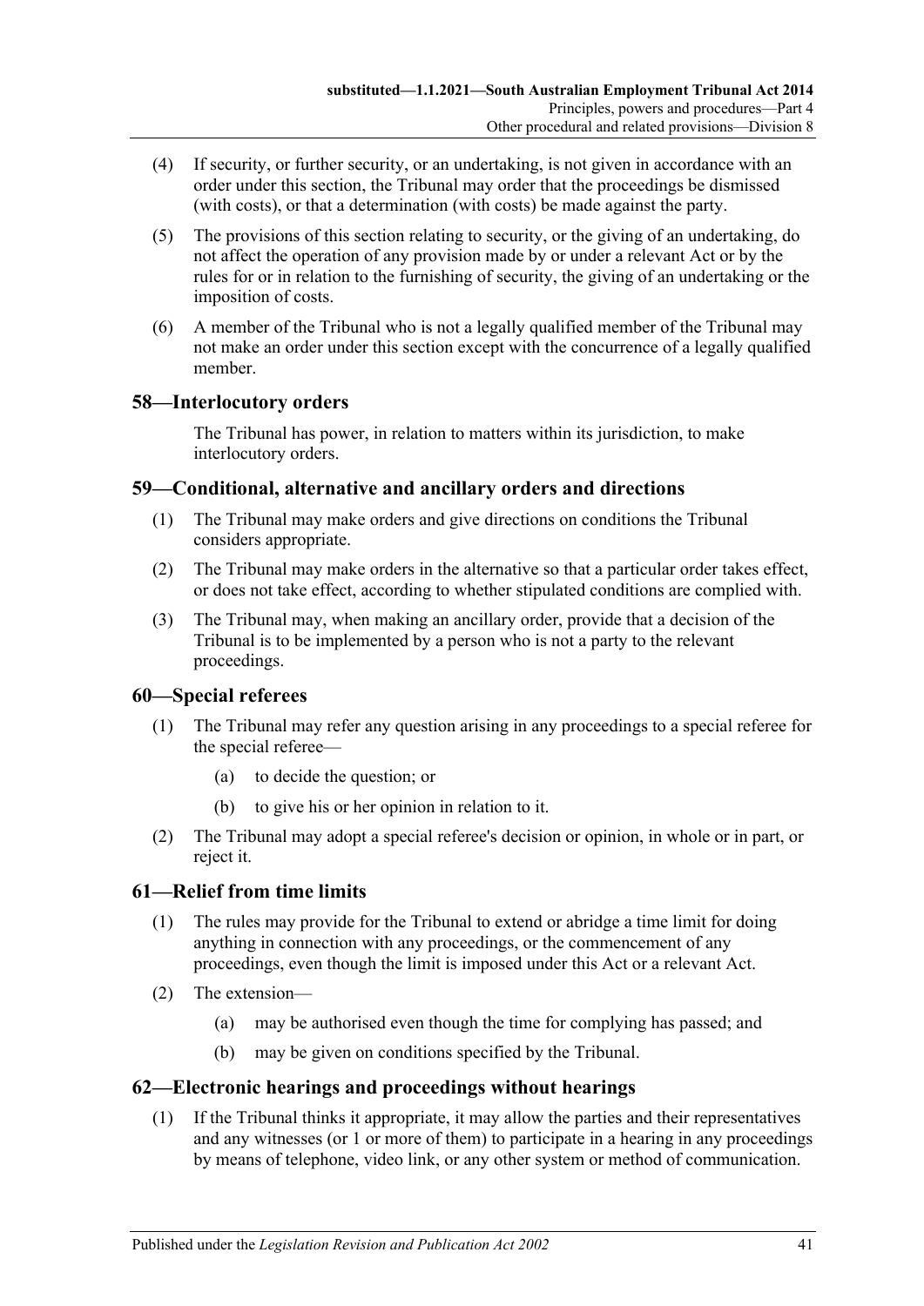(4) If security, or further security, or an undertaking, is not given in accordance with an order under this section, the Tribunal may order that the proceedings be dismissed (with costs), or that a determination (with costs) be made against the party.

(5) The provisions of this section relating to security, or the giving of an undertaking, do not affect the operation of any provision made by or under a relevant Act or by the rules for or in relation to the furnishing of security, the giving of an undertaking or the imposition of costs.

(6) A member of the Tribunal who is not a legally qualified member of the Tribunal may not make an order under this section except with the concurrence of a legally qualified member.

## 58—Interlocutory orders

The Tribunal has power, in relation to matters within its jurisdiction, to make interlocutory orders.

## 59—Conditional, alternative and ancillary orders and directions

(1) The Tribunal may make orders and give directions on conditions the Tribunal considers appropriate.

(2) The Tribunal may make orders in the alternative so that a particular order takes effect, or does not take effect, according to whether stipulated conditions are complied with.

(3) The Tribunal may, when making an ancillary order, provide that a decision of the Tribunal is to be implemented by a person who is not a party to the relevant proceedings.

## 60—Special referees

(1) The Tribunal may refer any question arising in any proceedings to a special referee for the special referee—

(a) to decide the question; or

(b) to give his or her opinion in relation to it.

(2) The Tribunal may adopt a special referee's decision or opinion, in whole or in part, or reject it.

## 61—Relief from time limits

(1) The rules may provide for the Tribunal to extend or abridge a time limit for doing anything in connection with any proceedings, or the commencement of any proceedings, even though the limit is imposed under this Act or a relevant Act.

(2) The extension—

(a) may be authorised even though the time for complying has passed; and

(b) may be given on conditions specified by the Tribunal.

## 62—Electronic hearings and proceedings without hearings

(1) If the Tribunal thinks it appropriate, it may allow the parties and their representatives and any witnesses (or 1 or more of them) to participate in a hearing in any proceedings by means of telephone, video link, or any other system or method of communication.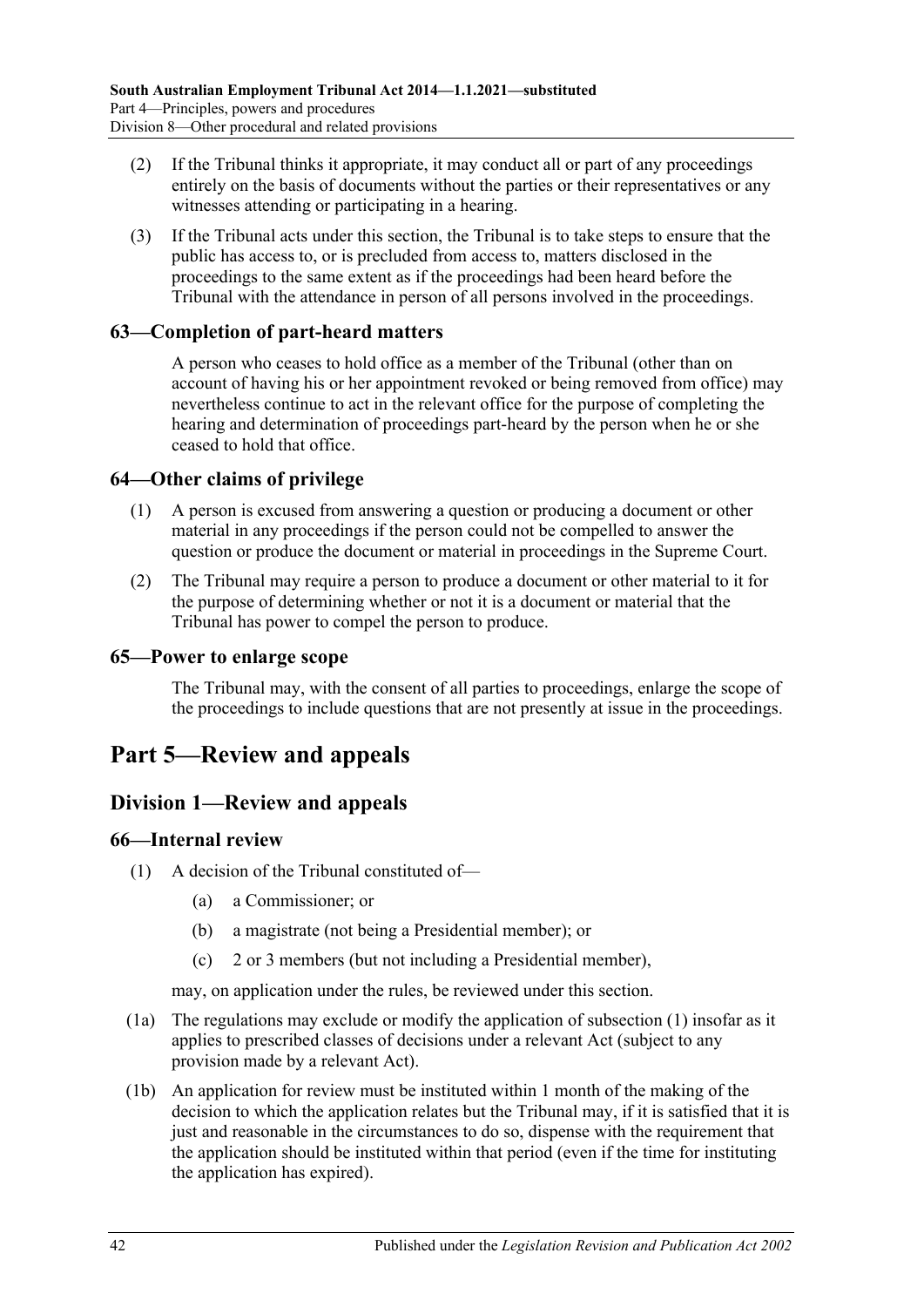(2) If the Tribunal thinks it appropriate, it may conduct all or part of any proceedings entirely on the basis of documents without the parties or their representatives or any witnesses attending or participating in a hearing.

(3) If the Tribunal acts under this section, the Tribunal is to take steps to ensure that the public has access to, or is precluded from access to, matters disclosed in the proceedings to the same extent as if the proceedings had been heard before the Tribunal with the attendance in person of all persons involved in the proceedings.

### 63—Completion of part-heard matters

A person who ceases to hold office as a member of the Tribunal (other than on account of having his or her appointment revoked or being removed from office) may nevertheless continue to act in the relevant office for the purpose of completing the hearing and determination of proceedings part-heard by the person when he or she ceased to hold that office.

### 64—Other claims of privilege

(1) A person is excused from answering a question or producing a document or other material in any proceedings if the person could not be compelled to answer the question or produce the document or material in proceedings in the Supreme Court.

(2) The Tribunal may require a person to produce a document or other material to it for the purpose of determining whether or not it is a document or material that the Tribunal has power to compel the person to produce.

### 65—Power to enlarge scope

The Tribunal may, with the consent of all parties to proceedings, enlarge the scope of the proceedings to include questions that are not presently at issue in the proceedings.

# Part 5—Review and appeals

## Division 1—Review and appeals

### 66—Internal review

(1) A decision of the Tribunal constituted of—

(a) a Commissioner; or

(b) a magistrate (not being a Presidential member); or

(c) 2 or 3 members (but not including a Presidential member),

may, on application under the rules, be reviewed under this section.

(1a) The regulations may exclude or modify the application of subsection (1) insofar as it applies to prescribed classes of decisions under a relevant Act (subject to any provision made by a relevant Act).

(1b) An application for review must be instituted within 1 month of the making of the decision to which the application relates but the Tribunal may, if it is satisfied that it is just and reasonable in the circumstances to do so, dispense with the requirement that the application should be instituted within that period (even if the time for instituting the application has expired).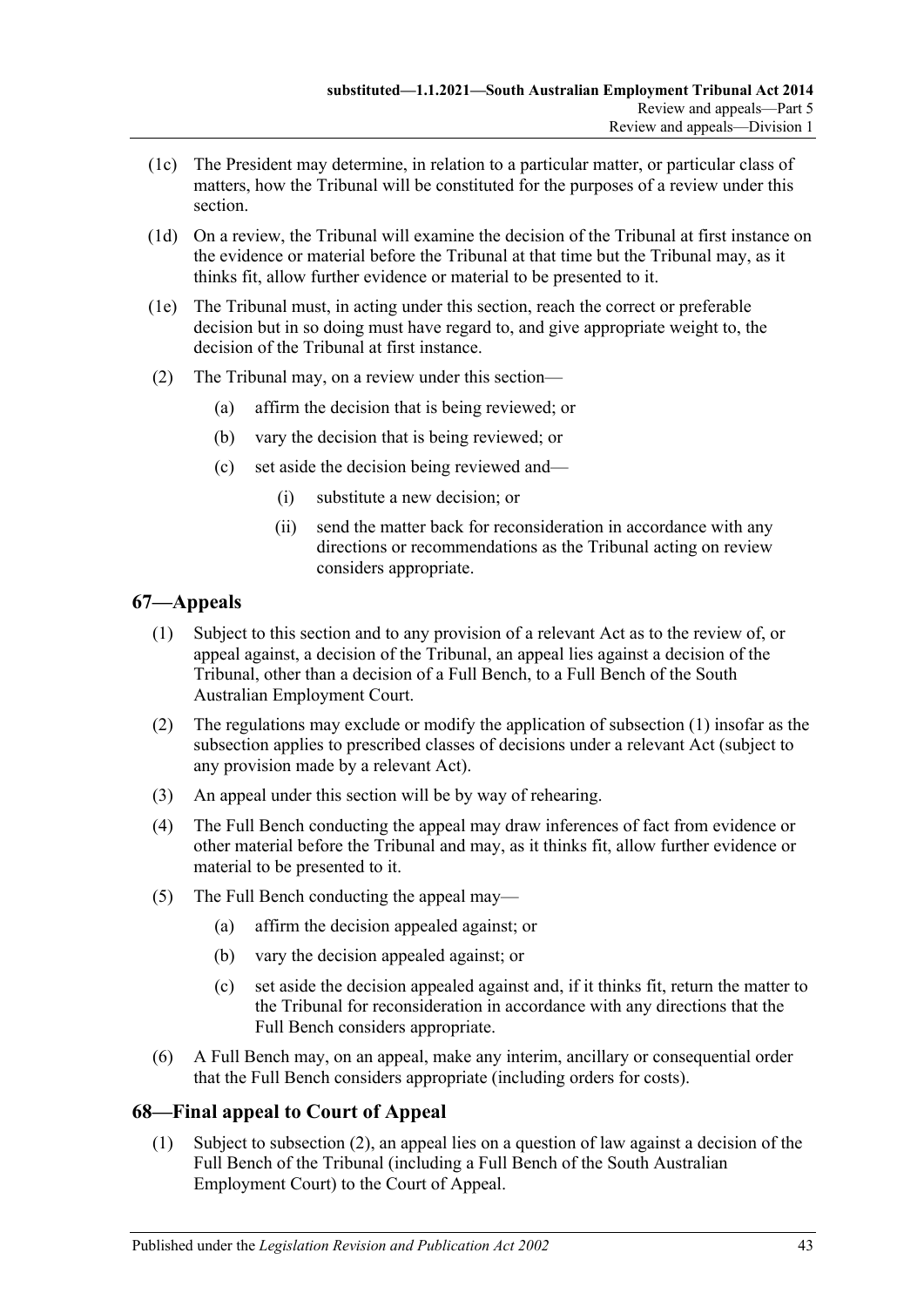(1c) The President may determine, in relation to a particular matter, or particular class of matters, how the Tribunal will be constituted for the purposes of a review under this section.

(1d) On a review, the Tribunal will examine the decision of the Tribunal at first instance on the evidence or material before the Tribunal at that time but the Tribunal may, as it thinks fit, allow further evidence or material to be presented to it.

(1e) The Tribunal must, in acting under this section, reach the correct or preferable decision but in so doing must have regard to, and give appropriate weight to, the decision of the Tribunal at first instance.

(2) The Tribunal may, on a review under this section—

(a) affirm the decision that is being reviewed; or

(b) vary the decision that is being reviewed; or

(c) set aside the decision being reviewed and—

(i) substitute a new decision; or

(ii) send the matter back for reconsideration in accordance with any directions or recommendations as the Tribunal acting on review considers appropriate.

## 67—Appeals

(1) Subject to this section and to any provision of a relevant Act as to the review of, or appeal against, a decision of the Tribunal, an appeal lies against a decision of the Tribunal, other than a decision of a Full Bench, to a Full Bench of the South Australian Employment Court.

(2) The regulations may exclude or modify the application of subsection (1) insofar as the subsection applies to prescribed classes of decisions under a relevant Act (subject to any provision made by a relevant Act).

(3) An appeal under this section will be by way of rehearing.

(4) The Full Bench conducting the appeal may draw inferences of fact from evidence or other material before the Tribunal and may, as it thinks fit, allow further evidence or material to be presented to it.

(5) The Full Bench conducting the appeal may—

(a) affirm the decision appealed against; or

(b) vary the decision appealed against; or

(c) set aside the decision appealed against and, if it thinks fit, return the matter to the Tribunal for reconsideration in accordance with any directions that the Full Bench considers appropriate.

(6) A Full Bench may, on an appeal, make any interim, ancillary or consequential order that the Full Bench considers appropriate (including orders for costs).

## 68—Final appeal to Court of Appeal

(1) Subject to subsection (2), an appeal lies on a question of law against a decision of the Full Bench of the Tribunal (including a Full Bench of the South Australian Employment Court) to the Court of Appeal.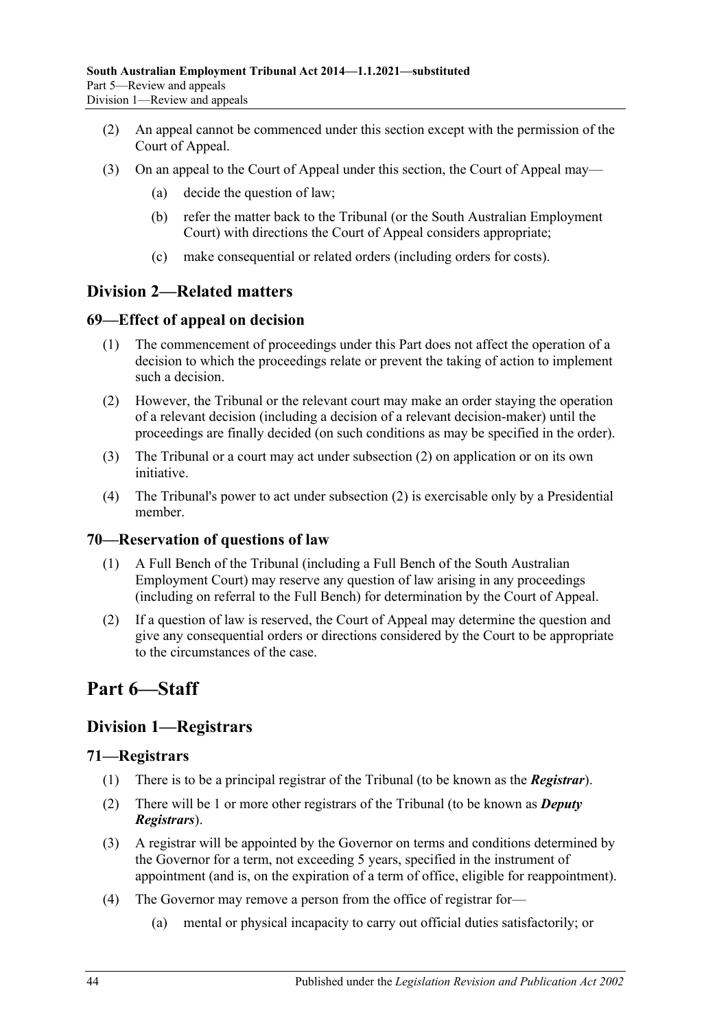(2) An appeal cannot be commenced under this section except with the permission of the Court of Appeal.

(3) On an appeal to the Court of Appeal under this section, the Court of Appeal may—

(a) decide the question of law;

(b) refer the matter back to the Tribunal (or the South Australian Employment Court) with directions the Court of Appeal considers appropriate;

(c) make consequential or related orders (including orders for costs).

## Division 2—Related matters

### 69—Effect of appeal on decision

(1) The commencement of proceedings under this Part does not affect the operation of a decision to which the proceedings relate or prevent the taking of action to implement such a decision.

(2) However, the Tribunal or the relevant court may make an order staying the operation of a relevant decision (including a decision of a relevant decision-maker) until the proceedings are finally decided (on such conditions as may be specified in the order).

(3) The Tribunal or a court may act under subsection (2) on application or on its own initiative.

(4) The Tribunal's power to act under subsection (2) is exercisable only by a Presidential member.

### 70—Reservation of questions of law

(1) A Full Bench of the Tribunal (including a Full Bench of the South Australian Employment Court) may reserve any question of law arising in any proceedings (including on referral to the Full Bench) for determination by the Court of Appeal.

(2) If a question of law is reserved, the Court of Appeal may determine the question and give any consequential orders or directions considered by the Court to be appropriate to the circumstances of the case.

# Part 6—Staff

## Division 1—Registrars

### 71—Registrars

(1) There is to be a principal registrar of the Tribunal (to be known as the ***Registrar***).

(2) There will be 1 or more other registrars of the Tribunal (to be known as ***Deputy Registrars***).

(3) A registrar will be appointed by the Governor on terms and conditions determined by the Governor for a term, not exceeding 5 years, specified in the instrument of appointment (and is, on the expiration of a term of office, eligible for reappointment).

(4) The Governor may remove a person from the office of registrar for—

(a) mental or physical incapacity to carry out official duties satisfactorily; or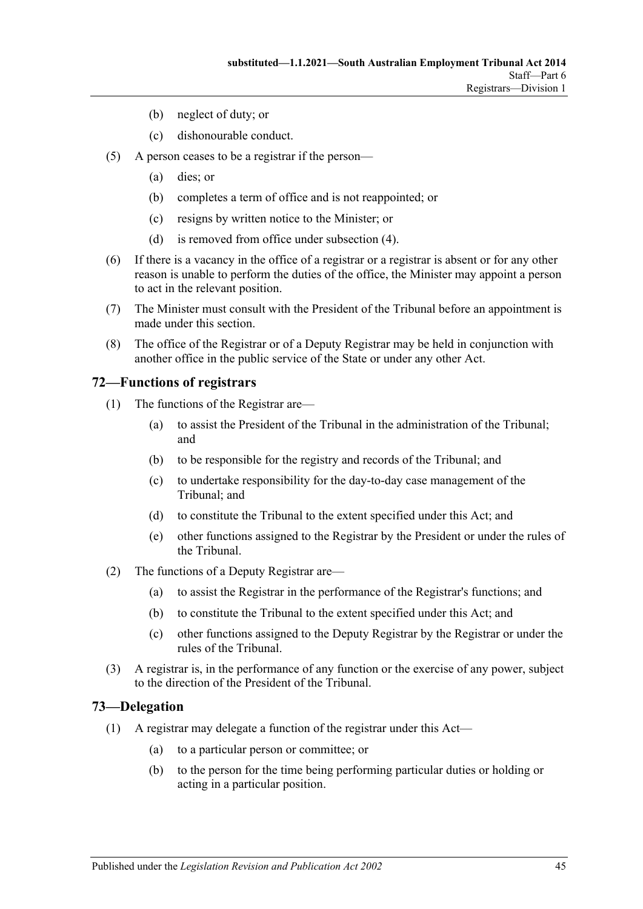(b) neglect of duty; or

(c) dishonourable conduct.

(5) A person ceases to be a registrar if the person—

(a) dies; or

(b) completes a term of office and is not reappointed; or

(c) resigns by written notice to the Minister; or

(d) is removed from office under subsection (4).

(6) If there is a vacancy in the office of a registrar or a registrar is absent or for any other reason is unable to perform the duties of the office, the Minister may appoint a person to act in the relevant position.

(7) The Minister must consult with the President of the Tribunal before an appointment is made under this section.

(8) The office of the Registrar or of a Deputy Registrar may be held in conjunction with another office in the public service of the State or under any other Act.

## 72—Functions of registrars

(1) The functions of the Registrar are—

(a) to assist the President of the Tribunal in the administration of the Tribunal; and

(b) to be responsible for the registry and records of the Tribunal; and

(c) to undertake responsibility for the day-to-day case management of the Tribunal; and

(d) to constitute the Tribunal to the extent specified under this Act; and

(e) other functions assigned to the Registrar by the President or under the rules of the Tribunal.

(2) The functions of a Deputy Registrar are—

(a) to assist the Registrar in the performance of the Registrar's functions; and

(b) to constitute the Tribunal to the extent specified under this Act; and

(c) other functions assigned to the Deputy Registrar by the Registrar or under the rules of the Tribunal.

(3) A registrar is, in the performance of any function or the exercise of any power, subject to the direction of the President of the Tribunal.

## 73—Delegation

(1) A registrar may delegate a function of the registrar under this Act—

(a) to a particular person or committee; or

(b) to the person for the time being performing particular duties or holding or acting in a particular position.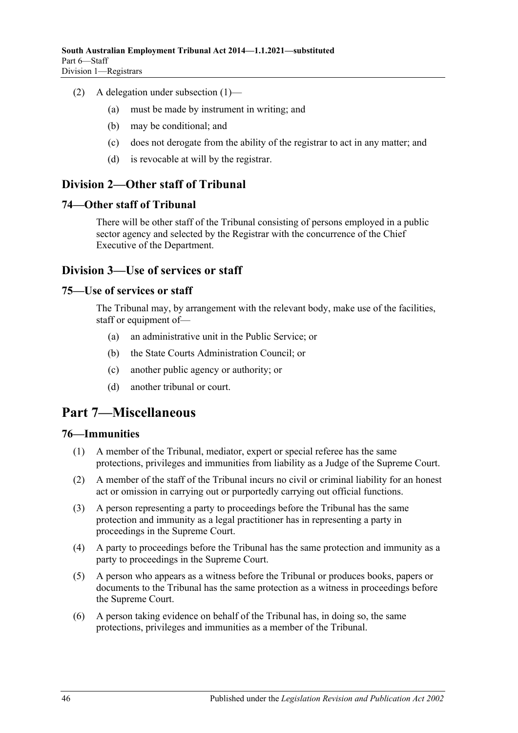(2) A delegation under subsection (1)—

   (a) must be made by instrument in writing; and

   (b) may be conditional; and

   (c) does not derogate from the ability of the registrar to act in any matter; and

   (d) is revocable at will by the registrar.

## Division 2—Other staff of Tribunal

### 74—Other staff of Tribunal

There will be other staff of the Tribunal consisting of persons employed in a public sector agency and selected by the Registrar with the concurrence of the Chief Executive of the Department.

## Division 3—Use of services or staff

### 75—Use of services or staff

The Tribunal may, by arrangement with the relevant body, make use of the facilities, staff or equipment of—

   (a) an administrative unit in the Public Service; or

   (b) the State Courts Administration Council; or

   (c) another public agency or authority; or

   (d) another tribunal or court.

# Part 7—Miscellaneous

### 76—Immunities

(1) A member of the Tribunal, mediator, expert or special referee has the same protections, privileges and immunities from liability as a Judge of the Supreme Court.

(2) A member of the staff of the Tribunal incurs no civil or criminal liability for an honest act or omission in carrying out or purportedly carrying out official functions.

(3) A person representing a party to proceedings before the Tribunal has the same protection and immunity as a legal practitioner has in representing a party in proceedings in the Supreme Court.

(4) A party to proceedings before the Tribunal has the same protection and immunity as a party to proceedings in the Supreme Court.

(5) A person who appears as a witness before the Tribunal or produces books, papers or documents to the Tribunal has the same protection as a witness in proceedings before the Supreme Court.

(6) A person taking evidence on behalf of the Tribunal has, in doing so, the same protections, privileges and immunities as a member of the Tribunal.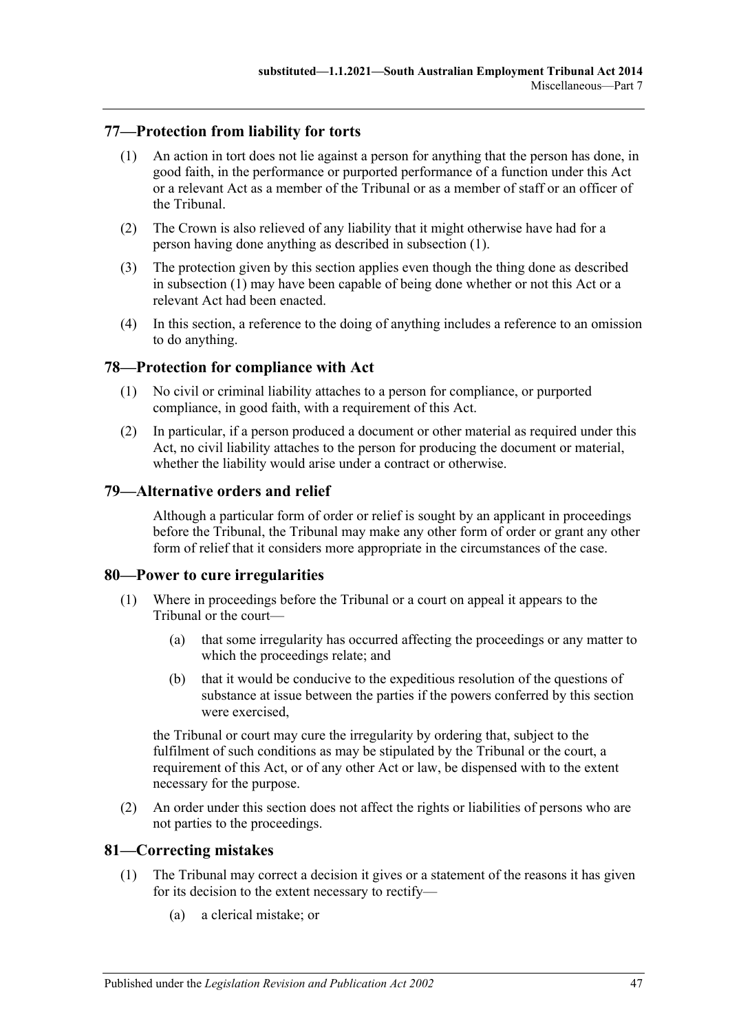## 77—Protection from liability for torts

(1) An action in tort does not lie against a person for anything that the person has done, in good faith, in the performance or purported performance of a function under this Act or a relevant Act as a member of the Tribunal or as a member of staff or an officer of the Tribunal.

(2) The Crown is also relieved of any liability that it might otherwise have had for a person having done anything as described in subsection (1).

(3) The protection given by this section applies even though the thing done as described in subsection (1) may have been capable of being done whether or not this Act or a relevant Act had been enacted.

(4) In this section, a reference to the doing of anything includes a reference to an omission to do anything.

## 78—Protection for compliance with Act

(1) No civil or criminal liability attaches to a person for compliance, or purported compliance, in good faith, with a requirement of this Act.

(2) In particular, if a person produced a document or other material as required under this Act, no civil liability attaches to the person for producing the document or material, whether the liability would arise under a contract or otherwise.

## 79—Alternative orders and relief

Although a particular form of order or relief is sought by an applicant in proceedings before the Tribunal, the Tribunal may make any other form of order or grant any other form of relief that it considers more appropriate in the circumstances of the case.

## 80—Power to cure irregularities

(1) Where in proceedings before the Tribunal or a court on appeal it appears to the Tribunal or the court—

(a) that some irregularity has occurred affecting the proceedings or any matter to which the proceedings relate; and

(b) that it would be conducive to the expeditious resolution of the questions of substance at issue between the parties if the powers conferred by this section were exercised,

the Tribunal or court may cure the irregularity by ordering that, subject to the fulfilment of such conditions as may be stipulated by the Tribunal or the court, a requirement of this Act, or of any other Act or law, be dispensed with to the extent necessary for the purpose.

(2) An order under this section does not affect the rights or liabilities of persons who are not parties to the proceedings.

## 81—Correcting mistakes

(1) The Tribunal may correct a decision it gives or a statement of the reasons it has given for its decision to the extent necessary to rectify—

(a) a clerical mistake; or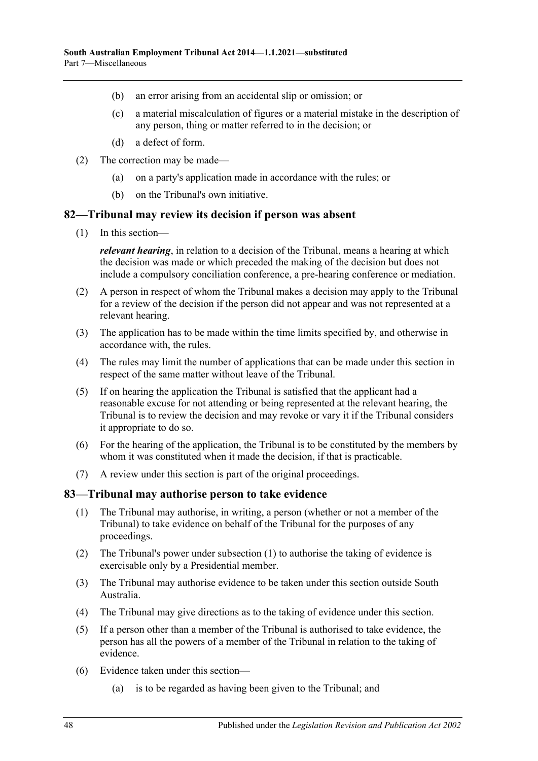(b) an error arising from an accidental slip or omission; or

(c) a material miscalculation of figures or a material mistake in the description of any person, thing or matter referred to in the decision; or

(d) a defect of form.

(2) The correction may be made—

(a) on a party's application made in accordance with the rules; or

(b) on the Tribunal's own initiative.

## 82—Tribunal may review its decision if person was absent

(1) In this section—

***relevant hearing***, in relation to a decision of the Tribunal, means a hearing at which the decision was made or which preceded the making of the decision but does not include a compulsory conciliation conference, a pre-hearing conference or mediation.

(2) A person in respect of whom the Tribunal makes a decision may apply to the Tribunal for a review of the decision if the person did not appear and was not represented at a relevant hearing.

(3) The application has to be made within the time limits specified by, and otherwise in accordance with, the rules.

(4) The rules may limit the number of applications that can be made under this section in respect of the same matter without leave of the Tribunal.

(5) If on hearing the application the Tribunal is satisfied that the applicant had a reasonable excuse for not attending or being represented at the relevant hearing, the Tribunal is to review the decision and may revoke or vary it if the Tribunal considers it appropriate to do so.

(6) For the hearing of the application, the Tribunal is to be constituted by the members by whom it was constituted when it made the decision, if that is practicable.

(7) A review under this section is part of the original proceedings.

## 83—Tribunal may authorise person to take evidence

(1) The Tribunal may authorise, in writing, a person (whether or not a member of the Tribunal) to take evidence on behalf of the Tribunal for the purposes of any proceedings.

(2) The Tribunal's power under subsection (1) to authorise the taking of evidence is exercisable only by a Presidential member.

(3) The Tribunal may authorise evidence to be taken under this section outside South Australia.

(4) The Tribunal may give directions as to the taking of evidence under this section.

(5) If a person other than a member of the Tribunal is authorised to take evidence, the person has all the powers of a member of the Tribunal in relation to the taking of evidence.

(6) Evidence taken under this section—

(a) is to be regarded as having been given to the Tribunal; and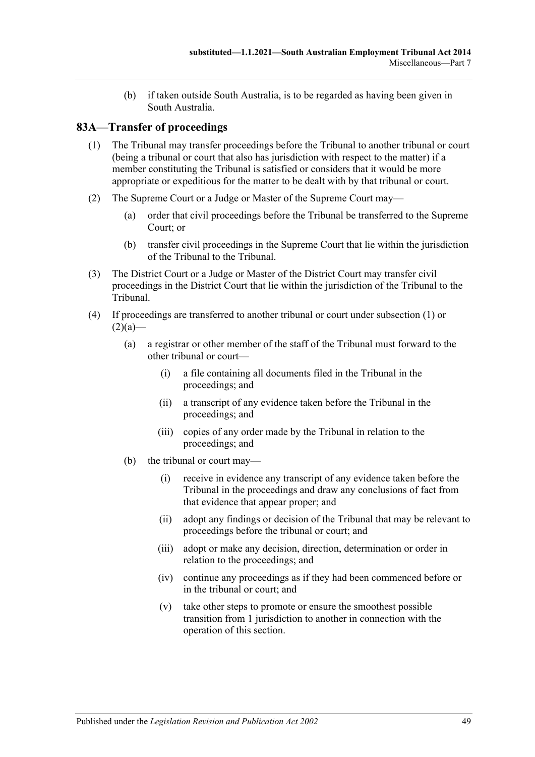(b) if taken outside South Australia, is to be regarded as having been given in South Australia.

## 83A—Transfer of proceedings

(1) The Tribunal may transfer proceedings before the Tribunal to another tribunal or court (being a tribunal or court that also has jurisdiction with respect to the matter) if a member constituting the Tribunal is satisfied or considers that it would be more appropriate or expeditious for the matter to be dealt with by that tribunal or court.

(2) The Supreme Court or a Judge or Master of the Supreme Court may—

- (a) order that civil proceedings before the Tribunal be transferred to the Supreme Court; or
- (b) transfer civil proceedings in the Supreme Court that lie within the jurisdiction of the Tribunal to the Tribunal.

(3) The District Court or a Judge or Master of the District Court may transfer civil proceedings in the District Court that lie within the jurisdiction of the Tribunal to the Tribunal.

(4) If proceedings are transferred to another tribunal or court under subsection (1) or (2)(a)—

- (a) a registrar or other member of the staff of the Tribunal must forward to the other tribunal or court—
  - (i) a file containing all documents filed in the Tribunal in the proceedings; and
  - (ii) a transcript of any evidence taken before the Tribunal in the proceedings; and
  - (iii) copies of any order made by the Tribunal in relation to the proceedings; and
- (b) the tribunal or court may—
  - (i) receive in evidence any transcript of any evidence taken before the Tribunal in the proceedings and draw any conclusions of fact from that evidence that appear proper; and
  - (ii) adopt any findings or decision of the Tribunal that may be relevant to proceedings before the tribunal or court; and
  - (iii) adopt or make any decision, direction, determination or order in relation to the proceedings; and
  - (iv) continue any proceedings as if they had been commenced before or in the tribunal or court; and
  - (v) take other steps to promote or ensure the smoothest possible transition from 1 jurisdiction to another in connection with the operation of this section.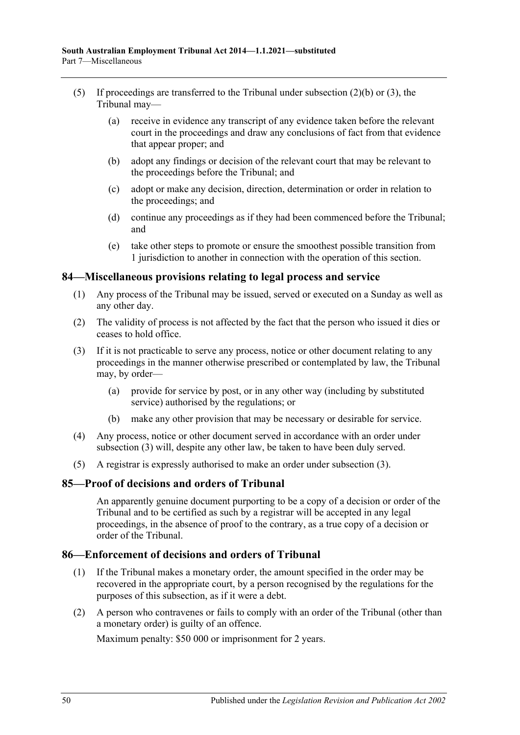(5) If proceedings are transferred to the Tribunal under subsection (2)(b) or (3), the Tribunal may—

(a) receive in evidence any transcript of any evidence taken before the relevant court in the proceedings and draw any conclusions of fact from that evidence that appear proper; and

(b) adopt any findings or decision of the relevant court that may be relevant to the proceedings before the Tribunal; and

(c) adopt or make any decision, direction, determination or order in relation to the proceedings; and

(d) continue any proceedings as if they had been commenced before the Tribunal; and

(e) take other steps to promote or ensure the smoothest possible transition from 1 jurisdiction to another in connection with the operation of this section.

## 84—Miscellaneous provisions relating to legal process and service

(1) Any process of the Tribunal may be issued, served or executed on a Sunday as well as any other day.

(2) The validity of process is not affected by the fact that the person who issued it dies or ceases to hold office.

(3) If it is not practicable to serve any process, notice or other document relating to any proceedings in the manner otherwise prescribed or contemplated by law, the Tribunal may, by order—

(a) provide for service by post, or in any other way (including by substituted service) authorised by the regulations; or

(b) make any other provision that may be necessary or desirable for service.

(4) Any process, notice or other document served in accordance with an order under subsection (3) will, despite any other law, be taken to have been duly served.

(5) A registrar is expressly authorised to make an order under subsection (3).

## 85—Proof of decisions and orders of Tribunal

An apparently genuine document purporting to be a copy of a decision or order of the Tribunal and to be certified as such by a registrar will be accepted in any legal proceedings, in the absence of proof to the contrary, as a true copy of a decision or order of the Tribunal.

## 86—Enforcement of decisions and orders of Tribunal

(1) If the Tribunal makes a monetary order, the amount specified in the order may be recovered in the appropriate court, by a person recognised by the regulations for the purposes of this subsection, as if it were a debt.

(2) A person who contravenes or fails to comply with an order of the Tribunal (other than a monetary order) is guilty of an offence.

Maximum penalty: $50 000 or imprisonment for 2 years.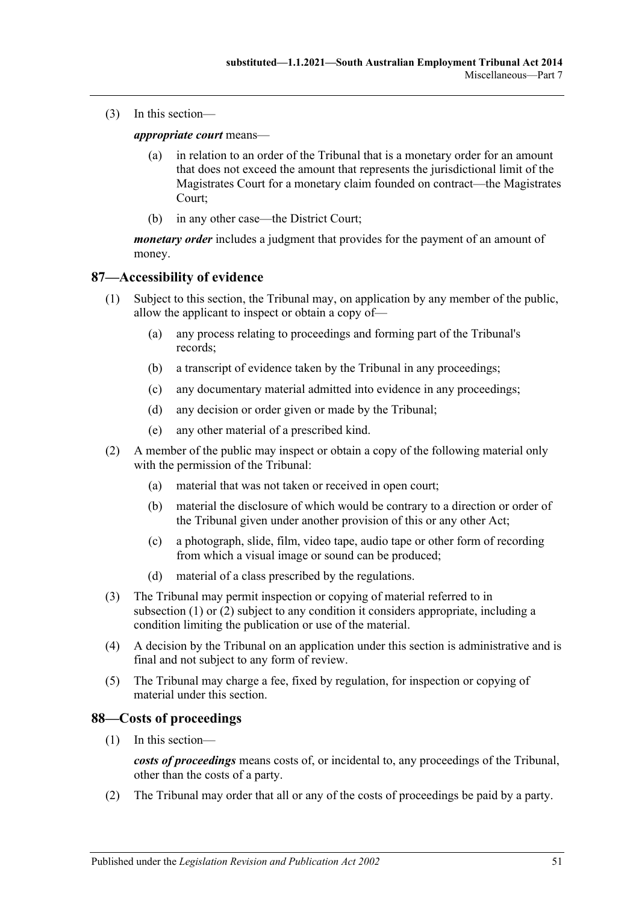(3) In this section—

***appropriate court*** means—

- (a) in relation to an order of the Tribunal that is a monetary order for an amount that does not exceed the amount that represents the jurisdictional limit of the Magistrates Court for a monetary claim founded on contract—the Magistrates Court;
- (b) in any other case—the District Court;

***monetary order*** includes a judgment that provides for the payment of an amount of money.

## 87—Accessibility of evidence

(1) Subject to this section, the Tribunal may, on application by any member of the public, allow the applicant to inspect or obtain a copy of—

- (a) any process relating to proceedings and forming part of the Tribunal's records;
- (b) a transcript of evidence taken by the Tribunal in any proceedings;
- (c) any documentary material admitted into evidence in any proceedings;
- (d) any decision or order given or made by the Tribunal;
- (e) any other material of a prescribed kind.

(2) A member of the public may inspect or obtain a copy of the following material only with the permission of the Tribunal:

- (a) material that was not taken or received in open court;
- (b) material the disclosure of which would be contrary to a direction or order of the Tribunal given under another provision of this or any other Act;
- (c) a photograph, slide, film, video tape, audio tape or other form of recording from which a visual image or sound can be produced;
- (d) material of a class prescribed by the regulations.

(3) The Tribunal may permit inspection or copying of material referred to in subsection (1) or (2) subject to any condition it considers appropriate, including a condition limiting the publication or use of the material.

(4) A decision by the Tribunal on an application under this section is administrative and is final and not subject to any form of review.

(5) The Tribunal may charge a fee, fixed by regulation, for inspection or copying of material under this section.

## 88—Costs of proceedings

(1) In this section—

***costs of proceedings*** means costs of, or incidental to, any proceedings of the Tribunal, other than the costs of a party.

(2) The Tribunal may order that all or any of the costs of proceedings be paid by a party.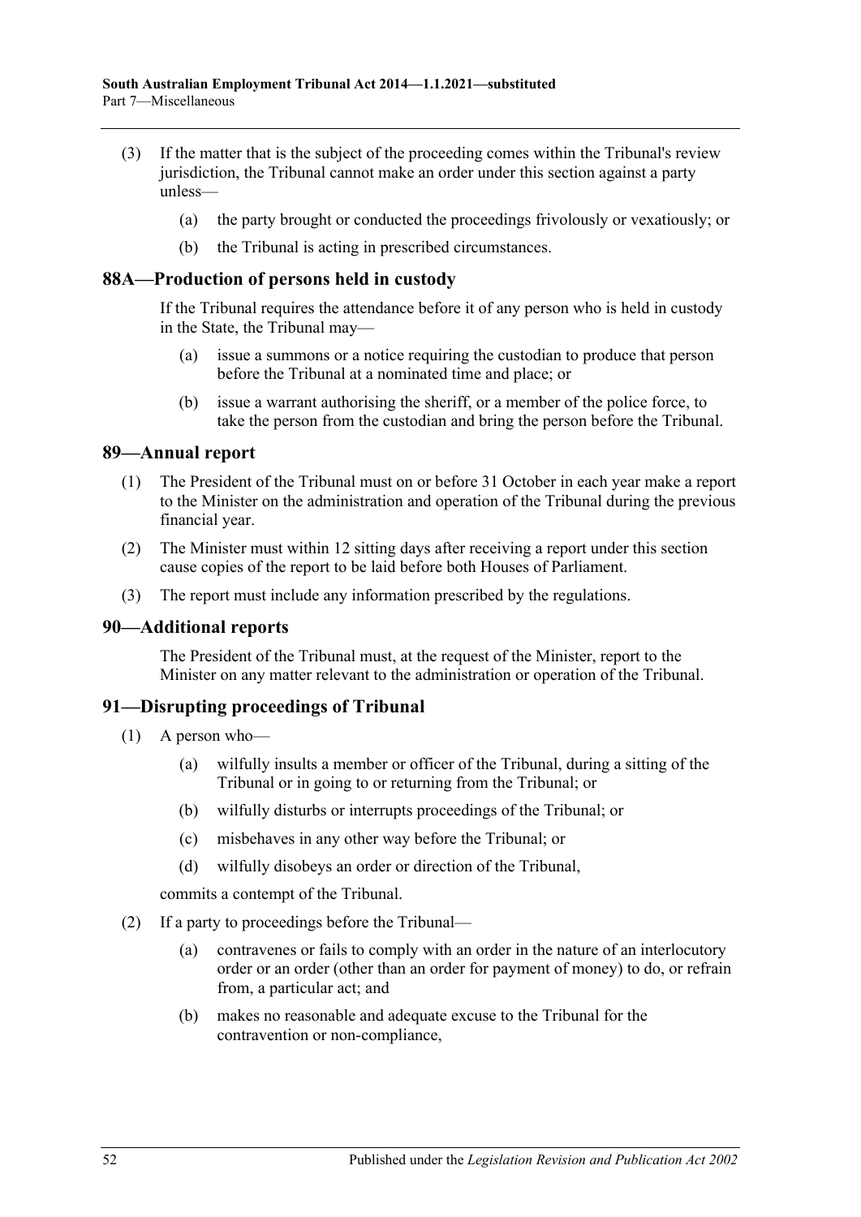(3) If the matter that is the subject of the proceeding comes within the Tribunal's review jurisdiction, the Tribunal cannot make an order under this section against a party unless—

   (a) the party brought or conducted the proceedings frivolously or vexatiously; or

   (b) the Tribunal is acting in prescribed circumstances.

## 88A—Production of persons held in custody

If the Tribunal requires the attendance before it of any person who is held in custody in the State, the Tribunal may—

   (a) issue a summons or a notice requiring the custodian to produce that person before the Tribunal at a nominated time and place; or

   (b) issue a warrant authorising the sheriff, or a member of the police force, to take the person from the custodian and bring the person before the Tribunal.

## 89—Annual report

(1) The President of the Tribunal must on or before 31 October in each year make a report to the Minister on the administration and operation of the Tribunal during the previous financial year.

(2) The Minister must within 12 sitting days after receiving a report under this section cause copies of the report to be laid before both Houses of Parliament.

(3) The report must include any information prescribed by the regulations.

## 90—Additional reports

The President of the Tribunal must, at the request of the Minister, report to the Minister on any matter relevant to the administration or operation of the Tribunal.

## 91—Disrupting proceedings of Tribunal

(1) A person who—

   (a) wilfully insults a member or officer of the Tribunal, during a sitting of the Tribunal or in going to or returning from the Tribunal; or

   (b) wilfully disturbs or interrupts proceedings of the Tribunal; or

   (c) misbehaves in any other way before the Tribunal; or

   (d) wilfully disobeys an order or direction of the Tribunal,

commits a contempt of the Tribunal.

(2) If a party to proceedings before the Tribunal—

   (a) contravenes or fails to comply with an order in the nature of an interlocutory order or an order (other than an order for payment of money) to do, or refrain from, a particular act; and

   (b) makes no reasonable and adequate excuse to the Tribunal for the contravention or non-compliance,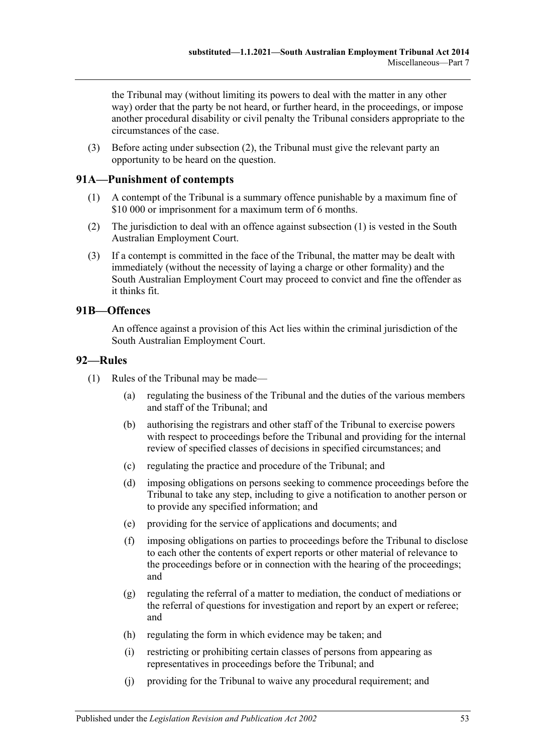the Tribunal may (without limiting its powers to deal with the matter in any other way) order that the party be not heard, or further heard, in the proceedings, or impose another procedural disability or civil penalty the Tribunal considers appropriate to the circumstances of the case.

(3) Before acting under subsection (2), the Tribunal must give the relevant party an opportunity to be heard on the question.

## 91A—Punishment of contempts

(1) A contempt of the Tribunal is a summary offence punishable by a maximum fine of $10 000 or imprisonment for a maximum term of 6 months.

(2) The jurisdiction to deal with an offence against subsection (1) is vested in the South Australian Employment Court.

(3) If a contempt is committed in the face of the Tribunal, the matter may be dealt with immediately (without the necessity of laying a charge or other formality) and the South Australian Employment Court may proceed to convict and fine the offender as it thinks fit.

## 91B—Offences

An offence against a provision of this Act lies within the criminal jurisdiction of the South Australian Employment Court.

## 92—Rules

(1) Rules of the Tribunal may be made—

(a) regulating the business of the Tribunal and the duties of the various members and staff of the Tribunal; and

(b) authorising the registrars and other staff of the Tribunal to exercise powers with respect to proceedings before the Tribunal and providing for the internal review of specified classes of decisions in specified circumstances; and

(c) regulating the practice and procedure of the Tribunal; and

(d) imposing obligations on persons seeking to commence proceedings before the Tribunal to take any step, including to give a notification to another person or to provide any specified information; and

(e) providing for the service of applications and documents; and

(f) imposing obligations on parties to proceedings before the Tribunal to disclose to each other the contents of expert reports or other material of relevance to the proceedings before or in connection with the hearing of the proceedings; and

(g) regulating the referral of a matter to mediation, the conduct of mediations or the referral of questions for investigation and report by an expert or referee; and

(h) regulating the form in which evidence may be taken; and

(i) restricting or prohibiting certain classes of persons from appearing as representatives in proceedings before the Tribunal; and

(j) providing for the Tribunal to waive any procedural requirement; and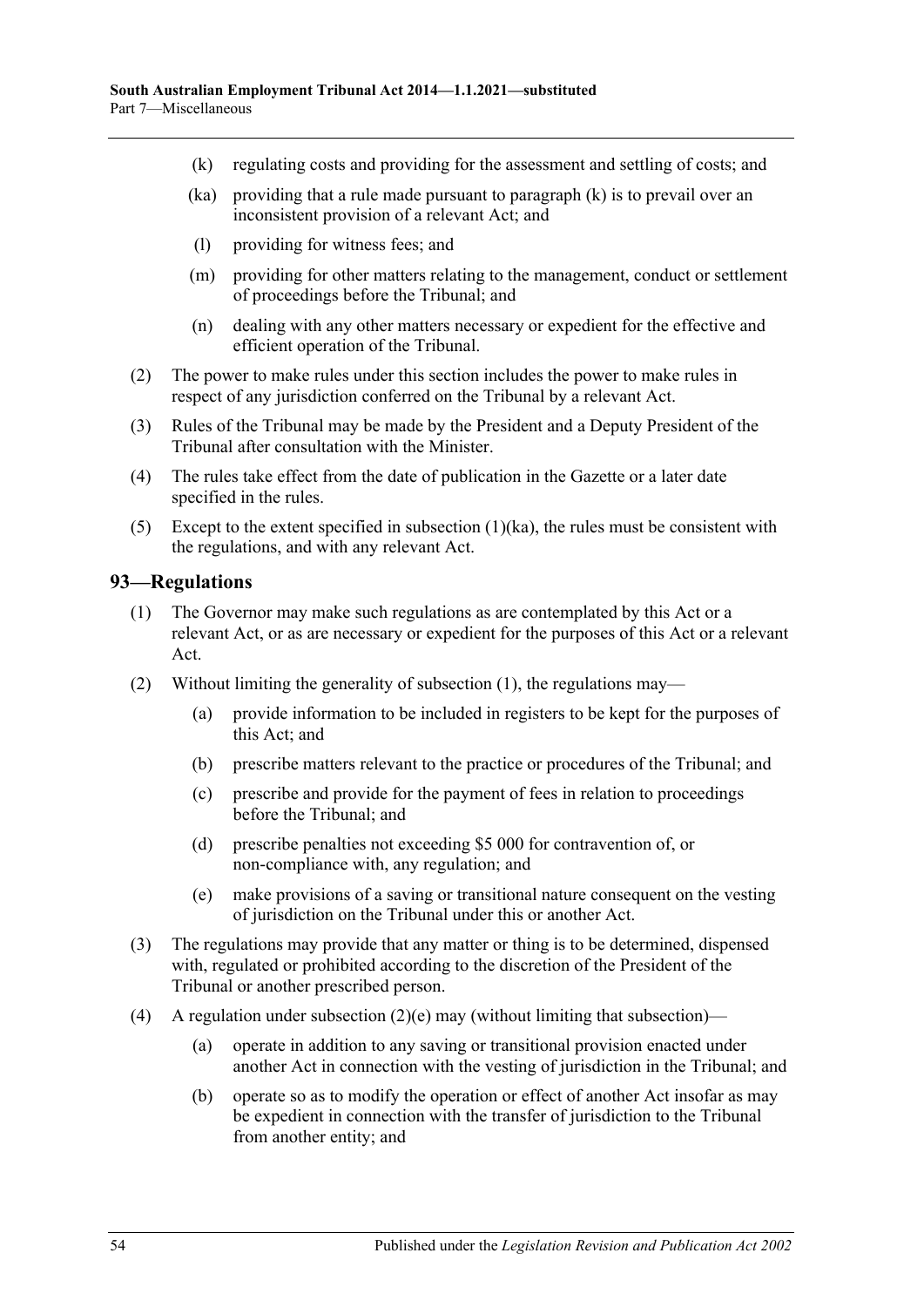(k) regulating costs and providing for the assessment and settling of costs; and

(ka) providing that a rule made pursuant to paragraph (k) is to prevail over an inconsistent provision of a relevant Act; and

(l) providing for witness fees; and

(m) providing for other matters relating to the management, conduct or settlement of proceedings before the Tribunal; and

(n) dealing with any other matters necessary or expedient for the effective and efficient operation of the Tribunal.

(2) The power to make rules under this section includes the power to make rules in respect of any jurisdiction conferred on the Tribunal by a relevant Act.

(3) Rules of the Tribunal may be made by the President and a Deputy President of the Tribunal after consultation with the Minister.

(4) The rules take effect from the date of publication in the Gazette or a later date specified in the rules.

(5) Except to the extent specified in subsection (1)(ka), the rules must be consistent with the regulations, and with any relevant Act.

## 93—Regulations

(1) The Governor may make such regulations as are contemplated by this Act or a relevant Act, or as are necessary or expedient for the purposes of this Act or a relevant Act.

(2) Without limiting the generality of subsection (1), the regulations may—

(a) provide information to be included in registers to be kept for the purposes of this Act; and

(b) prescribe matters relevant to the practice or procedures of the Tribunal; and

(c) prescribe and provide for the payment of fees in relation to proceedings before the Tribunal; and

(d) prescribe penalties not exceeding $5 000 for contravention of, or non-compliance with, any regulation; and

(e) make provisions of a saving or transitional nature consequent on the vesting of jurisdiction on the Tribunal under this or another Act.

(3) The regulations may provide that any matter or thing is to be determined, dispensed with, regulated or prohibited according to the discretion of the President of the Tribunal or another prescribed person.

(4) A regulation under subsection (2)(e) may (without limiting that subsection)—

(a) operate in addition to any saving or transitional provision enacted under another Act in connection with the vesting of jurisdiction in the Tribunal; and

(b) operate so as to modify the operation or effect of another Act insofar as may be expedient in connection with the transfer of jurisdiction to the Tribunal from another entity; and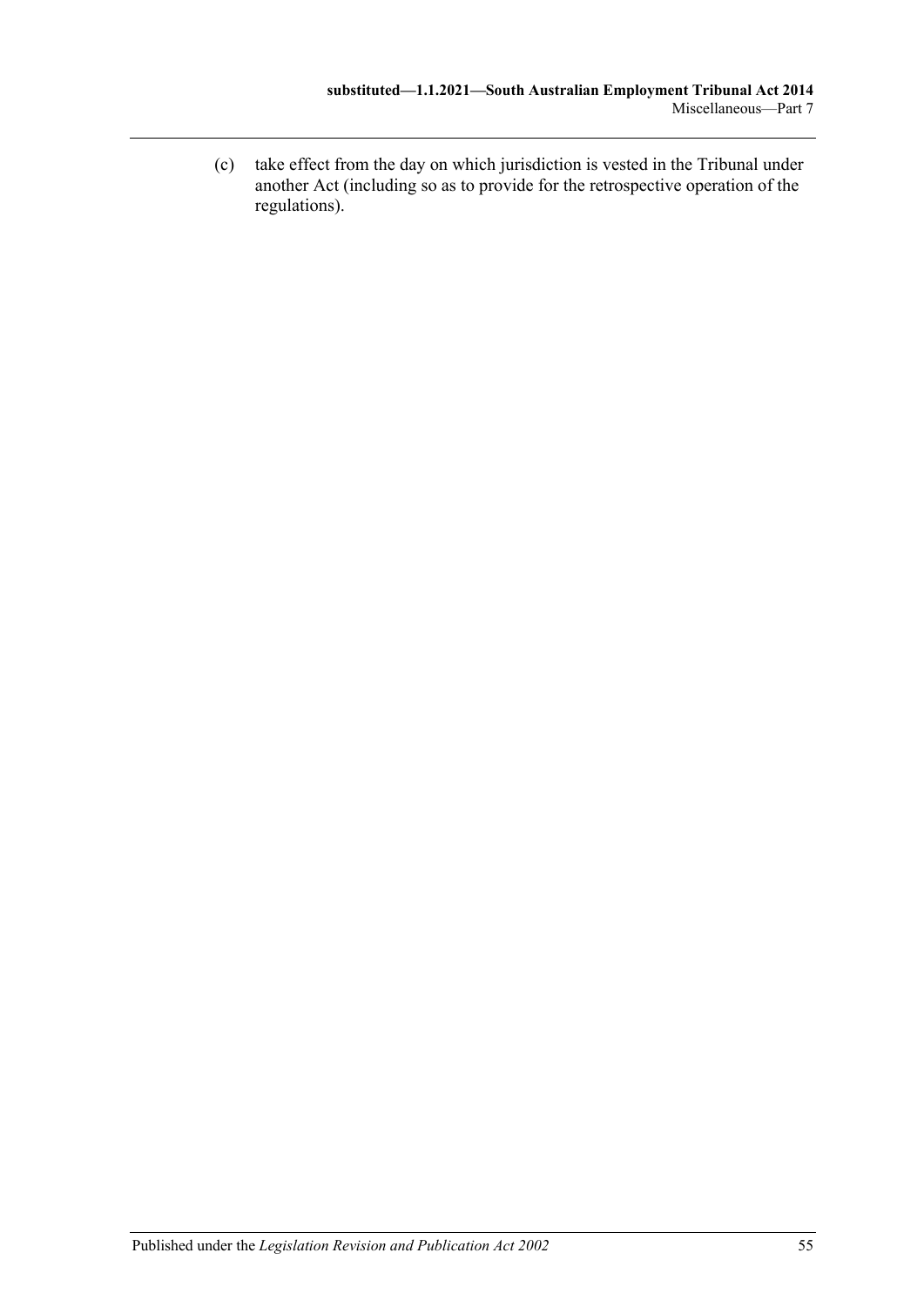(c) take effect from the day on which jurisdiction is vested in the Tribunal under another Act (including so as to provide for the retrospective operation of the regulations).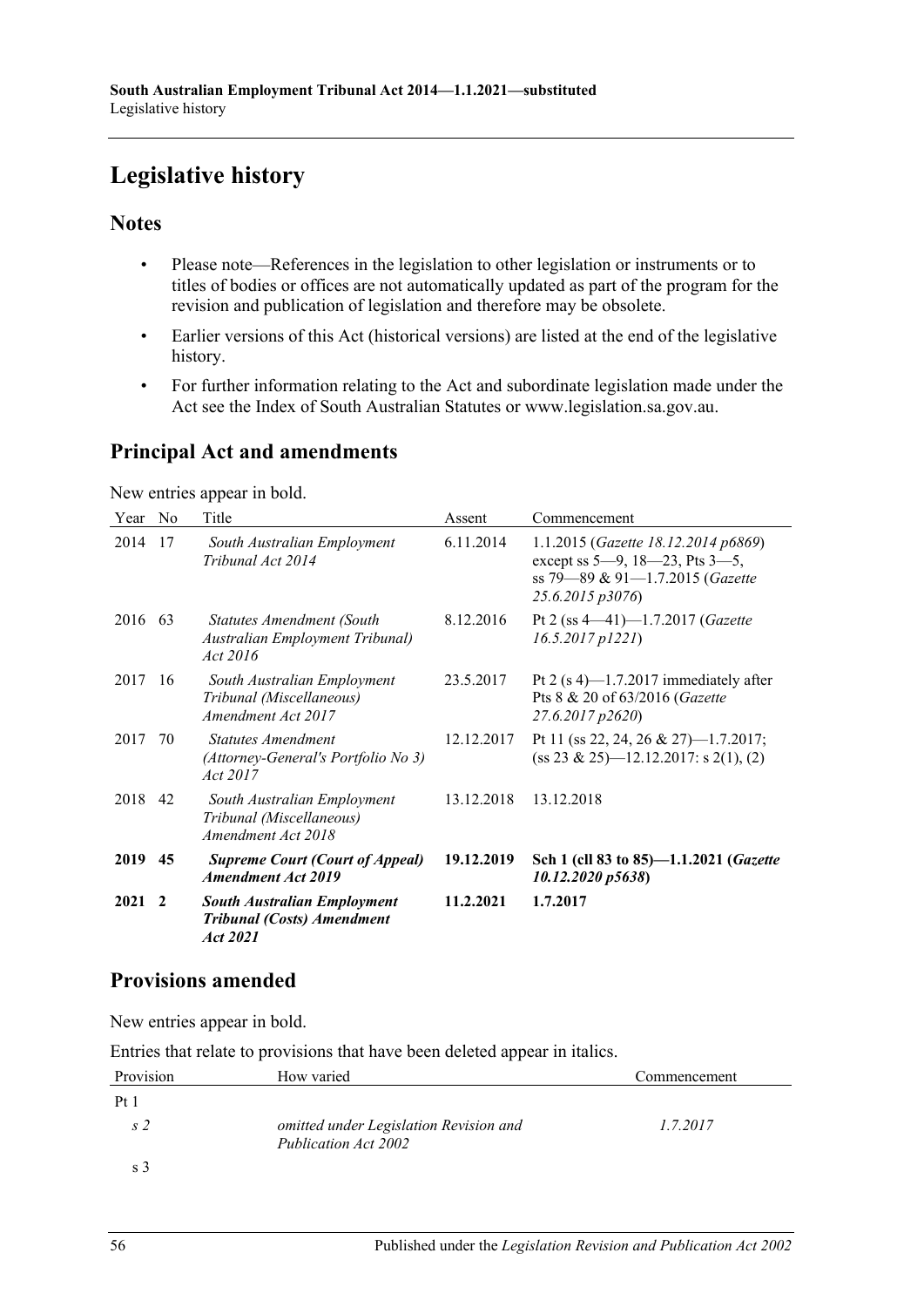# Legislative history

## Notes

- Please note—References in the legislation to other legislation or instruments or to titles of bodies or offices are not automatically updated as part of the program for the revision and publication of legislation and therefore may be obsolete.
- Earlier versions of this Act (historical versions) are listed at the end of the legislative history.
- For further information relating to the Act and subordinate legislation made under the Act see the Index of South Australian Statutes or www.legislation.sa.gov.au.

## Principal Act and amendments

New entries appear in bold.

| Year | No | Title | Assent | Commencement |
|---|---|---|---|---|
| 2014 | 17 | *South Australian Employment Tribunal Act 2014* | 6.11.2014 | 1.1.2015 (*Gazette 18.12.2014 p6869*) except ss 5—9, 18—23, Pts 3—5, ss 79—89 & 91—1.7.2015 (*Gazette 25.6.2015 p3076*) |
| 2016 | 63 | *Statutes Amendment (South Australian Employment Tribunal) Act 2016* | 8.12.2016 | Pt 2 (ss 4—41)—1.7.2017 (*Gazette 16.5.2017 p1221*) |
| 2017 | 16 | *South Australian Employment Tribunal (Miscellaneous) Amendment Act 2017* | 23.5.2017 | Pt 2 (s 4)—1.7.2017 immediately after Pts 8 & 20 of 63/2016 (*Gazette 27.6.2017 p2620*) |
| 2017 | 70 | *Statutes Amendment (Attorney-General's Portfolio No 3) Act 2017* | 12.12.2017 | Pt 11 (ss 22, 24, 26 & 27)—1.7.2017; (ss 23 & 25)—12.12.2017: s 2(1), (2) |
| 2018 | 42 | *South Australian Employment Tribunal (Miscellaneous) Amendment Act 2018* | 13.12.2018 | 13.12.2018 |
| **2019** | **45** | ***Supreme Court (Court of Appeal) Amendment Act 2019*** | **19.12.2019** | **Sch 1 (cll 83 to 85)—1.1.2021 (*Gazette 10.12.2020 p5638*)** |
| **2021** | **2** | ***South Australian Employment Tribunal (Costs) Amendment Act 2021*** | **11.2.2021** | **1.7.2017** |

## Provisions amended

New entries appear in bold.

Entries that relate to provisions that have been deleted appear in italics.

| Provision | How varied | Commencement |
|---|---|---|
| Pt 1 | | |
| *s 2* | *omitted under Legislation Revision and Publication Act 2002* | *1.7.2017* |
| s 3 | | |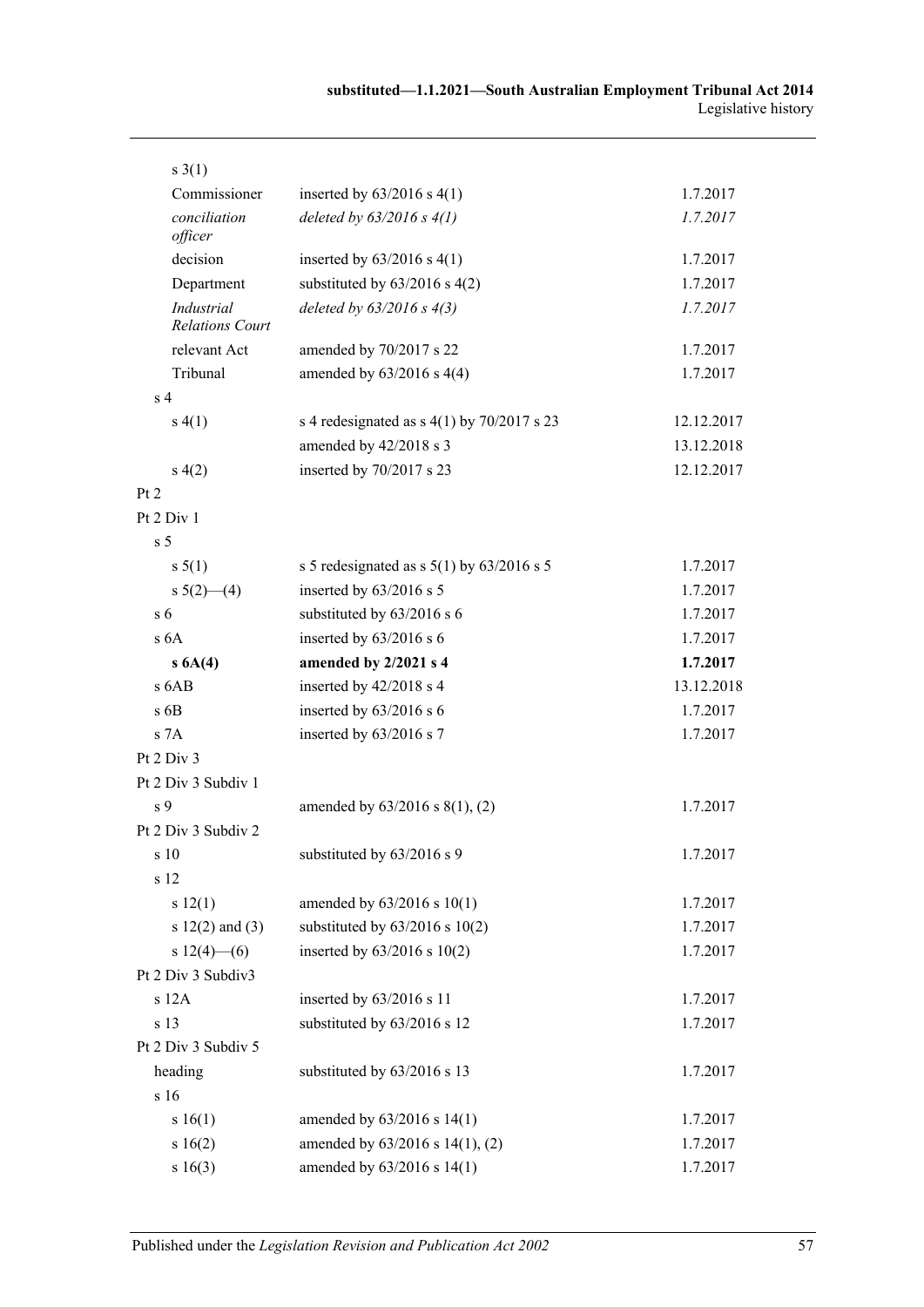| | | |
|---|---|---|
| s 3(1) | | |
| Commissioner | inserted by 63/2016 s 4(1) | 1.7.2017 |
| *conciliation officer* | *deleted by 63/2016 s 4(1)* | *1.7.2017* |
| decision | inserted by 63/2016 s 4(1) | 1.7.2017 |
| Department | substituted by 63/2016 s 4(2) | 1.7.2017 |
| *Industrial Relations Court* | *deleted by 63/2016 s 4(3)* | *1.7.2017* |
| relevant Act | amended by 70/2017 s 22 | 1.7.2017 |
| Tribunal | amended by 63/2016 s 4(4) | 1.7.2017 |
| s 4 | | |
| s 4(1) | s 4 redesignated as s 4(1) by 70/2017 s 23 | 12.12.2017 |
| | amended by 42/2018 s 3 | 13.12.2018 |
| s 4(2) | inserted by 70/2017 s 23 | 12.12.2017 |
| Pt 2 | | |
| Pt 2 Div 1 | | |
| s 5 | | |
| s 5(1) | s 5 redesignated as s 5(1) by 63/2016 s 5 | 1.7.2017 |
| s 5(2)—(4) | inserted by 63/2016 s 5 | 1.7.2017 |
| s 6 | substituted by 63/2016 s 6 | 1.7.2017 |
| s 6A | inserted by 63/2016 s 6 | 1.7.2017 |
| **s 6A(4)** | **amended by 2/2021 s 4** | **1.7.2017** |
| s 6AB | inserted by 42/2018 s 4 | 13.12.2018 |
| s 6B | inserted by 63/2016 s 6 | 1.7.2017 |
| s 7A | inserted by 63/2016 s 7 | 1.7.2017 |
| Pt 2 Div 3 | | |
| Pt 2 Div 3 Subdiv 1 | | |
| s 9 | amended by 63/2016 s 8(1), (2) | 1.7.2017 |
| Pt 2 Div 3 Subdiv 2 | | |
| s 10 | substituted by 63/2016 s 9 | 1.7.2017 |
| s 12 | | |
| s 12(1) | amended by 63/2016 s 10(1) | 1.7.2017 |
| s 12(2) and (3) | substituted by 63/2016 s 10(2) | 1.7.2017 |
| s 12(4)—(6) | inserted by 63/2016 s 10(2) | 1.7.2017 |
| Pt 2 Div 3 Subdiv3 | | |
| s 12A | inserted by 63/2016 s 11 | 1.7.2017 |
| s 13 | substituted by 63/2016 s 12 | 1.7.2017 |
| Pt 2 Div 3 Subdiv 5 | | |
| heading | substituted by 63/2016 s 13 | 1.7.2017 |
| s 16 | | |
| s 16(1) | amended by 63/2016 s 14(1) | 1.7.2017 |
| s 16(2) | amended by 63/2016 s 14(1), (2) | 1.7.2017 |
| s 16(3) | amended by 63/2016 s 14(1) | 1.7.2017 |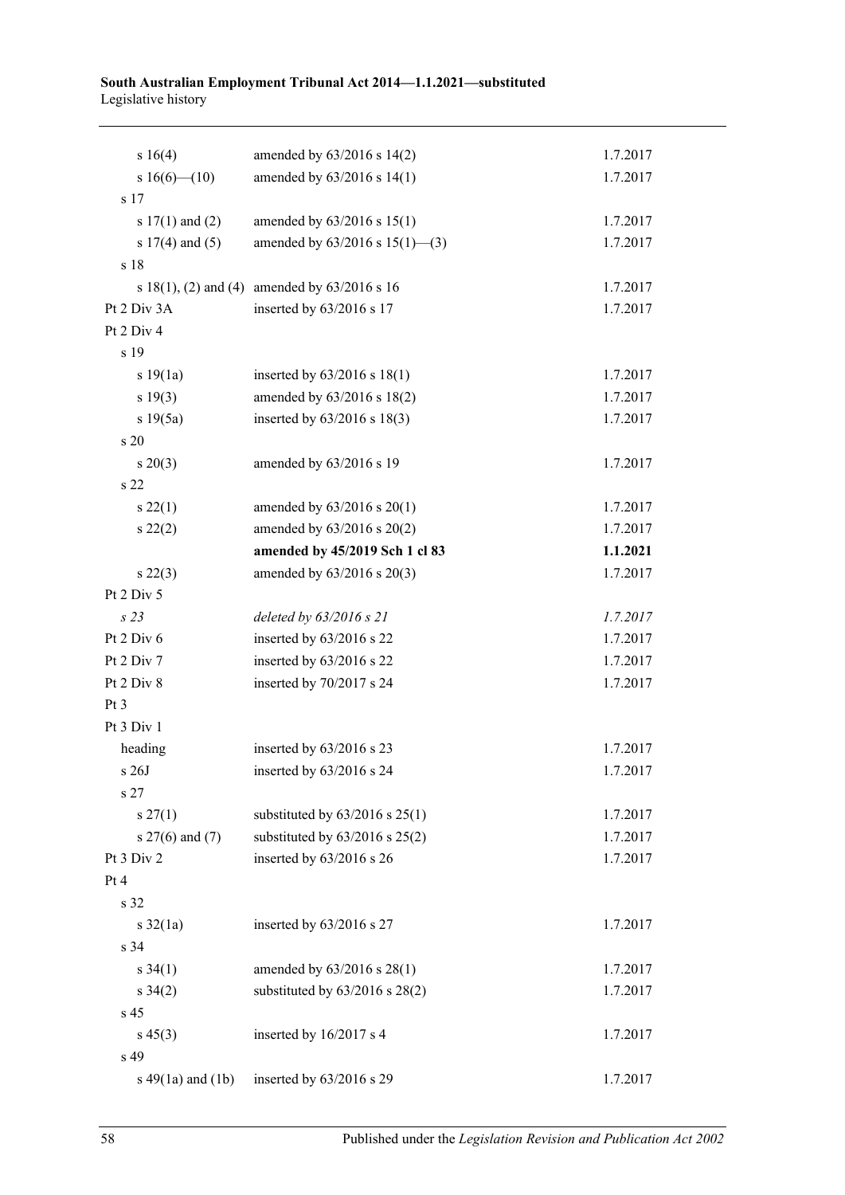| | | |
|---|---|---|
| s 16(4) | amended by 63/2016 s 14(2) | 1.7.2017 |
| s 16(6)—(10) | amended by 63/2016 s 14(1) | 1.7.2017 |
| s 17 | | |
| s 17(1) and (2) | amended by 63/2016 s 15(1) | 1.7.2017 |
| s 17(4) and (5) | amended by 63/2016 s 15(1)—(3) | 1.7.2017 |
| s 18 | | |
| s 18(1), (2) and (4) | amended by 63/2016 s 16 | 1.7.2017 |
| Pt 2 Div 3A | inserted by 63/2016 s 17 | 1.7.2017 |
| Pt 2 Div 4 | | |
| s 19 | | |
| s 19(1a) | inserted by 63/2016 s 18(1) | 1.7.2017 |
| s 19(3) | amended by 63/2016 s 18(2) | 1.7.2017 |
| s 19(5a) | inserted by 63/2016 s 18(3) | 1.7.2017 |
| s 20 | | |
| s 20(3) | amended by 63/2016 s 19 | 1.7.2017 |
| s 22 | | |
| s 22(1) | amended by 63/2016 s 20(1) | 1.7.2017 |
| s 22(2) | amended by 63/2016 s 20(2) | 1.7.2017 |
| | **amended by 45/2019 Sch 1 cl 83** | **1.1.2021** |
| s 22(3) | amended by 63/2016 s 20(3) | 1.7.2017 |
| Pt 2 Div 5 | | |
| *s 23* | *deleted by 63/2016 s 21* | *1.7.2017* |
| Pt 2 Div 6 | inserted by 63/2016 s 22 | 1.7.2017 |
| Pt 2 Div 7 | inserted by 63/2016 s 22 | 1.7.2017 |
| Pt 2 Div 8 | inserted by 70/2017 s 24 | 1.7.2017 |
| Pt 3 | | |
| Pt 3 Div 1 | | |
| heading | inserted by 63/2016 s 23 | 1.7.2017 |
| s 26J | inserted by 63/2016 s 24 | 1.7.2017 |
| s 27 | | |
| s 27(1) | substituted by 63/2016 s 25(1) | 1.7.2017 |
| s 27(6) and (7) | substituted by 63/2016 s 25(2) | 1.7.2017 |
| Pt 3 Div 2 | inserted by 63/2016 s 26 | 1.7.2017 |
| Pt 4 | | |
| s 32 | | |
| s 32(1a) | inserted by 63/2016 s 27 | 1.7.2017 |
| s 34 | | |
| s 34(1) | amended by 63/2016 s 28(1) | 1.7.2017 |
| s 34(2) | substituted by 63/2016 s 28(2) | 1.7.2017 |
| s 45 | | |
| s 45(3) | inserted by 16/2017 s 4 | 1.7.2017 |
| s 49 | | |
| s 49(1a) and (1b) | inserted by 63/2016 s 29 | 1.7.2017 |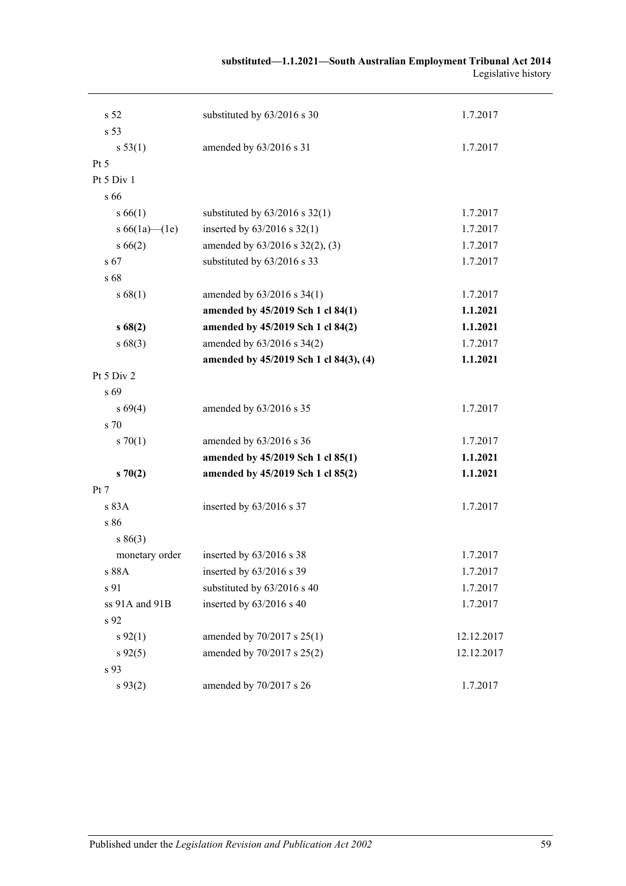| | | |
|---|---|---|
| s 52 | substituted by 63/2016 s 30 | 1.7.2017 |
| s 53 | | |
| s 53(1) | amended by 63/2016 s 31 | 1.7.2017 |
| Pt 5 | | |
| Pt 5 Div 1 | | |
| s 66 | | |
| s 66(1) | substituted by 63/2016 s 32(1) | 1.7.2017 |
| s 66(1a)—(1e) | inserted by 63/2016 s 32(1) | 1.7.2017 |
| s 66(2) | amended by 63/2016 s 32(2), (3) | 1.7.2017 |
| s 67 | substituted by 63/2016 s 33 | 1.7.2017 |
| s 68 | | |
| s 68(1) | amended by 63/2016 s 34(1) | 1.7.2017 |
| | **amended by 45/2019 Sch 1 cl 84(1)** | **1.1.2021** |
| **s 68(2)** | **amended by 45/2019 Sch 1 cl 84(2)** | **1.1.2021** |
| s 68(3) | amended by 63/2016 s 34(2) | 1.7.2017 |
| | **amended by 45/2019 Sch 1 cl 84(3), (4)** | **1.1.2021** |
| Pt 5 Div 2 | | |
| s 69 | | |
| s 69(4) | amended by 63/2016 s 35 | 1.7.2017 |
| s 70 | | |
| s 70(1) | amended by 63/2016 s 36 | 1.7.2017 |
| | **amended by 45/2019 Sch 1 cl 85(1)** | **1.1.2021** |
| **s 70(2)** | **amended by 45/2019 Sch 1 cl 85(2)** | **1.1.2021** |
| Pt 7 | | |
| s 83A | inserted by 63/2016 s 37 | 1.7.2017 |
| s 86 | | |
| s 86(3) | | |
| monetary order | inserted by 63/2016 s 38 | 1.7.2017 |
| s 88A | inserted by 63/2016 s 39 | 1.7.2017 |
| s 91 | substituted by 63/2016 s 40 | 1.7.2017 |
| ss 91A and 91B | inserted by 63/2016 s 40 | 1.7.2017 |
| s 92 | | |
| s 92(1) | amended by 70/2017 s 25(1) | 12.12.2017 |
| s 92(5) | amended by 70/2017 s 25(2) | 12.12.2017 |
| s 93 | | |
| s 93(2) | amended by 70/2017 s 26 | 1.7.2017 |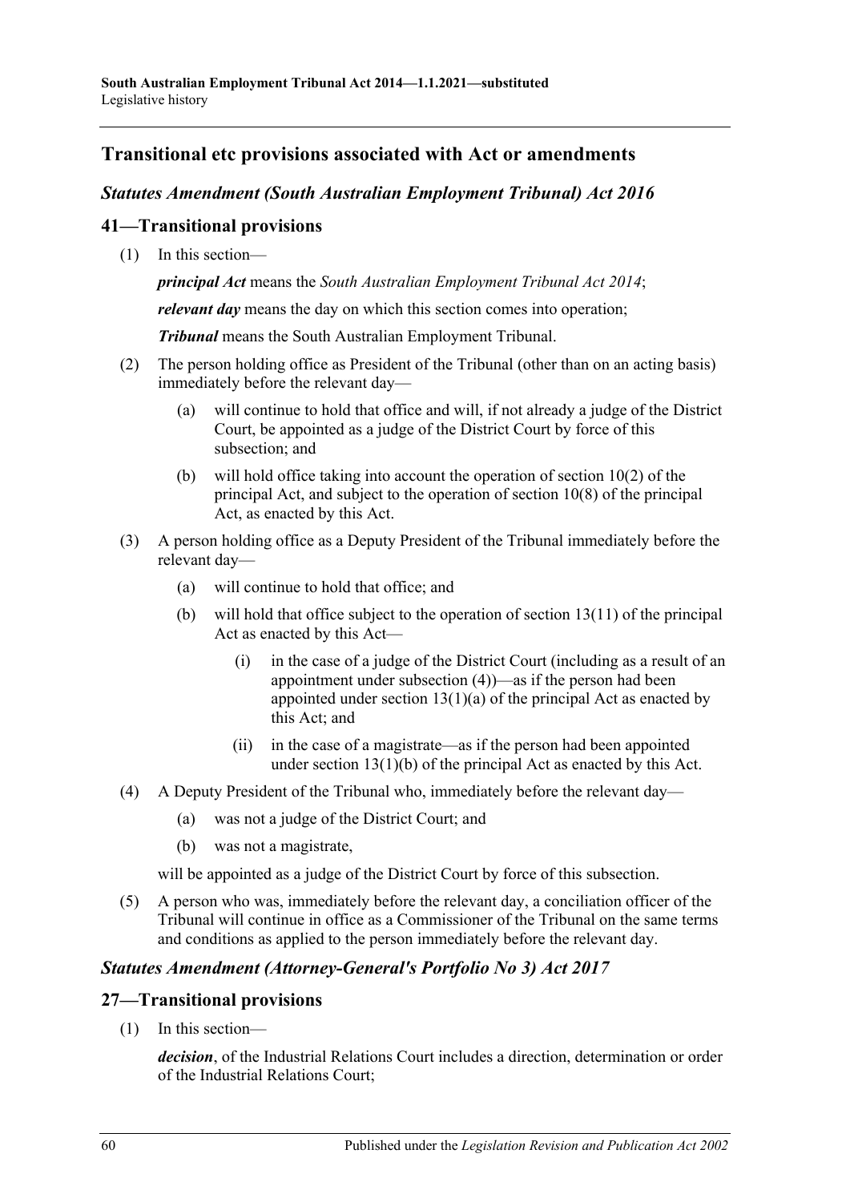## Transitional etc provisions associated with Act or amendments

### *Statutes Amendment (South Australian Employment Tribunal) Act 2016*

### 41—Transitional provisions

(1) In this section—

***principal Act*** means the *South Australian Employment Tribunal Act 2014*;

***relevant day*** means the day on which this section comes into operation;

***Tribunal*** means the South Australian Employment Tribunal.

(2) The person holding office as President of the Tribunal (other than on an acting basis) immediately before the relevant day—

   (a) will continue to hold that office and will, if not already a judge of the District Court, be appointed as a judge of the District Court by force of this subsection; and

   (b) will hold office taking into account the operation of section 10(2) of the principal Act, and subject to the operation of section 10(8) of the principal Act, as enacted by this Act.

(3) A person holding office as a Deputy President of the Tribunal immediately before the relevant day—

   (a) will continue to hold that office; and

   (b) will hold that office subject to the operation of section 13(11) of the principal Act as enacted by this Act—

      (i) in the case of a judge of the District Court (including as a result of an appointment under subsection (4))—as if the person had been appointed under section 13(1)(a) of the principal Act as enacted by this Act; and

      (ii) in the case of a magistrate—as if the person had been appointed under section 13(1)(b) of the principal Act as enacted by this Act.

(4) A Deputy President of the Tribunal who, immediately before the relevant day—

   (a) was not a judge of the District Court; and

   (b) was not a magistrate,

   will be appointed as a judge of the District Court by force of this subsection.

(5) A person who was, immediately before the relevant day, a conciliation officer of the Tribunal will continue in office as a Commissioner of the Tribunal on the same terms and conditions as applied to the person immediately before the relevant day.

### *Statutes Amendment (Attorney-General's Portfolio No 3) Act 2017*

### 27—Transitional provisions

(1) In this section—

***decision***, of the Industrial Relations Court includes a direction, determination or order of the Industrial Relations Court;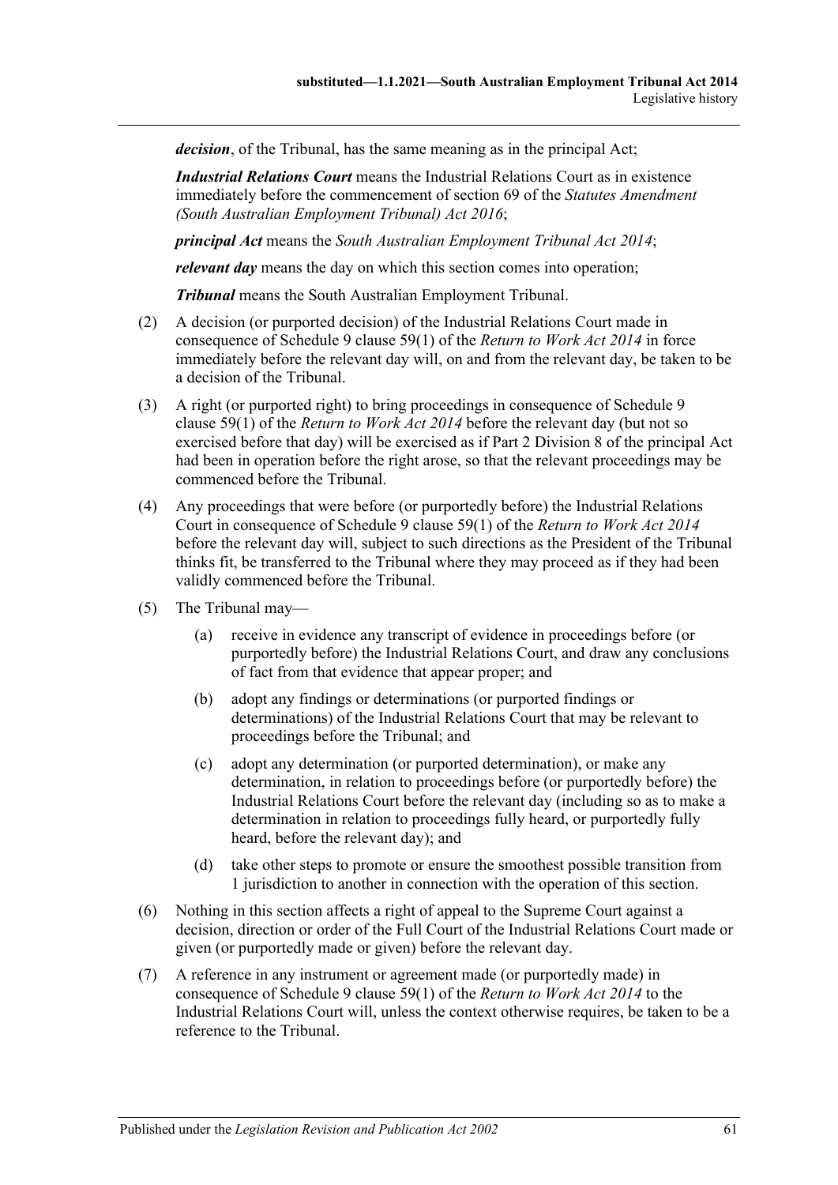***decision***, of the Tribunal, has the same meaning as in the principal Act;

***Industrial Relations Court*** means the Industrial Relations Court as in existence immediately before the commencement of section 69 of the *Statutes Amendment (South Australian Employment Tribunal) Act 2016*;

***principal Act*** means the *South Australian Employment Tribunal Act 2014*;

***relevant day*** means the day on which this section comes into operation;

***Tribunal*** means the South Australian Employment Tribunal.

(2) A decision (or purported decision) of the Industrial Relations Court made in consequence of Schedule 9 clause 59(1) of the *Return to Work Act 2014* in force immediately before the relevant day will, on and from the relevant day, be taken to be a decision of the Tribunal.

(3) A right (or purported right) to bring proceedings in consequence of Schedule 9 clause 59(1) of the *Return to Work Act 2014* before the relevant day (but not so exercised before that day) will be exercised as if Part 2 Division 8 of the principal Act had been in operation before the right arose, so that the relevant proceedings may be commenced before the Tribunal.

(4) Any proceedings that were before (or purportedly before) the Industrial Relations Court in consequence of Schedule 9 clause 59(1) of the *Return to Work Act 2014* before the relevant day will, subject to such directions as the President of the Tribunal thinks fit, be transferred to the Tribunal where they may proceed as if they had been validly commenced before the Tribunal.

(5) The Tribunal may—

(a) receive in evidence any transcript of evidence in proceedings before (or purportedly before) the Industrial Relations Court, and draw any conclusions of fact from that evidence that appear proper; and

(b) adopt any findings or determinations (or purported findings or determinations) of the Industrial Relations Court that may be relevant to proceedings before the Tribunal; and

(c) adopt any determination (or purported determination), or make any determination, in relation to proceedings before (or purportedly before) the Industrial Relations Court before the relevant day (including so as to make a determination in relation to proceedings fully heard, or purportedly fully heard, before the relevant day); and

(d) take other steps to promote or ensure the smoothest possible transition from 1 jurisdiction to another in connection with the operation of this section.

(6) Nothing in this section affects a right of appeal to the Supreme Court against a decision, direction or order of the Full Court of the Industrial Relations Court made or given (or purportedly made or given) before the relevant day.

(7) A reference in any instrument or agreement made (or purportedly made) in consequence of Schedule 9 clause 59(1) of the *Return to Work Act 2014* to the Industrial Relations Court will, unless the context otherwise requires, be taken to be a reference to the Tribunal.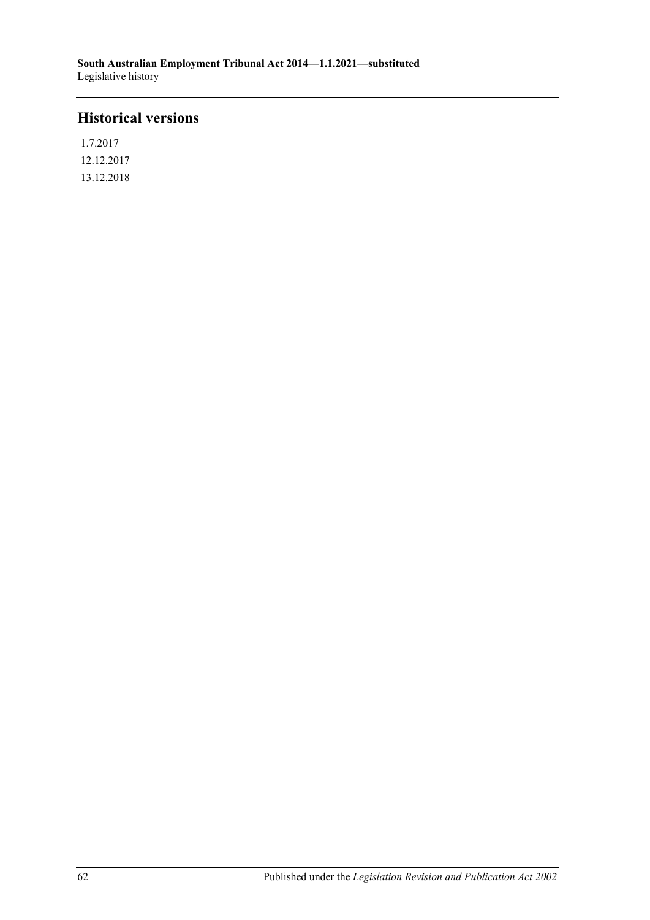## Historical versions

1.7.2017

12.12.2017

13.12.2018